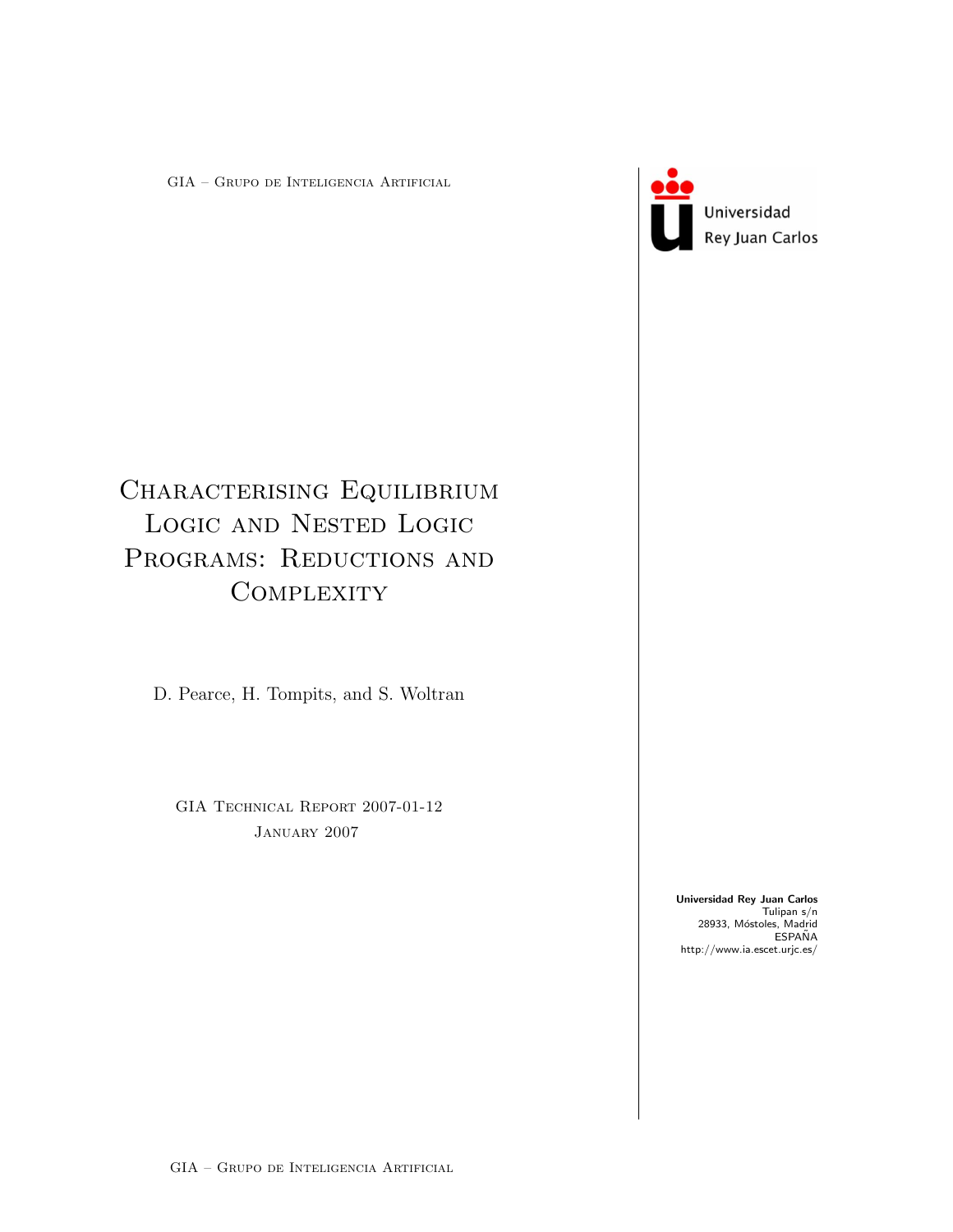GIA – Grupo de Inteligencia Artificial

Universidad Rey Juan Carlos

# Characterising Equilibrium Logic and Nested Logic Programs: Reductions and Complexity

D. Pearce, H. Tompits, and S. Woltran

GIA Technical Report 2007-01-12
January 2007

**Universidad Rey Juan Carlos**
Tulipan s/n
28933, Móstoles, Madrid
ESPAÑA
http://www.ia.escet.urjc.es/

GIA – Grupo de Inteligencia Artificial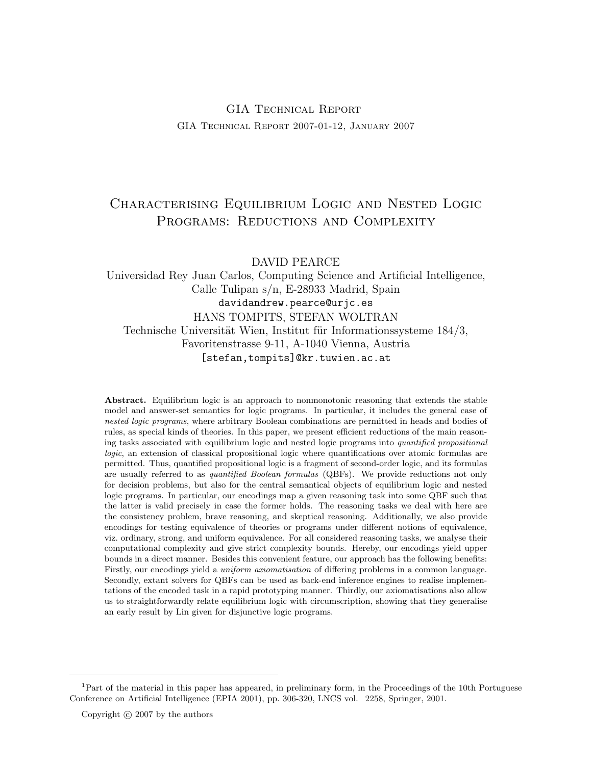GIA Technical Report

GIA Technical Report 2007-01-12, January 2007

# Characterising Equilibrium Logic and Nested Logic Programs: Reductions and Complexity

DAVID PEARCE

Universidad Rey Juan Carlos, Computing Science and Artificial Intelligence, Calle Tulipan s/n, E-28933 Madrid, Spain

davidandrew.pearce@urjc.es

HANS TOMPITS, STEFAN WOLTRAN

Technische Universität Wien, Institut für Informationssysteme 184/3, Favoritenstrasse 9-11, A-1040 Vienna, Austria

[stefan,tompits]@kr.tuwien.ac.at

**Abstract.** Equilibrium logic is an approach to nonmonotonic reasoning that extends the stable model and answer-set semantics for logic programs. In particular, it includes the general case of *nested logic programs*, where arbitrary Boolean combinations are permitted in heads and bodies of rules, as special kinds of theories. In this paper, we present efficient reductions of the main reasoning tasks associated with equilibrium logic and nested logic programs into *quantified propositional logic*, an extension of classical propositional logic where quantifications over atomic formulas are permitted. Thus, quantified propositional logic is a fragment of second-order logic, and its formulas are usually referred to as *quantified Boolean formulas* (QBFs). We provide reductions not only for decision problems, but also for the central semantical objects of equilibrium logic and nested logic programs. In particular, our encodings map a given reasoning task into some QBF such that the latter is valid precisely in case the former holds. The reasoning tasks we deal with here are the consistency problem, brave reasoning, and skeptical reasoning. Additionally, we also provide encodings for testing equivalence of theories or programs under different notions of equivalence, viz. ordinary, strong, and uniform equivalence. For all considered reasoning tasks, we analyse their computational complexity and give strict complexity bounds. Hereby, our encodings yield upper bounds in a direct manner. Besides this convenient feature, our approach has the following benefits: Firstly, our encodings yield a *uniform axiomatisation* of differing problems in a common language. Secondly, extant solvers for QBFs can be used as back-end inference engines to realise implementations of the encoded task in a rapid prototyping manner. Thirdly, our axiomatisations also allow us to straightforwardly relate equilibrium logic with circumscription, showing that they generalise an early result by Lin given for disjunctive logic programs.

[1] Part of the material in this paper has appeared, in preliminary form, in the Proceedings of the 10th Portuguese Conference on Artificial Intelligence (EPIA 2001), pp. 306-320, LNCS vol. 2258, Springer, 2001.

Copyright © 2007 by the authors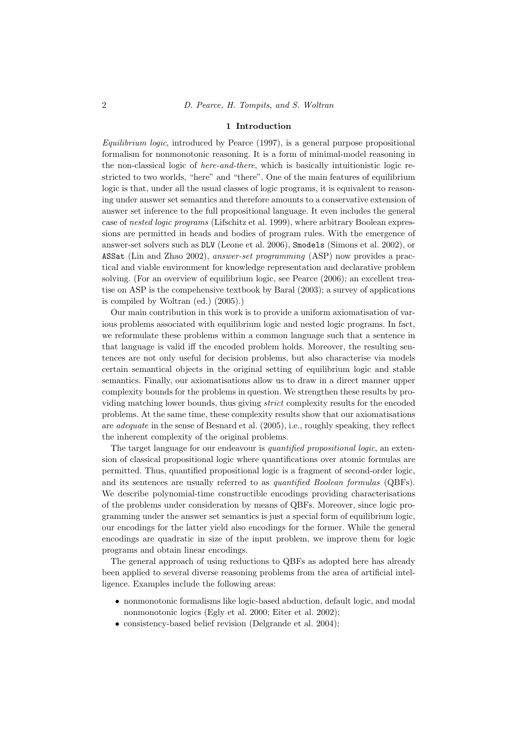## 1 Introduction

*Equilibrium logic*, introduced by Pearce (1997), is a general purpose propositional formalism for nonmonotonic reasoning. It is a form of minimal-model reasoning in the non-classical logic of *here-and-there*, which is basically intuitionistic logic restricted to two worlds, "here" and "there". One of the main features of equilibrium logic is that, under all the usual classes of logic programs, it is equivalent to reasoning under answer set semantics and therefore amounts to a conservative extension of answer set inference to the full propositional language. It even includes the general case of *nested logic programs* (Lifschitz et al. 1999), where arbitrary Boolean expressions are permitted in heads and bodies of program rules. With the emergence of answer-set solvers such as `DLV` (Leone et al. 2006), `Smodels` (Simons et al. 2002), or `ASSat` (Lin and Zhao 2002), *answer-set programming* (ASP) now provides a practical and viable environment for knowledge representation and declarative problem solving. (For an overview of equilibrium logic, see Pearce (2006); an excellent treatise on ASP is the compehensive textbook by Baral (2003); a survey of applications is compiled by Woltran (ed.) (2005).)

Our main contribution in this work is to provide a uniform axiomatisation of various problems associated with equilibrium logic and nested logic programs. In fact, we reformulate these problems within a common language such that a sentence in that language is valid iff the encoded problem holds. Moreover, the resulting sentences are not only useful for decision problems, but also characterise via models certain semantical objects in the original setting of equilibrium logic and stable semantics. Finally, our axiomatisations allow us to draw in a direct manner upper complexity bounds for the problems in question. We strengthen these results by providing matching lower bounds, thus giving *strict* complexity results for the encoded problems. At the same time, these complexity results show that our axiomatisations are *adequate* in the sense of Besnard et al. (2005), i.e., roughly speaking, they reflect the inherent complexity of the original problems.

The target language for our endeavour is *quantified propositional logic*, an extension of classical propositional logic where quantifications over atomic formulas are permitted. Thus, quantified propositional logic is a fragment of second-order logic, and its sentences are usually referred to as *quantified Boolean formulas* (QBFs). We describe polynomial-time constructible encodings providing characterisations of the problems under consideration by means of QBFs. Moreover, since logic programming under the answer set semantics is just a special form of equilibrium logic, our encodings for the latter yield also encodings for the former. While the general encodings are quadratic in size of the input problem, we improve them for logic programs and obtain linear encodings.

The general approach of using reductions to QBFs as adopted here has already been applied to several diverse reasoning problems from the area of artificial intelligence. Examples include the following areas:

- nonmonotonic formalisms like logic-based abduction, default logic, and modal nonmonotonic logics (Egly et al. 2000; Eiter et al. 2002);
- consistency-based belief revision (Delgrande et al. 2004);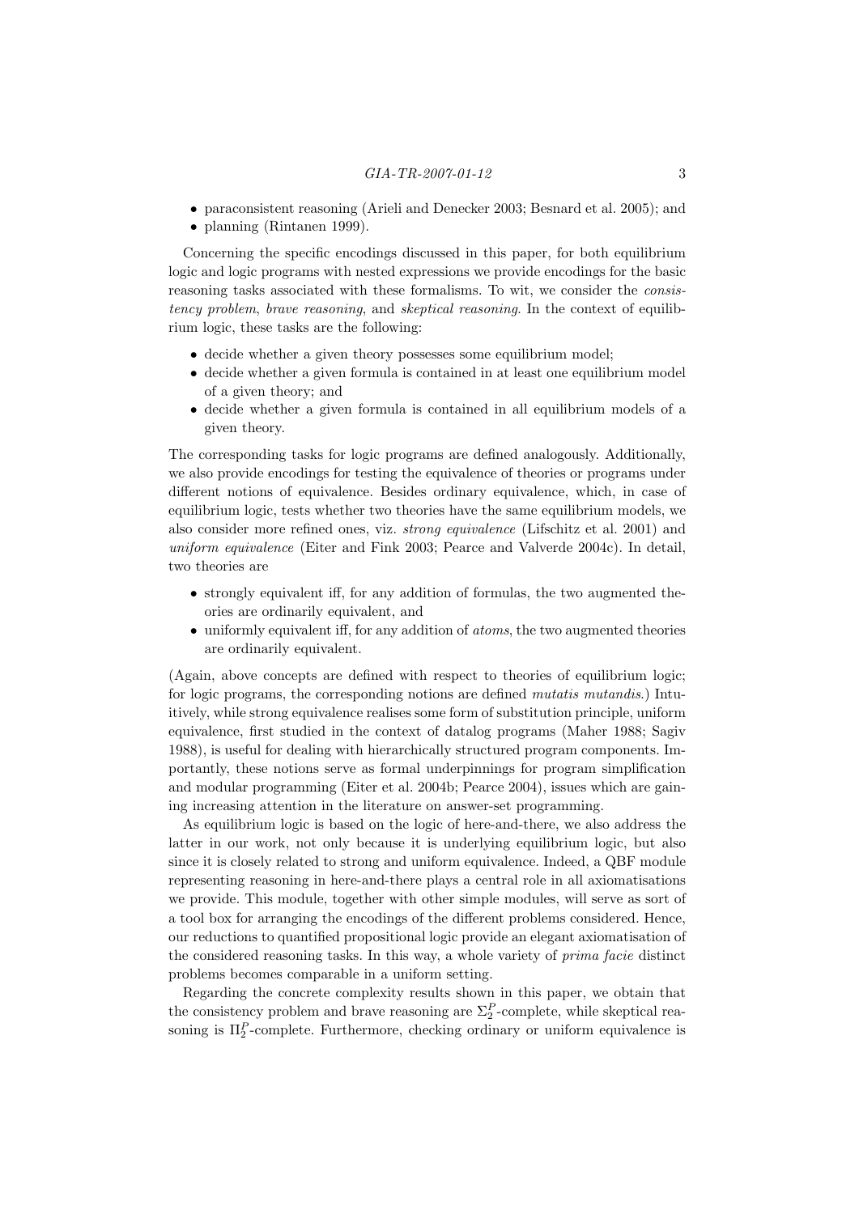- paraconsistent reasoning (Arieli and Denecker 2003; Besnard et al. 2005); and
- planning (Rintanen 1999).

Concerning the specific encodings discussed in this paper, for both equilibrium logic and logic programs with nested expressions we provide encodings for the basic reasoning tasks associated with these formalisms. To wit, we consider the *consistency problem*, *brave reasoning*, and *skeptical reasoning*. In the context of equilibrium logic, these tasks are the following:

- decide whether a given theory possesses some equilibrium model;
- decide whether a given formula is contained in at least one equilibrium model of a given theory; and
- decide whether a given formula is contained in all equilibrium models of a given theory.

The corresponding tasks for logic programs are defined analogously. Additionally, we also provide encodings for testing the equivalence of theories or programs under different notions of equivalence. Besides ordinary equivalence, which, in case of equilibrium logic, tests whether two theories have the same equilibrium models, we also consider more refined ones, viz. *strong equivalence* (Lifschitz et al. 2001) and *uniform equivalence* (Eiter and Fink 2003; Pearce and Valverde 2004c). In detail, two theories are

- strongly equivalent iff, for any addition of formulas, the two augmented theories are ordinarily equivalent, and
- uniformly equivalent iff, for any addition of *atoms*, the two augmented theories are ordinarily equivalent.

(Again, above concepts are defined with respect to theories of equilibrium logic; for logic programs, the corresponding notions are defined *mutatis mutandis*.) Intuitively, while strong equivalence realises some form of substitution principle, uniform equivalence, first studied in the context of datalog programs (Maher 1988; Sagiv 1988), is useful for dealing with hierarchically structured program components. Importantly, these notions serve as formal underpinnings for program simplification and modular programming (Eiter et al. 2004b; Pearce 2004), issues which are gaining increasing attention in the literature on answer-set programming.

As equilibrium logic is based on the logic of here-and-there, we also address the latter in our work, not only because it is underlying equilibrium logic, but also since it is closely related to strong and uniform equivalence. Indeed, a QBF module representing reasoning in here-and-there plays a central role in all axiomatisations we provide. This module, together with other simple modules, will serve as sort of a tool box for arranging the encodings of the different problems considered. Hence, our reductions to quantified propositional logic provide an elegant axiomatisation of the considered reasoning tasks. In this way, a whole variety of *prima facie* distinct problems becomes comparable in a uniform setting.

Regarding the concrete complexity results shown in this paper, we obtain that the consistency problem and brave reasoning are $\Sigma_2^P$-complete, while skeptical reasoning is $\Pi_2^P$-complete. Furthermore, checking ordinary or uniform equivalence is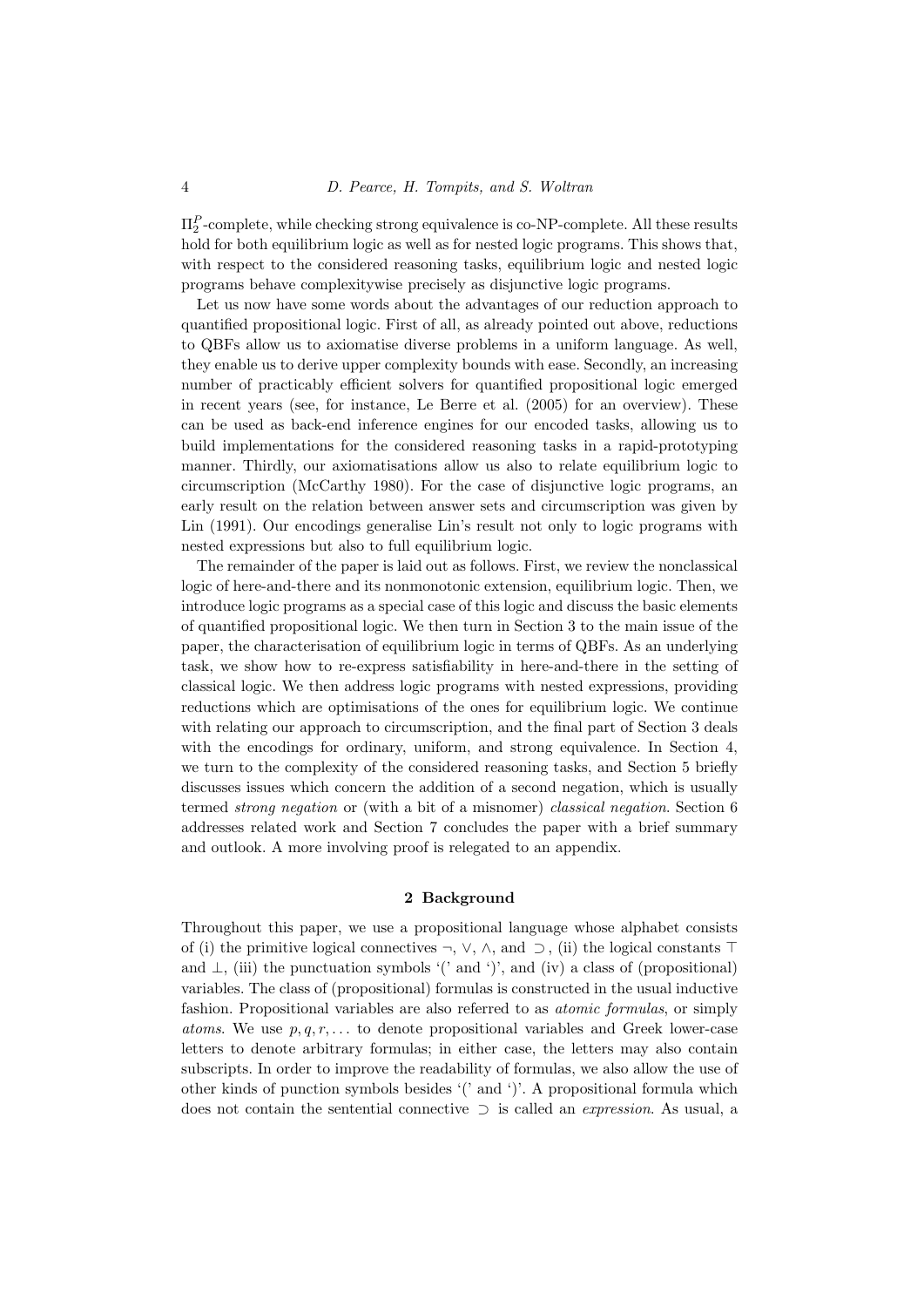$\Pi_2^P$-complete, while checking strong equivalence is co-NP-complete. All these results hold for both equilibrium logic as well as for nested logic programs. This shows that, with respect to the considered reasoning tasks, equilibrium logic and nested logic programs behave complexitywise precisely as disjunctive logic programs.

Let us now have some words about the advantages of our reduction approach to quantified propositional logic. First of all, as already pointed out above, reductions to QBFs allow us to axiomatise diverse problems in a uniform language. As well, they enable us to derive upper complexity bounds with ease. Secondly, an increasing number of practicably efficient solvers for quantified propositional logic emerged in recent years (see, for instance, Le Berre et al. (2005) for an overview). These can be used as back-end inference engines for our encoded tasks, allowing us to build implementations for the considered reasoning tasks in a rapid-prototyping manner. Thirdly, our axiomatisations allow us also to relate equilibrium logic to circumscription (McCarthy 1980). For the case of disjunctive logic programs, an early result on the relation between answer sets and circumscription was given by Lin (1991). Our encodings generalise Lin's result not only to logic programs with nested expressions but also to full equilibrium logic.

The remainder of the paper is laid out as follows. First, we review the nonclassical logic of here-and-there and its nonmonotonic extension, equilibrium logic. Then, we introduce logic programs as a special case of this logic and discuss the basic elements of quantified propositional logic. We then turn in Section 3 to the main issue of the paper, the characterisation of equilibrium logic in terms of QBFs. As an underlying task, we show how to re-express satisfiability in here-and-there in the setting of classical logic. We then address logic programs with nested expressions, providing reductions which are optimisations of the ones for equilibrium logic. We continue with relating our approach to circumscription, and the final part of Section 3 deals with the encodings for ordinary, uniform, and strong equivalence. In Section 4, we turn to the complexity of the considered reasoning tasks, and Section 5 briefly discusses issues which concern the addition of a second negation, which is usually termed *strong negation* or (with a bit of a misnomer) *classical negation*. Section 6 addresses related work and Section 7 concludes the paper with a brief summary and outlook. A more involving proof is relegated to an appendix.

## 2 Background

Throughout this paper, we use a propositional language whose alphabet consists of (i) the primitive logical connectives $\neg$, $\vee$, $\wedge$, and $\supset$, (ii) the logical constants $\top$ and $\bot$, (iii) the punctuation symbols '(' and ')', and (iv) a class of (propositional) variables. The class of (propositional) formulas is constructed in the usual inductive fashion. Propositional variables are also referred to as *atomic formulas*, or simply *atoms*. We use $p, q, r, \ldots$ to denote propositional variables and Greek lower-case letters to denote arbitrary formulas; in either case, the letters may also contain subscripts. In order to improve the readability of formulas, we also allow the use of other kinds of punction symbols besides '(' and ')'. A propositional formula which does not contain the sentential connective $\supset$ is called an *expression*. As usual, a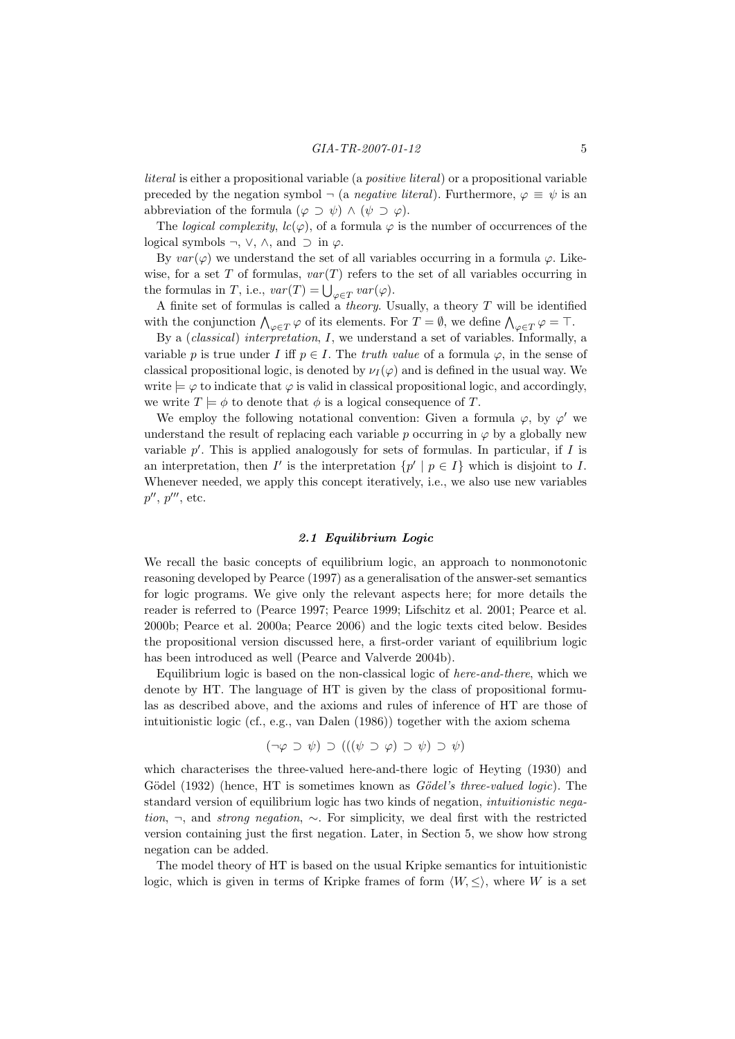*literal* is either a propositional variable (a *positive literal*) or a propositional variable preceded by the negation symbol $\neg$ (a *negative literal*). Furthermore, $\varphi \equiv \psi$ is an abbreviation of the formula $(\varphi \supset \psi) \wedge (\psi \supset \varphi)$.

The *logical complexity*, $lc(\varphi)$, of a formula $\varphi$ is the number of occurrences of the logical symbols $\neg$, $\vee$, $\wedge$, and $\supset$ in $\varphi$.

By $var(\varphi)$ we understand the set of all variables occurring in a formula $\varphi$. Likewise, for a set $T$ of formulas, $var(T)$ refers to the set of all variables occurring in the formulas in $T$, i.e., $var(T) = \bigcup_{\varphi \in T} var(\varphi)$.

A finite set of formulas is called a *theory*. Usually, a theory $T$ will be identified with the conjunction $\bigwedge_{\varphi \in T} \varphi$ of its elements. For $T = \emptyset$, we define $\bigwedge_{\varphi \in T} \varphi = \top$.

By a (*classical*) *interpretation*, $I$, we understand a set of variables. Informally, a variable $p$ is true under $I$ iff $p \in I$. The *truth value* of a formula $\varphi$, in the sense of classical propositional logic, is denoted by $\nu_I(\varphi)$ and is defined in the usual way. We write $\models \varphi$ to indicate that $\varphi$ is valid in classical propositional logic, and accordingly, we write $T \models \phi$ to denote that $\phi$ is a logical consequence of $T$.

We employ the following notational convention: Given a formula $\varphi$, by $\varphi'$ we understand the result of replacing each variable $p$ occurring in $\varphi$ by a globally new variable $p'$. This is applied analogously for sets of formulas. In particular, if $I$ is an interpretation, then $I'$ is the interpretation $\{p' \mid p \in I\}$ which is disjoint to $I$. Whenever needed, we apply this concept iteratively, i.e., we also use new variables $p''$, $p'''$, etc.

### 2.1 Equilibrium Logic

We recall the basic concepts of equilibrium logic, an approach to nonmonotonic reasoning developed by Pearce (1997) as a generalisation of the answer-set semantics for logic programs. We give only the relevant aspects here; for more details the reader is referred to (Pearce 1997; Pearce 1999; Lifschitz et al. 2001; Pearce et al. 2000b; Pearce et al. 2000a; Pearce 2006) and the logic texts cited below. Besides the propositional version discussed here, a first-order variant of equilibrium logic has been introduced as well (Pearce and Valverde 2004b).

Equilibrium logic is based on the non-classical logic of *here-and-there*, which we denote by HT. The language of HT is given by the class of propositional formulas as described above, and the axioms and rules of inference of HT are those of intuitionistic logic (cf., e.g., van Dalen (1986)) together with the axiom schema

$$(\neg\varphi \supset \psi) \supset (((\psi \supset \varphi) \supset \psi) \supset \psi)$$

which characterises the three-valued here-and-there logic of Heyting (1930) and Gödel (1932) (hence, HT is sometimes known as *Gödel's three-valued logic*). The standard version of equilibrium logic has two kinds of negation, *intuitionistic negation*, $\neg$, and *strong negation*, $\sim$. For simplicity, we deal first with the restricted version containing just the first negation. Later, in Section 5, we show how strong negation can be added.

The model theory of HT is based on the usual Kripke semantics for intuitionistic logic, which is given in terms of Kripke frames of form $\langle W, \leq \rangle$, where $W$ is a set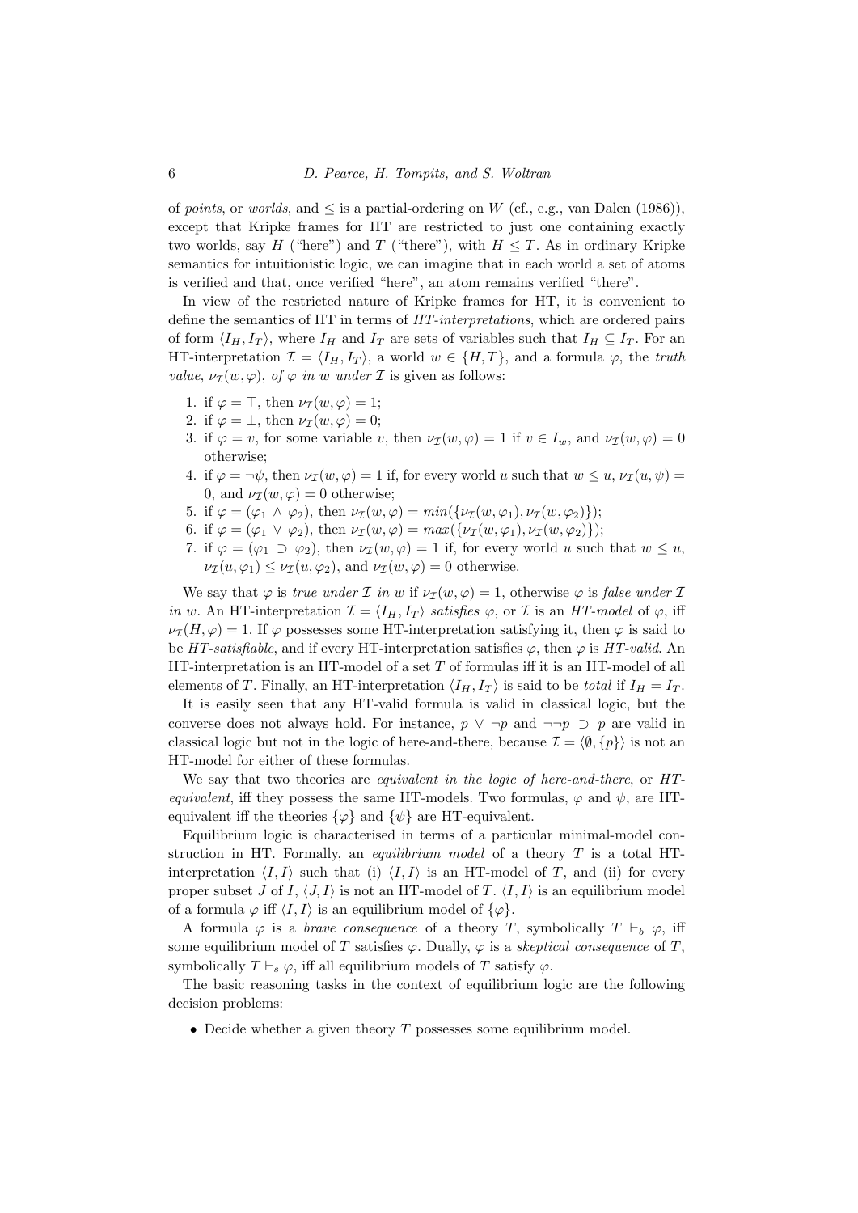of *points*, or *worlds*, and $\leq$ is a partial-ordering on $W$ (cf., e.g., van Dalen (1986)), except that Kripke frames for HT are restricted to just one containing exactly two worlds, say $H$ ("here") and $T$ ("there"), with $H \leq T$. As in ordinary Kripke semantics for intuitionistic logic, we can imagine that in each world a set of atoms is verified and that, once verified "here", an atom remains verified "there".

In view of the restricted nature of Kripke frames for HT, it is convenient to define the semantics of HT in terms of *HT-interpretations*, which are ordered pairs of form $\langle I_H, I_T \rangle$, where $I_H$ and $I_T$ are sets of variables such that $I_H \subseteq I_T$. For an HT-interpretation $\mathcal{I} = \langle I_H, I_T \rangle$, a world $w \in \{H, T\}$, and a formula $\varphi$, the *truth value*, $\nu_{\mathcal{I}}(w, \varphi)$, *of* $\varphi$ *in* $w$ *under* $\mathcal{I}$ is given as follows:

1. if $\varphi = \top$, then $\nu_{\mathcal{I}}(w, \varphi) = 1$;
2. if $\varphi = \bot$, then $\nu_{\mathcal{I}}(w, \varphi) = 0$;
3. if $\varphi = v$, for some variable $v$, then $\nu_{\mathcal{I}}(w, \varphi) = 1$ if $v \in I_w$, and $\nu_{\mathcal{I}}(w, \varphi) = 0$ otherwise;
4. if $\varphi = \neg\psi$, then $\nu_{\mathcal{I}}(w, \varphi) = 1$ if, for every world $u$ such that $w \leq u$, $\nu_{\mathcal{I}}(u, \psi) = 0$, and $\nu_{\mathcal{I}}(w, \varphi) = 0$ otherwise;
5. if $\varphi = (\varphi_1 \wedge \varphi_2)$, then $\nu_{\mathcal{I}}(w, \varphi) = min(\{\nu_{\mathcal{I}}(w, \varphi_1), \nu_{\mathcal{I}}(w, \varphi_2)\})$;
6. if $\varphi = (\varphi_1 \vee \varphi_2)$, then $\nu_{\mathcal{I}}(w, \varphi) = max(\{\nu_{\mathcal{I}}(w, \varphi_1), \nu_{\mathcal{I}}(w, \varphi_2)\})$;
7. if $\varphi = (\varphi_1 \supset \varphi_2)$, then $\nu_{\mathcal{I}}(w, \varphi) = 1$ if, for every world $u$ such that $w \leq u$, $\nu_{\mathcal{I}}(u, \varphi_1) \leq \nu_{\mathcal{I}}(u, \varphi_2)$, and $\nu_{\mathcal{I}}(w, \varphi) = 0$ otherwise.

We say that $\varphi$ is *true under* $\mathcal{I}$ *in* $w$ if $\nu_{\mathcal{I}}(w, \varphi) = 1$, otherwise $\varphi$ is *false under* $\mathcal{I}$ *in* $w$. An HT-interpretation $\mathcal{I} = \langle I_H, I_T \rangle$ *satisfies* $\varphi$, or $\mathcal{I}$ is an *HT-model* of $\varphi$, iff $\nu_{\mathcal{I}}(H, \varphi) = 1$. If $\varphi$ possesses some HT-interpretation satisfying it, then $\varphi$ is said to be *HT-satisfiable*, and if every HT-interpretation satisfies $\varphi$, then $\varphi$ is *HT-valid*. An HT-interpretation is an HT-model of a set $T$ of formulas iff it is an HT-model of all elements of $T$. Finally, an HT-interpretation $\langle I_H, I_T \rangle$ is said to be *total* if $I_H = I_T$.

It is easily seen that any HT-valid formula is valid in classical logic, but the converse does not always hold. For instance, $p \vee \neg p$ and $\neg\neg p \supset p$ are valid in classical logic but not in the logic of here-and-there, because $\mathcal{I} = \langle \emptyset, \{p\} \rangle$ is not an HT-model for either of these formulas.

We say that two theories are *equivalent in the logic of here-and-there*, or *HT-equivalent*, iff they possess the same HT-models. Two formulas, $\varphi$ and $\psi$, are HT-equivalent iff the theories $\{\varphi\}$ and $\{\psi\}$ are HT-equivalent.

Equilibrium logic is characterised in terms of a particular minimal-model construction in HT. Formally, an *equilibrium model* of a theory $T$ is a total HT-interpretation $\langle I, I \rangle$ such that (i) $\langle I, I \rangle$ is an HT-model of $T$, and (ii) for every proper subset $J$ of $I$, $\langle J, I \rangle$ is not an HT-model of $T$. $\langle I, I \rangle$ is an equilibrium model of a formula $\varphi$ iff $\langle I, I \rangle$ is an equilibrium model of $\{\varphi\}$.

A formula $\varphi$ is a *brave consequence* of a theory $T$, symbolically $T \vdash_b \varphi$, iff some equilibrium model of $T$ satisfies $\varphi$. Dually, $\varphi$ is a *skeptical consequence* of $T$, symbolically $T \vdash_s \varphi$, iff all equilibrium models of $T$ satisfy $\varphi$.

The basic reasoning tasks in the context of equilibrium logic are the following decision problems:

- Decide whether a given theory $T$ possesses some equilibrium model.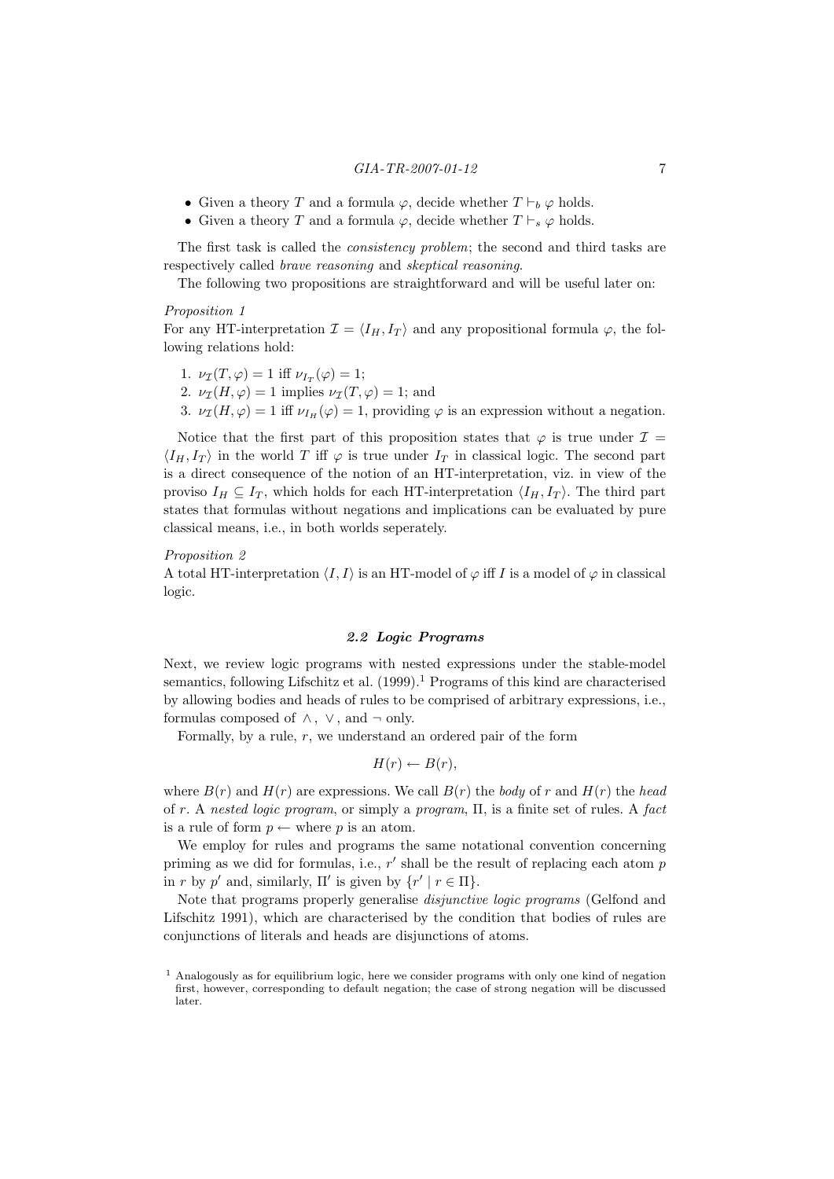- Given a theory $T$ and a formula $\varphi$, decide whether $T \vdash_b \varphi$ holds.
- Given a theory $T$ and a formula $\varphi$, decide whether $T \vdash_s \varphi$ holds.

The first task is called the *consistency problem*; the second and third tasks are respectively called *brave reasoning* and *skeptical reasoning*.

The following two propositions are straightforward and will be useful later on:

*Proposition 1*

For any HT-interpretation $\mathcal{I} = \langle I_H, I_T \rangle$ and any propositional formula $\varphi$, the following relations hold:

1. $\nu_{\mathcal{I}}(T, \varphi) = 1$ iff $\nu_{I_T}(\varphi) = 1$;
2. $\nu_{\mathcal{I}}(H, \varphi) = 1$ implies $\nu_{\mathcal{I}}(T, \varphi) = 1$; and
3. $\nu_{\mathcal{I}}(H, \varphi) = 1$ iff $\nu_{I_H}(\varphi) = 1$, providing $\varphi$ is an expression without a negation.

Notice that the first part of this proposition states that $\varphi$ is true under $\mathcal{I} = \langle I_H, I_T \rangle$ in the world $T$ iff $\varphi$ is true under $I_T$ in classical logic. The second part is a direct consequence of the notion of an HT-interpretation, viz. in view of the proviso $I_H \subseteq I_T$, which holds for each HT-interpretation $\langle I_H, I_T \rangle$. The third part states that formulas without negations and implications can be evaluated by pure classical means, i.e., in both worlds seperately.

*Proposition 2*

A total HT-interpretation $\langle I, I \rangle$ is an HT-model of $\varphi$ iff $I$ is a model of $\varphi$ in classical logic.

### 2.2 Logic Programs

Next, we review logic programs with nested expressions under the stable-model semantics, following Lifschitz et al. (1999).[1] Programs of this kind are characterised by allowing bodies and heads of rules to be comprised of arbitrary expressions, i.e., formulas composed of $\wedge$, $\vee$, and $\neg$ only.

Formally, by a rule, $r$, we understand an ordered pair of the form

$$H(r) \leftarrow B(r),$$

where $B(r)$ and $H(r)$ are expressions. We call $B(r)$ the *body* of $r$ and $H(r)$ the *head* of $r$. A *nested logic program*, or simply a *program*, $\Pi$, is a finite set of rules. A *fact* is a rule of form $p \leftarrow$ where $p$ is an atom.

We employ for rules and programs the same notational convention concerning priming as we did for formulas, i.e., $r'$ shall be the result of replacing each atom $p$ in $r$ by $p'$ and, similarly, $\Pi'$ is given by $\{r' \mid r \in \Pi\}$.

Note that programs properly generalise *disjunctive logic programs* (Gelfond and Lifschitz 1991), which are characterised by the condition that bodies of rules are conjunctions of literals and heads are disjunctions of atoms.

[1] Analogously as for equilibrium logic, here we consider programs with only one kind of negation first, however, corresponding to default negation; the case of strong negation will be discussed later.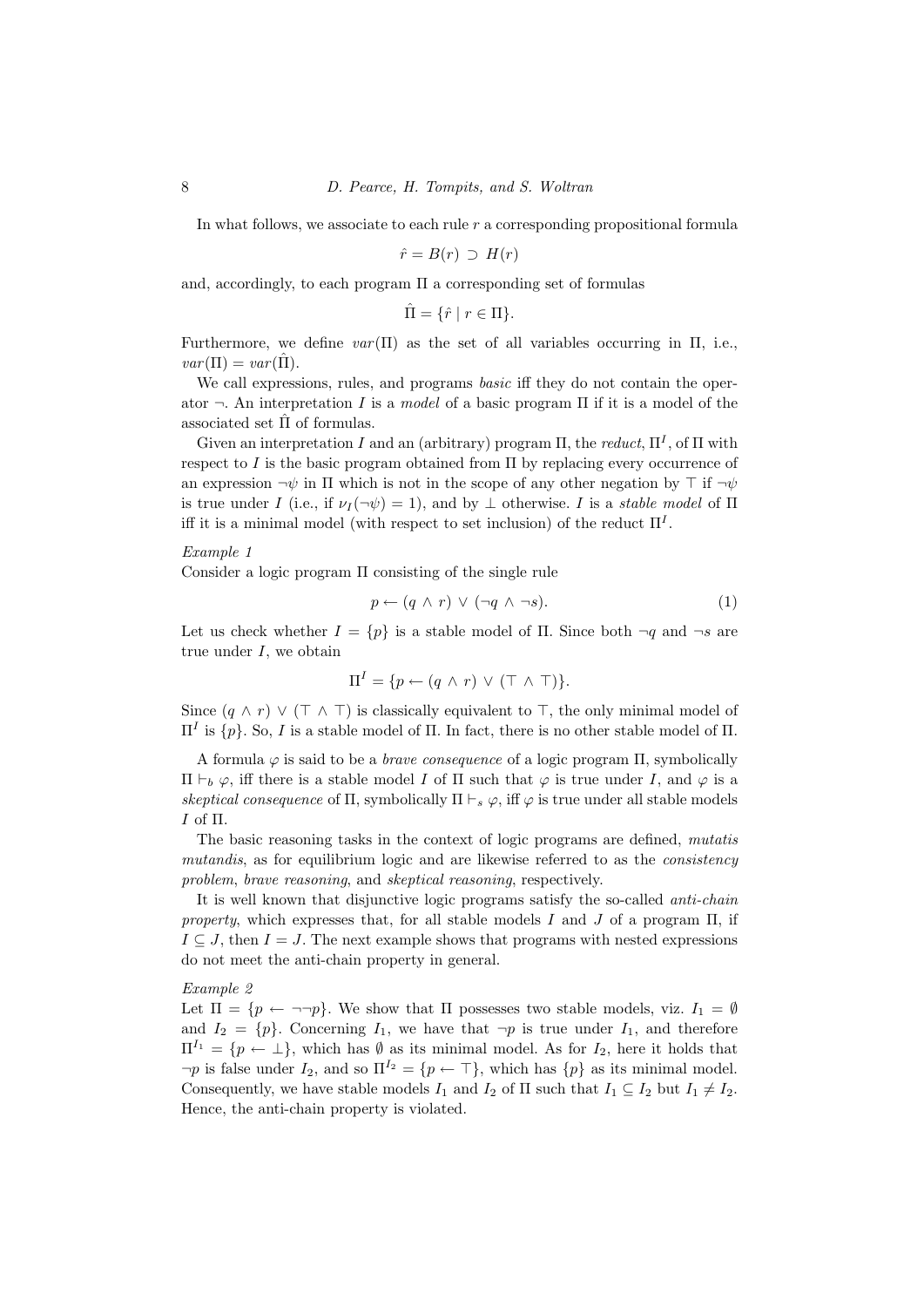In what follows, we associate to each rule $r$ a corresponding propositional formula

$$\hat{r} = B(r) \supset H(r)$$

and, accordingly, to each program $\Pi$ a corresponding set of formulas

$$\hat{\Pi} = \{\hat{r} \mid r \in \Pi\}.$$

Furthermore, we define $var(\Pi)$ as the set of all variables occurring in $\Pi$, i.e., $var(\Pi) = var(\hat{\Pi})$.

We call expressions, rules, and programs *basic* iff they do not contain the operator $\neg$. An interpretation $I$ is a *model* of a basic program $\Pi$ if it is a model of the associated set $\hat{\Pi}$ of formulas.

Given an interpretation $I$ and an (arbitrary) program $\Pi$, the *reduct*, $\Pi^I$, of $\Pi$ with respect to $I$ is the basic program obtained from $\Pi$ by replacing every occurrence of an expression $\neg\psi$ in $\Pi$ which is not in the scope of any other negation by $\top$ if $\neg\psi$ is true under $I$ (i.e., if $\nu_I(\neg\psi) = 1$), and by $\bot$ otherwise. $I$ is a *stable model* of $\Pi$ iff it is a minimal model (with respect to set inclusion) of the reduct $\Pi^I$.

*Example 1*

Consider a logic program $\Pi$ consisting of the single rule

$$p \leftarrow (q \wedge r) \vee (\neg q \wedge \neg s). \tag{1}$$

Let us check whether $I = \{p\}$ is a stable model of $\Pi$. Since both $\neg q$ and $\neg s$ are true under $I$, we obtain

$$\Pi^I = \{p \leftarrow (q \wedge r) \vee (\top \wedge \top)\}.$$

Since $(q \wedge r) \vee (\top \wedge \top)$ is classically equivalent to $\top$, the only minimal model of $\Pi^I$ is $\{p\}$. So, $I$ is a stable model of $\Pi$. In fact, there is no other stable model of $\Pi$.

A formula $\varphi$ is said to be a *brave consequence* of a logic program $\Pi$, symbolically $\Pi \vdash_b \varphi$, iff there is a stable model $I$ of $\Pi$ such that $\varphi$ is true under $I$, and $\varphi$ is a *skeptical consequence* of $\Pi$, symbolically $\Pi \vdash_s \varphi$, iff $\varphi$ is true under all stable models $I$ of $\Pi$.

The basic reasoning tasks in the context of logic programs are defined, *mutatis mutandis*, as for equilibrium logic and are likewise referred to as the *consistency problem*, *brave reasoning*, and *skeptical reasoning*, respectively.

It is well known that disjunctive logic programs satisfy the so-called *anti-chain property*, which expresses that, for all stable models $I$ and $J$ of a program $\Pi$, if $I \subseteq J$, then $I = J$. The next example shows that programs with nested expressions do not meet the anti-chain property in general.

*Example 2*

Let $\Pi = \{p \leftarrow \neg\neg p\}$. We show that $\Pi$ possesses two stable models, viz. $I_1 = \emptyset$ and $I_2 = \{p\}$. Concerning $I_1$, we have that $\neg p$ is true under $I_1$, and therefore $\Pi^{I_1} = \{p \leftarrow \bot\}$, which has $\emptyset$ as its minimal model. As for $I_2$, here it holds that $\neg p$ is false under $I_2$, and so $\Pi^{I_2} = \{p \leftarrow \top\}$, which has $\{p\}$ as its minimal model. Consequently, we have stable models $I_1$ and $I_2$ of $\Pi$ such that $I_1 \subseteq I_2$ but $I_1 \neq I_2$. Hence, the anti-chain property is violated.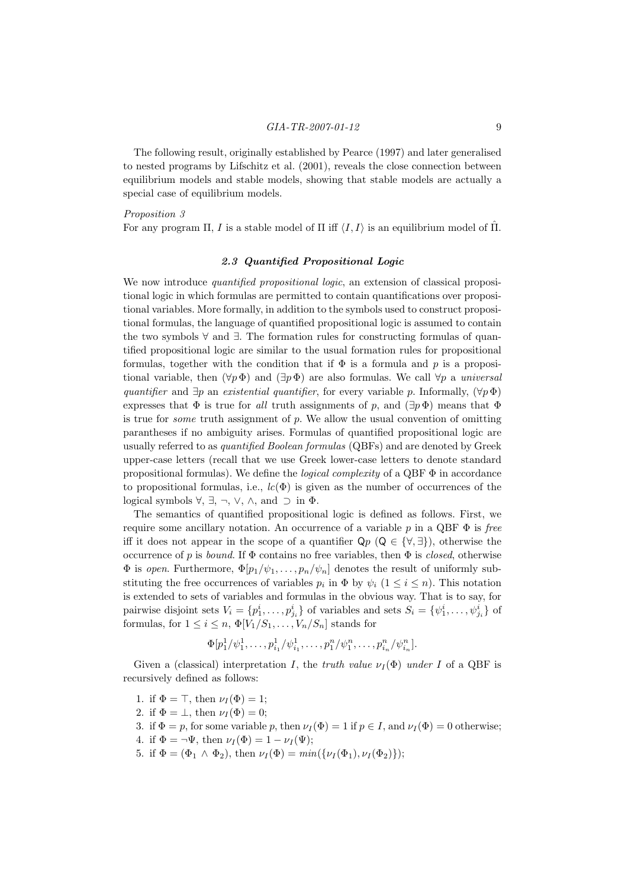The following result, originally established by Pearce (1997) and later generalised to nested programs by Lifschitz et al. (2001), reveals the close connection between equilibrium models and stable models, showing that stable models are actually a special case of equilibrium models.

*Proposition 3*

For any program $\Pi$, $I$ is a stable model of $\Pi$ iff $\langle I, I\rangle$ is an equilibrium model of $\hat{\Pi}$.

### *2.3 Quantified Propositional Logic*

We now introduce *quantified propositional logic*, an extension of classical propositional logic in which formulas are permitted to contain quantifications over propositional variables. More formally, in addition to the symbols used to construct propositional formulas, the language of quantified propositional logic is assumed to contain the two symbols $\forall$ and $\exists$. The formation rules for constructing formulas of quantified propositional logic are similar to the usual formation rules for propositional formulas, together with the condition that if $\Phi$ is a formula and $p$ is a propositional variable, then $(\forall p\, \Phi)$ and $(\exists p\, \Phi)$ are also formulas. We call $\forall p$ a *universal quantifier* and $\exists p$ an *existential quantifier*, for every variable $p$. Informally, $(\forall p\, \Phi)$ expresses that $\Phi$ is true for *all* truth assignments of $p$, and $(\exists p\, \Phi)$ means that $\Phi$ is true for *some* truth assignment of $p$. We allow the usual convention of omitting parantheses if no ambiguity arises. Formulas of quantified propositional logic are usually referred to as *quantified Boolean formulas* (QBFs) and are denoted by Greek upper-case letters (recall that we use Greek lower-case letters to denote standard propositional formulas). We define the *logical complexity* of a QBF $\Phi$ in accordance to propositional formulas, i.e., $lc(\Phi)$ is given as the number of occurrences of the logical symbols $\forall$, $\exists$, $\neg$, $\vee$, $\wedge$, and $\supset$ in $\Phi$.

The semantics of quantified propositional logic is defined as follows. First, we require some ancillary notation. An occurrence of a variable $p$ in a QBF $\Phi$ is *free* iff it does not appear in the scope of a quantifier $\mathsf{Q}p$ ($\mathsf{Q} \in \{\forall, \exists\}$), otherwise the occurrence of $p$ is *bound*. If $\Phi$ contains no free variables, then $\Phi$ is *closed*, otherwise $\Phi$ is *open*. Furthermore, $\Phi[p_1/\psi_1, \ldots, p_n/\psi_n]$ denotes the result of uniformly substituting the free occurrences of variables $p_i$ in $\Phi$ by $\psi_i$ ($1 \leq i \leq n$). This notation is extended to sets of variables and formulas in the obvious way. That is to say, for pairwise disjoint sets $V_i = \{p^i_1, \ldots, p^i_{j_i}\}$ of variables and sets $S_i = \{\psi^i_1, \ldots, \psi^i_{j_i}\}$ of formulas, for $1 \leq i \leq n$, $\Phi[V_1/S_1, \ldots, V_n/S_n]$ stands for

$$\Phi[p^1_1/\psi^1_1, \ldots, p^1_{i_1}/\psi^1_{i_1}, \ldots, p^n_1/\psi^n_1, \ldots, p^n_{i_n}/\psi^n_{i_n}].$$

Given a (classical) interpretation $I$, the *truth value* $\nu_I(\Phi)$ *under* $I$ of a QBF is recursively defined as follows:

1. if $\Phi = \top$, then $\nu_I(\Phi) = 1$;
2. if $\Phi = \bot$, then $\nu_I(\Phi) = 0$;
3. if $\Phi = p$, for some variable $p$, then $\nu_I(\Phi) = 1$ if $p \in I$, and $\nu_I(\Phi) = 0$ otherwise;
4. if $\Phi = \neg\Psi$, then $\nu_I(\Phi) = 1 - \nu_I(\Psi)$;
5. if $\Phi = (\Phi_1 \wedge \Phi_2)$, then $\nu_I(\Phi) = min(\{\nu_I(\Phi_1), \nu_I(\Phi_2)\})$;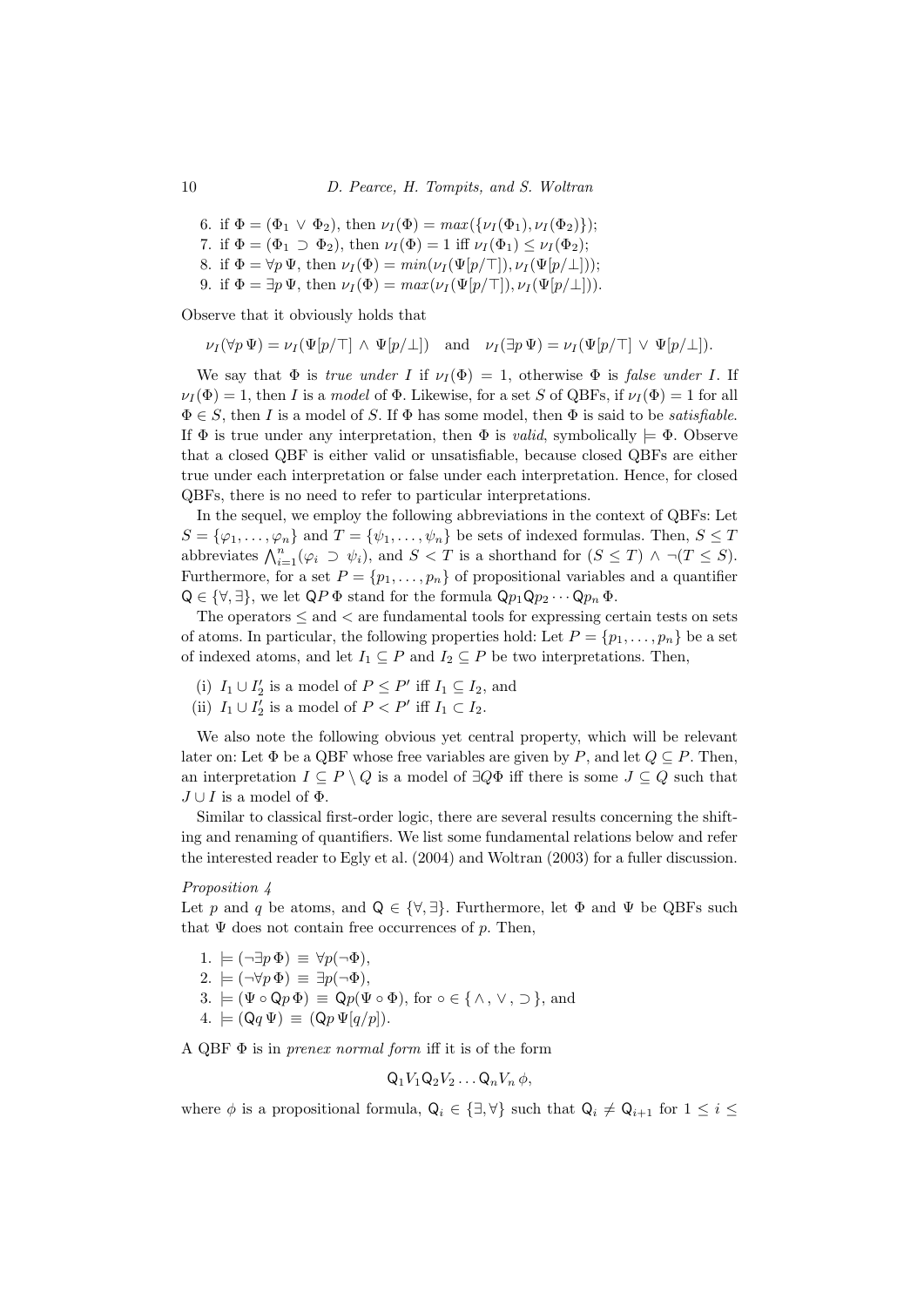6. if $\Phi = (\Phi_1 \vee \Phi_2)$, then $\nu_I(\Phi) = max(\{\nu_I(\Phi_1), \nu_I(\Phi_2)\})$;
7. if $\Phi = (\Phi_1 \supset \Phi_2)$, then $\nu_I(\Phi) = 1$ iff $\nu_I(\Phi_1) \leq \nu_I(\Phi_2)$;
8. if $\Phi = \forall p\, \Psi$, then $\nu_I(\Phi) = min(\nu_I(\Psi[p/\top]), \nu_I(\Psi[p/\bot]))$;
9. if $\Phi = \exists p\, \Psi$, then $\nu_I(\Phi) = max(\nu_I(\Psi[p/\top]), \nu_I(\Psi[p/\bot]))$.

Observe that it obviously holds that

$$\nu_I(\forall p\, \Psi) = \nu_I(\Psi[p/\top] \wedge \Psi[p/\bot]) \quad \text{and} \quad \nu_I(\exists p\, \Psi) = \nu_I(\Psi[p/\top] \vee \Psi[p/\bot]).$$

We say that $\Phi$ is *true under* $I$ if $\nu_I(\Phi) = 1$, otherwise $\Phi$ is *false under* $I$. If $\nu_I(\Phi) = 1$, then $I$ is a *model* of $\Phi$. Likewise, for a set $S$ of QBFs, if $\nu_I(\Phi) = 1$ for all $\Phi \in S$, then $I$ is a model of $S$. If $\Phi$ has some model, then $\Phi$ is said to be *satisfiable*. If $\Phi$ is true under any interpretation, then $\Phi$ is *valid*, symbolically $\models \Phi$. Observe that a closed QBF is either valid or unsatisfiable, because closed QBFs are either true under each interpretation or false under each interpretation. Hence, for closed QBFs, there is no need to refer to particular interpretations.

In the sequel, we employ the following abbreviations in the context of QBFs: Let $S = \{\varphi_1, \ldots, \varphi_n\}$ and $T = \{\psi_1, \ldots, \psi_n\}$ be sets of indexed formulas. Then, $S \leq T$ abbreviates $\bigwedge_{i=1}^{n}(\varphi_i \supset \psi_i)$, and $S < T$ is a shorthand for $(S \leq T) \wedge \neg(T \leq S)$. Furthermore, for a set $P = \{p_1, \ldots, p_n\}$ of propositional variables and a quantifier $\mathsf{Q} \in \{\forall, \exists\}$, we let $\mathsf{Q}P\,\Phi$ stand for the formula $\mathsf{Q}p_1\mathsf{Q}p_2 \cdots \mathsf{Q}p_n\, \Phi$.

The operators $\leq$ and $<$ are fundamental tools for expressing certain tests on sets of atoms. In particular, the following properties hold: Let $P = \{p_1, \ldots, p_n\}$ be a set of indexed atoms, and let $I_1 \subseteq P$ and $I_2 \subseteq P$ be two interpretations. Then,

(i) $I_1 \cup I_2'$ is a model of $P \leq P'$ iff $I_1 \subseteq I_2$, and
(ii) $I_1 \cup I_2'$ is a model of $P < P'$ iff $I_1 \subset I_2$.

We also note the following obvious yet central property, which will be relevant later on: Let $\Phi$ be a QBF whose free variables are given by $P$, and let $Q \subseteq P$. Then, an interpretation $I \subseteq P \setminus Q$ is a model of $\exists Q \Phi$ iff there is some $J \subseteq Q$ such that $J \cup I$ is a model of $\Phi$.

Similar to classical first-order logic, there are several results concerning the shifting and renaming of quantifiers. We list some fundamental relations below and refer the interested reader to Egly et al. (2004) and Woltran (2003) for a fuller discussion.

*Proposition 4*

Let $p$ and $q$ be atoms, and $\mathsf{Q} \in \{\forall, \exists\}$. Furthermore, let $\Phi$ and $\Psi$ be QBFs such that $\Psi$ does not contain free occurrences of $p$. Then,

1. $\models (\neg\exists p\, \Phi) \equiv \forall p(\neg\Phi)$,
2. $\models (\neg\forall p\, \Phi) \equiv \exists p(\neg\Phi)$,
3. $\models (\Psi \circ \mathsf{Q}p\, \Phi) \equiv \mathsf{Q}p(\Psi \circ \Phi)$, for $\circ \in \{\wedge, \vee, \supset\}$, and
4. $\models (\mathsf{Q}q\, \Psi) \equiv (\mathsf{Q}p\, \Psi[q/p])$.

A QBF $\Phi$ is in *prenex normal form* iff it is of the form

$$\mathsf{Q}_1 V_1 \mathsf{Q}_2 V_2 \ldots \mathsf{Q}_n V_n\, \phi,$$

where $\phi$ is a propositional formula, $\mathsf{Q}_i \in \{\exists, \forall\}$ such that $\mathsf{Q}_i \neq \mathsf{Q}_{i+1}$ for $1 \leq i \leq$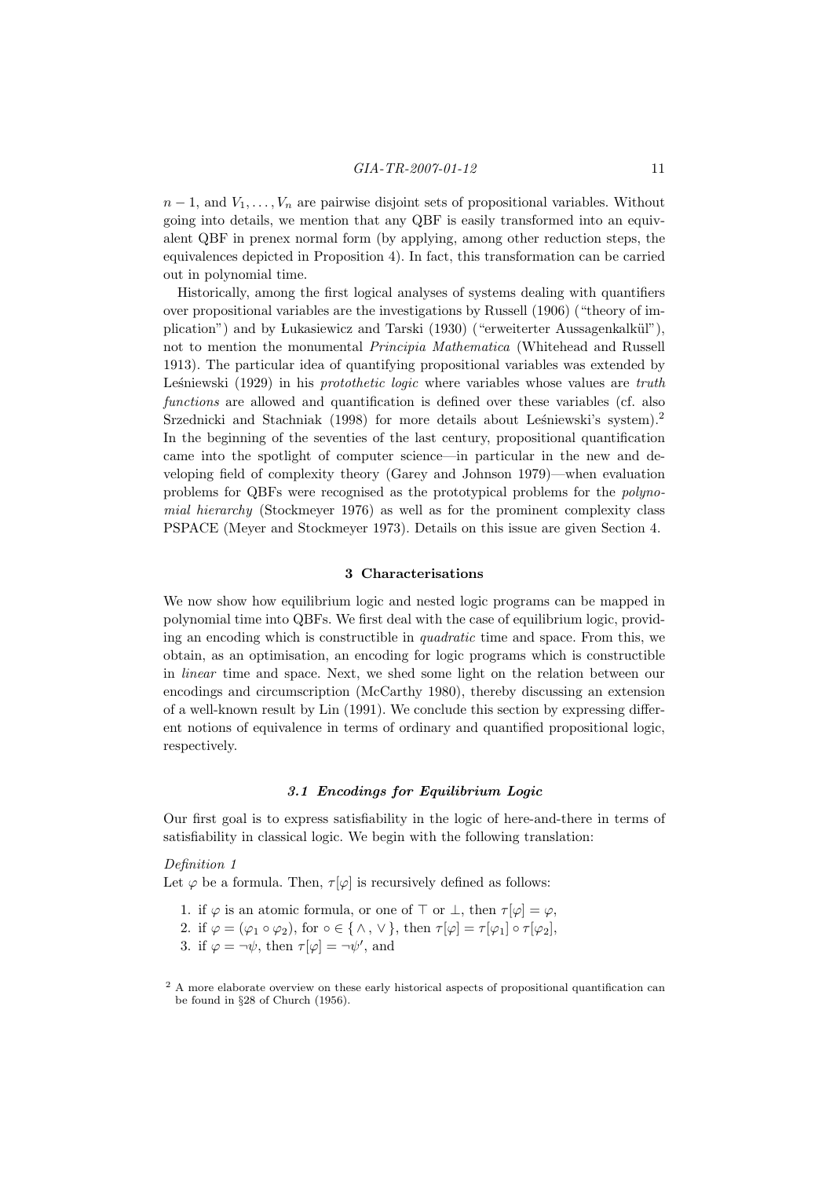$n - 1$, and $V_1, \ldots, V_n$ are pairwise disjoint sets of propositional variables. Without going into details, we mention that any QBF is easily transformed into an equivalent QBF in prenex normal form (by applying, among other reduction steps, the equivalences depicted in Proposition 4). In fact, this transformation can be carried out in polynomial time.

Historically, among the first logical analyses of systems dealing with quantifiers over propositional variables are the investigations by Russell (1906) ("theory of implication") and by Łukasiewicz and Tarski (1930) ("erweiterter Aussagenkalkül"), not to mention the monumental *Principia Mathematica* (Whitehead and Russell 1913). The particular idea of quantifying propositional variables was extended by Leśniewski (1929) in his *protothetic logic* where variables whose values are *truth functions* are allowed and quantification is defined over these variables (cf. also Srzednicki and Stachniak (1998) for more details about Leśniewski's system).[2] In the beginning of the seventies of the last century, propositional quantification came into the spotlight of computer science—in particular in the new and developing field of complexity theory (Garey and Johnson 1979)—when evaluation problems for QBFs were recognised as the prototypical problems for the *polynomial hierarchy* (Stockmeyer 1976) as well as for the prominent complexity class PSPACE (Meyer and Stockmeyer 1973). Details on this issue are given Section 4.

## 3 Characterisations

We now show how equilibrium logic and nested logic programs can be mapped in polynomial time into QBFs. We first deal with the case of equilibrium logic, providing an encoding which is constructible in *quadratic* time and space. From this, we obtain, as an optimisation, an encoding for logic programs which is constructible in *linear* time and space. Next, we shed some light on the relation between our encodings and circumscription (McCarthy 1980), thereby discussing an extension of a well-known result by Lin (1991). We conclude this section by expressing different notions of equivalence in terms of ordinary and quantified propositional logic, respectively.

### 3.1 Encodings for Equilibrium Logic

Our first goal is to express satisfiability in the logic of here-and-there in terms of satisfiability in classical logic. We begin with the following translation:

*Definition 1*

Let $\varphi$ be a formula. Then, $\tau[\varphi]$ is recursively defined as follows:

1. if $\varphi$ is an atomic formula, or one of $\top$ or $\bot$, then $\tau[\varphi] = \varphi$,
2. if $\varphi = (\varphi_1 \circ \varphi_2)$, for $\circ \in \{\wedge, \vee\}$, then $\tau[\varphi] = \tau[\varphi_1] \circ \tau[\varphi_2]$,
3. if $\varphi = \neg\psi$, then $\tau[\varphi] = \neg\psi'$, and

[2] A more elaborate overview on these early historical aspects of propositional quantification can be found in §28 of Church (1956).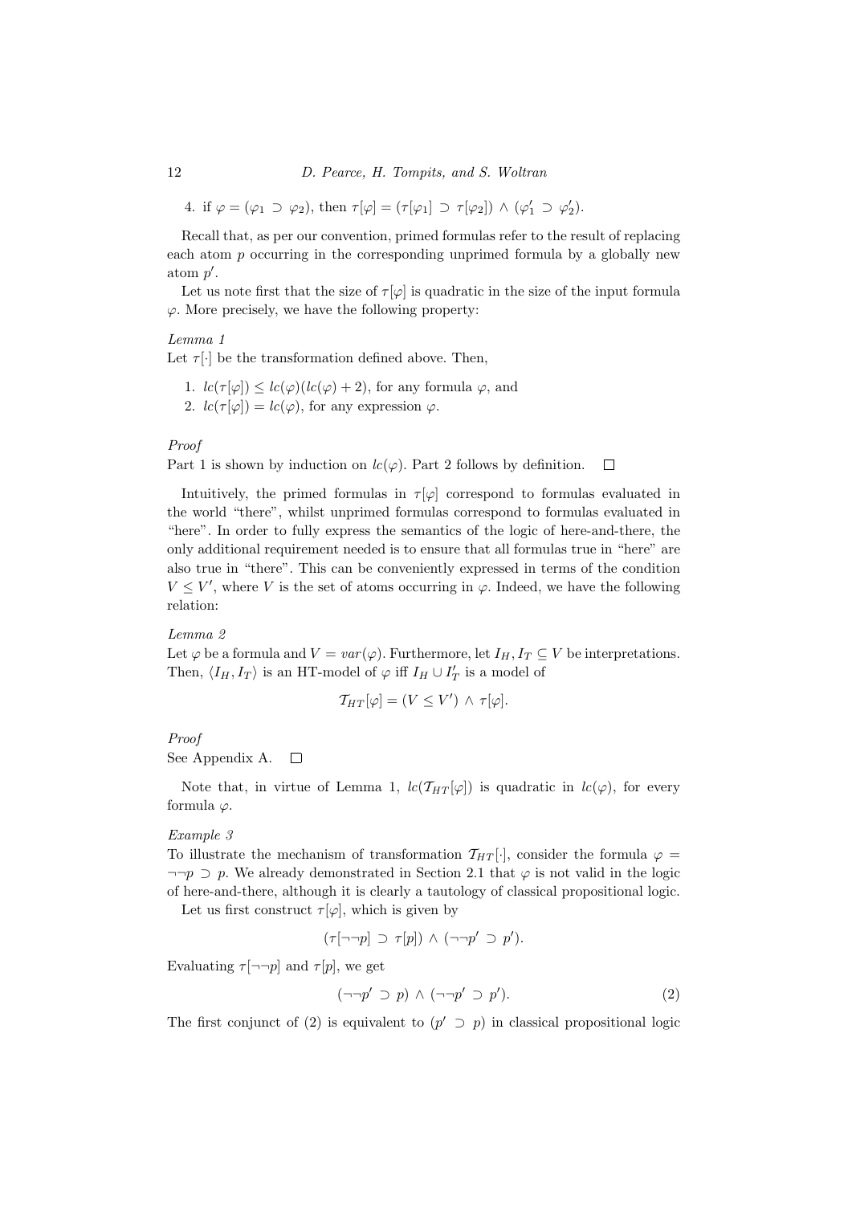4. if $\varphi = (\varphi_1 \supset \varphi_2)$, then $\tau[\varphi] = (\tau[\varphi_1] \supset \tau[\varphi_2]) \wedge (\varphi_1' \supset \varphi_2')$.

Recall that, as per our convention, primed formulas refer to the result of replacing each atom $p$ occurring in the corresponding unprimed formula by a globally new atom $p'$.

Let us note first that the size of $\tau[\varphi]$ is quadratic in the size of the input formula $\varphi$. More precisely, we have the following property:

*Lemma 1*

Let $\tau[\cdot]$ be the transformation defined above. Then,

1. $lc(\tau[\varphi]) \leq lc(\varphi)(lc(\varphi) + 2)$, for any formula $\varphi$, and
2. $lc(\tau[\varphi]) = lc(\varphi)$, for any expression $\varphi$.

*Proof*

Part 1 is shown by induction on $lc(\varphi)$. Part 2 follows by definition. □

Intuitively, the primed formulas in $\tau[\varphi]$ correspond to formulas evaluated in the world "there", whilst unprimed formulas correspond to formulas evaluated in "here". In order to fully express the semantics of the logic of here-and-there, the only additional requirement needed is to ensure that all formulas true in "here" are also true in "there". This can be conveniently expressed in terms of the condition $V \leq V'$, where $V$ is the set of atoms occurring in $\varphi$. Indeed, we have the following relation:

*Lemma 2*

Let $\varphi$ be a formula and $V = var(\varphi)$. Furthermore, let $I_H, I_T \subseteq V$ be interpretations. Then, $\langle I_H, I_T \rangle$ is an HT-model of $\varphi$ iff $I_H \cup I_T'$ is a model of

$$\mathcal{T}_{HT}[\varphi] = (V \leq V') \wedge \tau[\varphi].$$

*Proof*

See Appendix A. □

Note that, in virtue of Lemma 1, $lc(\mathcal{T}_{HT}[\varphi])$ is quadratic in $lc(\varphi)$, for every formula $\varphi$.

*Example 3*

To illustrate the mechanism of transformation $\mathcal{T}_{HT}[\cdot]$, consider the formula $\varphi = \neg\neg p \supset p$. We already demonstrated in Section 2.1 that $\varphi$ is not valid in the logic of here-and-there, although it is clearly a tautology of classical propositional logic.

Let us first construct $\tau[\varphi]$, which is given by

$$(\tau[\neg\neg p] \supset \tau[p]) \wedge (\neg\neg p' \supset p').$$

Evaluating $\tau[\neg\neg p]$ and $\tau[p]$, we get

$$(\neg\neg p' \supset p) \wedge (\neg\neg p' \supset p'). \tag{2}$$

The first conjunct of (2) is equivalent to $(p' \supset p)$ in classical propositional logic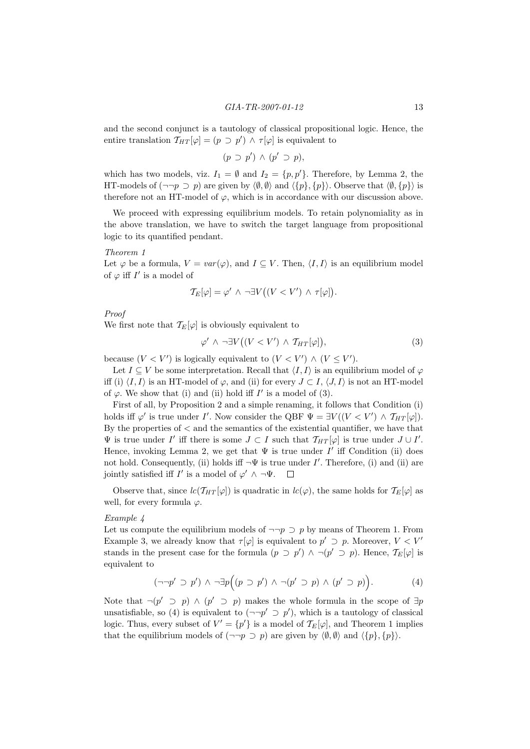and the second conjunct is a tautology of classical propositional logic. Hence, the entire translation $\mathcal{T}_{HT}[\varphi] = (p \supset p') \wedge \tau[\varphi]$ is equivalent to

$$(p \supset p') \wedge (p' \supset p),$$

which has two models, viz. $I_1 = \emptyset$ and $I_2 = \{p, p'\}$. Therefore, by Lemma 2, the HT-models of $(\neg\neg p \supset p)$ are given by $\langle \emptyset, \emptyset \rangle$ and $\langle \{p\}, \{p\} \rangle$. Observe that $\langle \emptyset, \{p\} \rangle$ is therefore not an HT-model of $\varphi$, which is in accordance with our discussion above.

We proceed with expressing equilibrium models. To retain polynomiality as in the above translation, we have to switch the target language from propositional logic to its quantified pendant.

*Theorem 1*

Let $\varphi$ be a formula, $V = var(\varphi)$, and $I \subseteq V$. Then, $\langle I, I \rangle$ is an equilibrium model of $\varphi$ iff $I'$ is a model of

$$\mathcal{T}_E[\varphi] = \varphi' \wedge \neg\exists V\big((V < V') \wedge \tau[\varphi]\big).$$

*Proof*

We first note that $\mathcal{T}_E[\varphi]$ is obviously equivalent to

$$\varphi' \wedge \neg\exists V\big((V < V') \wedge \mathcal{T}_{HT}[\varphi]\big), \tag{3}$$

because $(V < V')$ is logically equivalent to $(V < V') \wedge (V \leq V')$.

Let $I \subseteq V$ be some interpretation. Recall that $\langle I, I \rangle$ is an equilibrium model of $\varphi$ iff (i) $\langle I, I \rangle$ is an HT-model of $\varphi$, and (ii) for every $J \subset I$, $\langle J, I \rangle$ is not an HT-model of $\varphi$. We show that (i) and (ii) hold iff $I'$ is a model of (3).

First of all, by Proposition 2 and a simple renaming, it follows that Condition (i) holds iff $\varphi'$ is true under $I'$. Now consider the QBF $\Psi = \exists V((V < V') \wedge \mathcal{T}_{HT}[\varphi])$. By the properties of $<$ and the semantics of the existential quantifier, we have that $\Psi$ is true under $I'$ iff there is some $J \subset I$ such that $\mathcal{T}_{HT}[\varphi]$ is true under $J \cup I'$. Hence, invoking Lemma 2, we get that $\Psi$ is true under $I'$ iff Condition (ii) does not hold. Consequently, (ii) holds iff $\neg\Psi$ is true under $I'$. Therefore, (i) and (ii) are jointly satisfied iff $I'$ is a model of $\varphi' \wedge \neg\Psi$. $\square$

Observe that, since $lc(\mathcal{T}_{HT}[\varphi])$ is quadratic in $lc(\varphi)$, the same holds for $\mathcal{T}_E[\varphi]$ as well, for every formula $\varphi$.

*Example 4*

Let us compute the equilibrium models of $\neg\neg p \supset p$ by means of Theorem 1. From Example 3, we already know that $\tau[\varphi]$ is equivalent to $p' \supset p$. Moreover, $V < V'$ stands in the present case for the formula $(p \supset p') \wedge \neg(p' \supset p)$. Hence, $\mathcal{T}_E[\varphi]$ is equivalent to

$$(\neg\neg p' \supset p') \wedge \neg\exists p\Big((p \supset p') \wedge \neg(p' \supset p) \wedge (p' \supset p)\Big). \tag{4}$$

Note that $\neg(p' \supset p) \wedge (p' \supset p)$ makes the whole formula in the scope of $\exists p$ unsatisfiable, so (4) is equivalent to $(\neg\neg p' \supset p')$, which is a tautology of classical logic. Thus, every subset of $V' = \{p'\}$ is a model of $\mathcal{T}_E[\varphi]$, and Theorem 1 implies that the equilibrium models of $(\neg\neg p \supset p)$ are given by $\langle \emptyset, \emptyset \rangle$ and $\langle \{p\}, \{p\} \rangle$.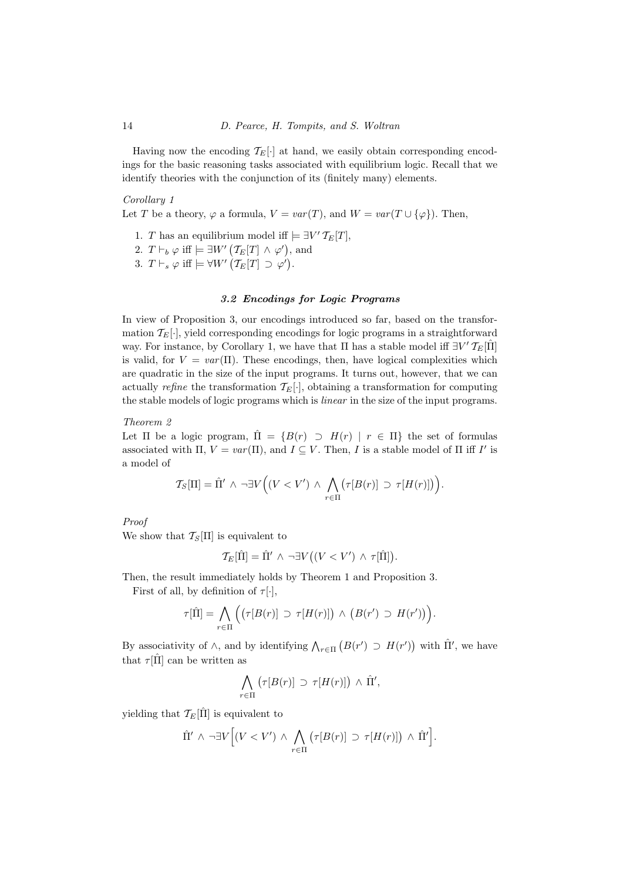Having now the encoding $\mathcal{T}_E[\cdot]$ at hand, we easily obtain corresponding encodings for the basic reasoning tasks associated with equilibrium logic. Recall that we identify theories with the conjunction of its (finitely many) elements.

*Corollary 1*

Let $T$ be a theory, $\varphi$ a formula, $V = var(T)$, and $W = var(T \cup \{\varphi\})$. Then,

1. $T$ has an equilibrium model iff $\models \exists V' \, \mathcal{T}_E[T]$,
2. $T \vdash_b \varphi$ iff $\models \exists W' \big(\mathcal{T}_E[T] \wedge \varphi'\big)$, and
3. $T \vdash_s \varphi$ iff $\models \forall W' \big(\mathcal{T}_E[T] \supset \varphi'\big)$.

### *3.2 Encodings for Logic Programs*

In view of Proposition 3, our encodings introduced so far, based on the transformation $\mathcal{T}_E[\cdot]$, yield corresponding encodings for logic programs in a straightforward way. For instance, by Corollary 1, we have that $\Pi$ has a stable model iff $\exists V' \, \mathcal{T}_E[\hat{\Pi}]$ is valid, for $V = var(\Pi)$. These encodings, then, have logical complexities which are quadratic in the size of the input programs. It turns out, however, that we can actually *refine* the transformation $\mathcal{T}_E[\cdot]$, obtaining a transformation for computing the stable models of logic programs which is *linear* in the size of the input programs.

*Theorem 2*

Let $\Pi$ be a logic program, $\hat{\Pi} = \{B(r) \supset H(r) \mid r \in \Pi\}$ the set of formulas associated with $\Pi$, $V = var(\Pi)$, and $I \subseteq V$. Then, $I$ is a stable model of $\Pi$ iff $I'$ is a model of

$$\mathcal{T}_S[\Pi] = \hat{\Pi}' \wedge \neg \exists V \Big( (V < V') \wedge \bigwedge_{r \in \Pi} \big( \tau[B(r)] \supset \tau[H(r)] \big) \Big).$$

*Proof*

We show that $\mathcal{T}_S[\Pi]$ is equivalent to

$$\mathcal{T}_E[\hat{\Pi}] = \hat{\Pi}' \wedge \neg \exists V \big( (V < V') \wedge \tau[\hat{\Pi}] \big).$$

Then, the result immediately holds by Theorem 1 and Proposition 3.

First of all, by definition of $\tau[\cdot]$,

$$\tau[\hat{\Pi}] = \bigwedge_{r \in \Pi} \Big( \big( \tau[B(r)] \supset \tau[H(r)] \big) \wedge \big( B(r') \supset H(r') \big) \Big).$$

By associativity of $\wedge$, and by identifying $\bigwedge_{r \in \Pi} \big( B(r') \supset H(r') \big)$ with $\hat{\Pi}'$, we have that $\tau[\hat{\Pi}]$ can be written as

$$\bigwedge_{r \in \Pi} \big( \tau[B(r)] \supset \tau[H(r)] \big) \wedge \hat{\Pi}',$$

yielding that $\mathcal{T}_E[\hat{\Pi}]$ is equivalent to

$$\hat{\Pi}' \wedge \neg \exists V \Big[ (V < V') \wedge \bigwedge_{r \in \Pi} \big( \tau[B(r)] \supset \tau[H(r)] \big) \wedge \hat{\Pi}' \Big].$$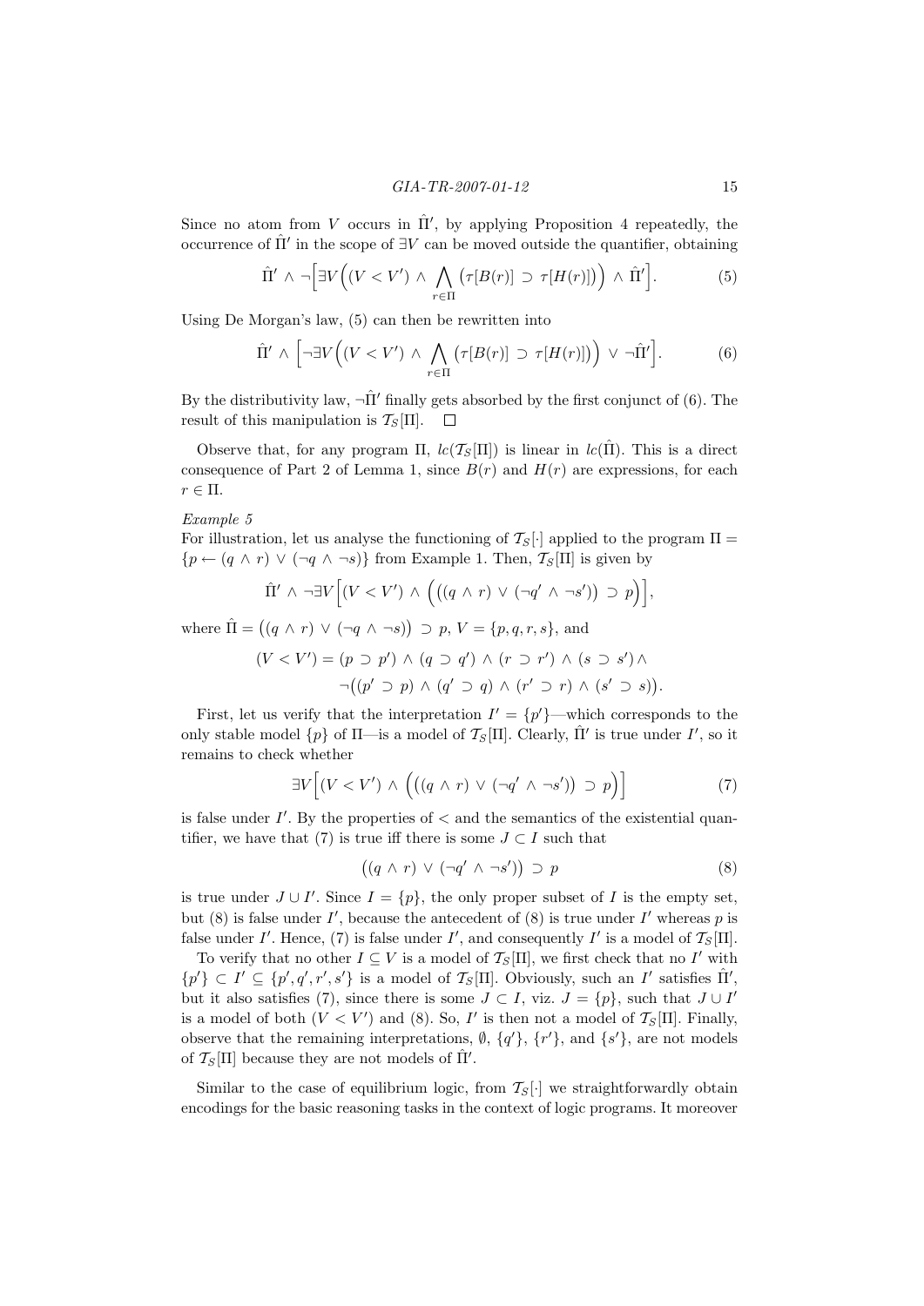Since no atom from $V$ occurs in $\hat{\Pi}'$, by applying Proposition 4 repeatedly, the occurrence of $\hat{\Pi}'$ in the scope of $\exists V$ can be moved outside the quantifier, obtaining

$$\hat{\Pi}' \wedge \neg\Big[\exists V\Big((V < V') \wedge \bigwedge_{r \in \Pi} \big(\tau[B(r)] \supset \tau[H(r)]\big)\Big) \wedge \hat{\Pi}'\Big]. \tag{5}$$

Using De Morgan's law, (5) can then be rewritten into

$$\hat{\Pi}' \wedge \Big[\neg\exists V\Big((V < V') \wedge \bigwedge_{r \in \Pi} \big(\tau[B(r)] \supset \tau[H(r)]\big)\Big) \vee \neg\hat{\Pi}'\Big]. \tag{6}$$

By the distributivity law, $\neg\hat{\Pi}'$ finally gets absorbed by the first conjunct of (6). The result of this manipulation is $\mathcal{T}_S[\Pi]$. $\square$

Observe that, for any program $\Pi$, $lc(\mathcal{T}_S[\Pi])$ is linear in $lc(\hat{\Pi})$. This is a direct consequence of Part 2 of Lemma 1, since $B(r)$ and $H(r)$ are expressions, for each $r \in \Pi$.

*Example 5*

For illustration, let us analyse the functioning of $\mathcal{T}_S[\cdot]$ applied to the program $\Pi = \{p \leftarrow (q \wedge r) \vee (\neg q \wedge \neg s)\}$ from Example 1. Then, $\mathcal{T}_S[\Pi]$ is given by

$$\hat{\Pi}' \wedge \neg\exists V\Big[(V < V') \wedge \Big(\big((q \wedge r) \vee (\neg q' \wedge \neg s')\big) \supset p\Big)\Big],$$

where $\hat{\Pi} = \big((q \wedge r) \vee (\neg q \wedge \neg s)\big) \supset p$, $V = \{p, q, r, s\}$, and

$$\begin{aligned}(V < V') = {} & (p \supset p') \wedge (q \supset q') \wedge (r \supset r') \wedge (s \supset s') \wedge \\ & \neg\big((p' \supset p) \wedge (q' \supset q) \wedge (r' \supset r) \wedge (s' \supset s)\big).\end{aligned}$$

First, let us verify that the interpretation $I' = \{p'\}$—which corresponds to the only stable model $\{p\}$ of $\Pi$—is a model of $\mathcal{T}_S[\Pi]$. Clearly, $\hat{\Pi}'$ is true under $I'$, so it remains to check whether

$$\exists V\Big[(V < V') \wedge \Big(\big((q \wedge r) \vee (\neg q' \wedge \neg s')\big) \supset p\Big)\Big] \tag{7}$$

is false under $I'$. By the properties of $<$ and the semantics of the existential quantifier, we have that (7) is true iff there is some $J \subset I$ such that

$$\big((q \wedge r) \vee (\neg q' \wedge \neg s')\big) \supset p \tag{8}$$

is true under $J \cup I'$. Since $I = \{p\}$, the only proper subset of $I$ is the empty set, but (8) is false under $I'$, because the antecedent of (8) is true under $I'$ whereas $p$ is false under $I'$. Hence, (7) is false under $I'$, and consequently $I'$ is a model of $\mathcal{T}_S[\Pi]$.

To verify that no other $I \subseteq V$ is a model of $\mathcal{T}_S[\Pi]$, we first check that no $I'$ with $\{p'\} \subset I' \subseteq \{p', q', r', s'\}$ is a model of $\mathcal{T}_S[\Pi]$. Obviously, such an $I'$ satisfies $\hat{\Pi}'$, but it also satisfies (7), since there is some $J \subset I$, viz. $J = \{p\}$, such that $J \cup I'$ is a model of both $(V < V')$ and (8). So, $I'$ is then not a model of $\mathcal{T}_S[\Pi]$. Finally, observe that the remaining interpretations, $\emptyset$, $\{q'\}$, $\{r'\}$, and $\{s'\}$, are not models of $\mathcal{T}_S[\Pi]$ because they are not models of $\hat{\Pi}'$.

Similar to the case of equilibrium logic, from $\mathcal{T}_S[\cdot]$ we straightforwardly obtain encodings for the basic reasoning tasks in the context of logic programs. It moreover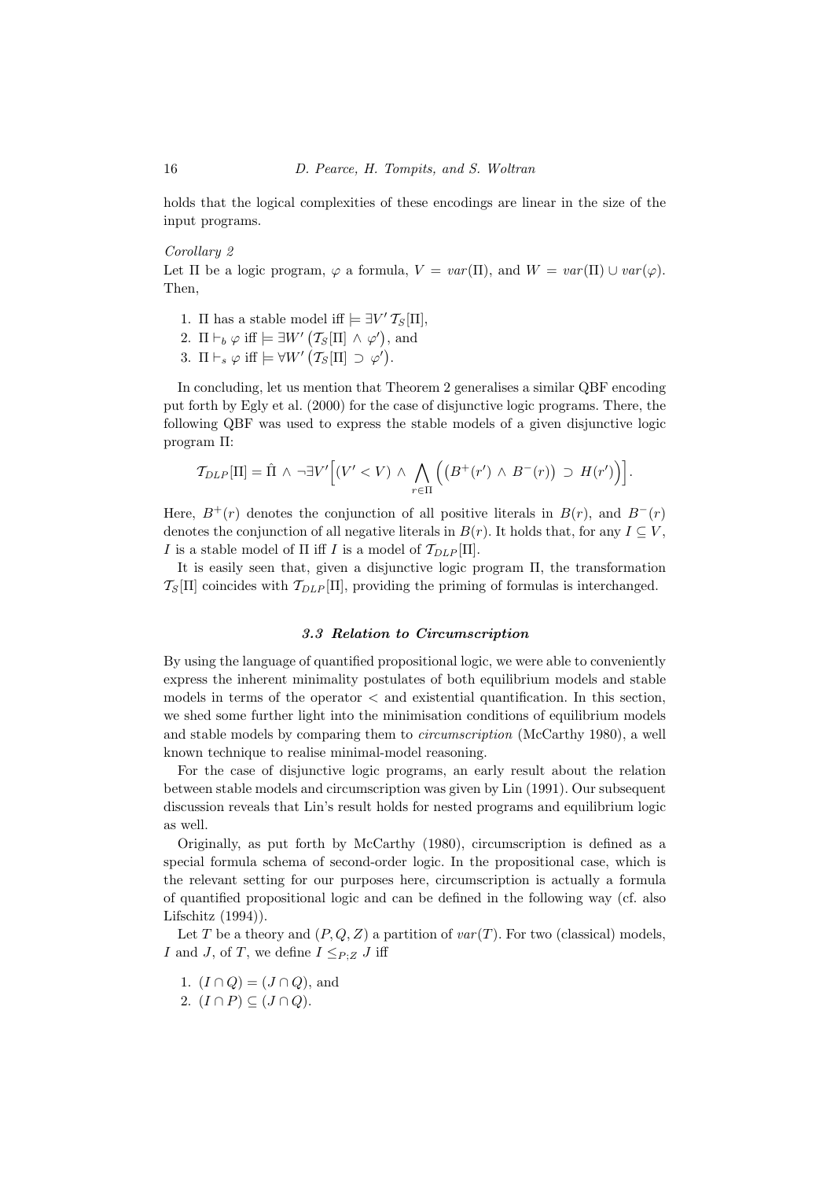holds that the logical complexities of these encodings are linear in the size of the input programs.

*Corollary 2*

Let $\Pi$ be a logic program, $\varphi$ a formula, $V = var(\Pi)$, and $W = var(\Pi) \cup var(\varphi)$. Then,

1. $\Pi$ has a stable model iff $\models \exists V' \, \mathcal{T}_S[\Pi]$,
2. $\Pi \vdash_b \varphi$ iff $\models \exists W' \left(\mathcal{T}_S[\Pi] \wedge \varphi'\right)$, and
3. $\Pi \vdash_s \varphi$ iff $\models \forall W' \left(\mathcal{T}_S[\Pi] \supset \varphi'\right)$.

In concluding, let us mention that Theorem 2 generalises a similar QBF encoding put forth by Egly et al. (2000) for the case of disjunctive logic programs. There, the following QBF was used to express the stable models of a given disjunctive logic program $\Pi$:

$$\mathcal{T}_{DLP}[\Pi] = \hat{\Pi} \wedge \neg \exists V' \Big[ (V' < V) \wedge \bigwedge_{r \in \Pi} \Big( \big(B^+(r') \wedge B^-(r)\big) \supset H(r') \Big) \Big].$$

Here, $B^+(r)$ denotes the conjunction of all positive literals in $B(r)$, and $B^-(r)$ denotes the conjunction of all negative literals in $B(r)$. It holds that, for any $I \subseteq V$, $I$ is a stable model of $\Pi$ iff $I$ is a model of $\mathcal{T}_{DLP}[\Pi]$.

It is easily seen that, given a disjunctive logic program $\Pi$, the transformation $\mathcal{T}_S[\Pi]$ coincides with $\mathcal{T}_{DLP}[\Pi]$, providing the priming of formulas is interchanged.

### 3.3 Relation to Circumscription

By using the language of quantified propositional logic, we were able to conveniently express the inherent minimality postulates of both equilibrium models and stable models in terms of the operator $<$ and existential quantification. In this section, we shed some further light into the minimisation conditions of equilibrium models and stable models by comparing them to *circumscription* (McCarthy 1980), a well known technique to realise minimal-model reasoning.

For the case of disjunctive logic programs, an early result about the relation between stable models and circumscription was given by Lin (1991). Our subsequent discussion reveals that Lin's result holds for nested programs and equilibrium logic as well.

Originally, as put forth by McCarthy (1980), circumscription is defined as a special formula schema of second-order logic. In the propositional case, which is the relevant setting for our purposes here, circumscription is actually a formula of quantified propositional logic and can be defined in the following way (cf. also Lifschitz (1994)).

Let $T$ be a theory and $(P, Q, Z)$ a partition of $var(T)$. For two (classical) models, $I$ and $J$, of $T$, we define $I \leq_{P;Z} J$ iff

1. $(I \cap Q) = (J \cap Q)$, and
2. $(I \cap P) \subseteq (J \cap Q)$.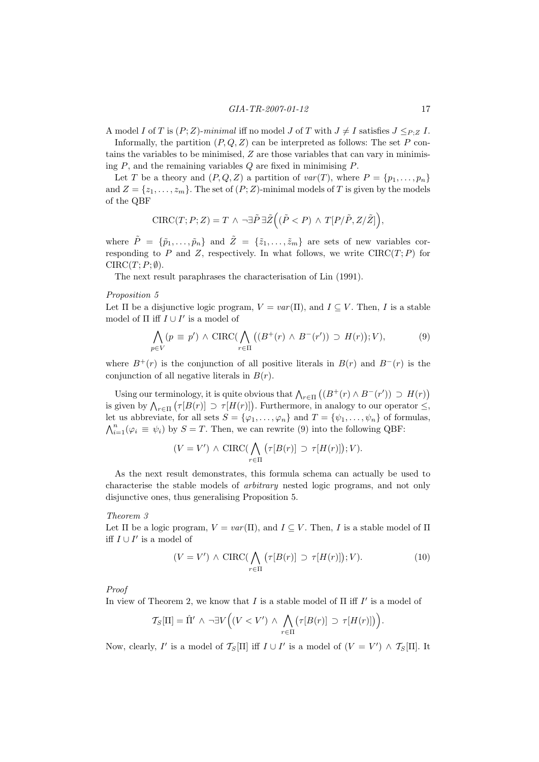A model $I$ of $T$ is $(P;Z)$-*minimal* iff no model $J$ of $T$ with $J \neq I$ satisfies $J \leq_{P;Z} I$.

Informally, the partition $(P,Q,Z)$ can be interpreted as follows: The set $P$ contains the variables to be minimised, $Z$ are those variables that can vary in minimising $P$, and the remaining variables $Q$ are fixed in minimising $P$.

Let $T$ be a theory and $(P,Q,Z)$ a partition of $var(T)$, where $P = \{p_1,\ldots,p_n\}$ and $Z = \{z_1,\ldots,z_m\}$. The set of $(P;Z)$-minimal models of $T$ is given by the models of the QBF

$$\mathrm{CIRC}(T;P;Z) = T \wedge \neg\exists\tilde{P}\,\exists\tilde{Z}\Big((\tilde{P} < P) \wedge T[P/\tilde{P}, Z/\tilde{Z}]\Big),$$

where $\tilde{P} = \{\tilde{p}_1,\ldots,\tilde{p}_n\}$ and $\tilde{Z} = \{\tilde{z}_1,\ldots,\tilde{z}_m\}$ are sets of new variables corresponding to $P$ and $Z$, respectively. In what follows, we write $\mathrm{CIRC}(T;P)$ for $\mathrm{CIRC}(T;P;\emptyset)$.

The next result paraphrases the characterisation of Lin (1991).

*Proposition 5*

Let $\Pi$ be a disjunctive logic program, $V = var(\Pi)$, and $I \subseteq V$. Then, $I$ is a stable model of $\Pi$ iff $I \cup I'$ is a model of

$$\bigwedge_{p\in V} (p \equiv p') \wedge \mathrm{CIRC}(\bigwedge_{r\in\Pi} \big((B^+(r) \wedge B^-(r')) \supset H(r)\big); V), \tag{9}$$

where $B^+(r)$ is the conjunction of all positive literals in $B(r)$ and $B^-(r)$ is the conjunction of all negative literals in $B(r)$.

Using our terminology, it is quite obvious that $\bigwedge_{r\in\Pi}\big((B^+(r) \wedge B^-(r')) \supset H(r)\big)$ is given by $\bigwedge_{r\in\Pi}\big(\tau[B(r)] \supset \tau[H(r)]\big)$. Furthermore, in analogy to our operator $\leq$, let us abbreviate, for all sets $S = \{\varphi_1,\ldots,\varphi_n\}$ and $T = \{\psi_1,\ldots,\psi_n\}$ of formulas, $\bigwedge_{i=1}^{n}(\varphi_i \equiv \psi_i)$ by $S = T$. Then, we can rewrite (9) into the following QBF:

$$(V = V') \wedge \mathrm{CIRC}(\bigwedge_{r\in\Pi}\big(\tau[B(r)] \supset \tau[H(r)]\big); V).$$

As the next result demonstrates, this formula schema can actually be used to characterise the stable models of *arbitrary* nested logic programs, and not only disjunctive ones, thus generalising Proposition 5.

*Theorem 3*

Let $\Pi$ be a logic program, $V = var(\Pi)$, and $I \subseteq V$. Then, $I$ is a stable model of $\Pi$ iff $I \cup I'$ is a model of

$$(V = V') \wedge \mathrm{CIRC}(\bigwedge_{r\in\Pi}\big(\tau[B(r)] \supset \tau[H(r)]\big); V). \tag{10}$$

*Proof*

In view of Theorem 2, we know that $I$ is a stable model of $\Pi$ iff $I'$ is a model of

$$\mathcal{T}_S[\Pi] = \hat{\Pi}' \wedge \neg\exists V\Big((V < V') \wedge \bigwedge_{r\in\Pi}\big(\tau[B(r)] \supset \tau[H(r)]\big)\Big).$$

Now, clearly, $I'$ is a model of $\mathcal{T}_S[\Pi]$ iff $I \cup I'$ is a model of $(V = V') \wedge \mathcal{T}_S[\Pi]$. It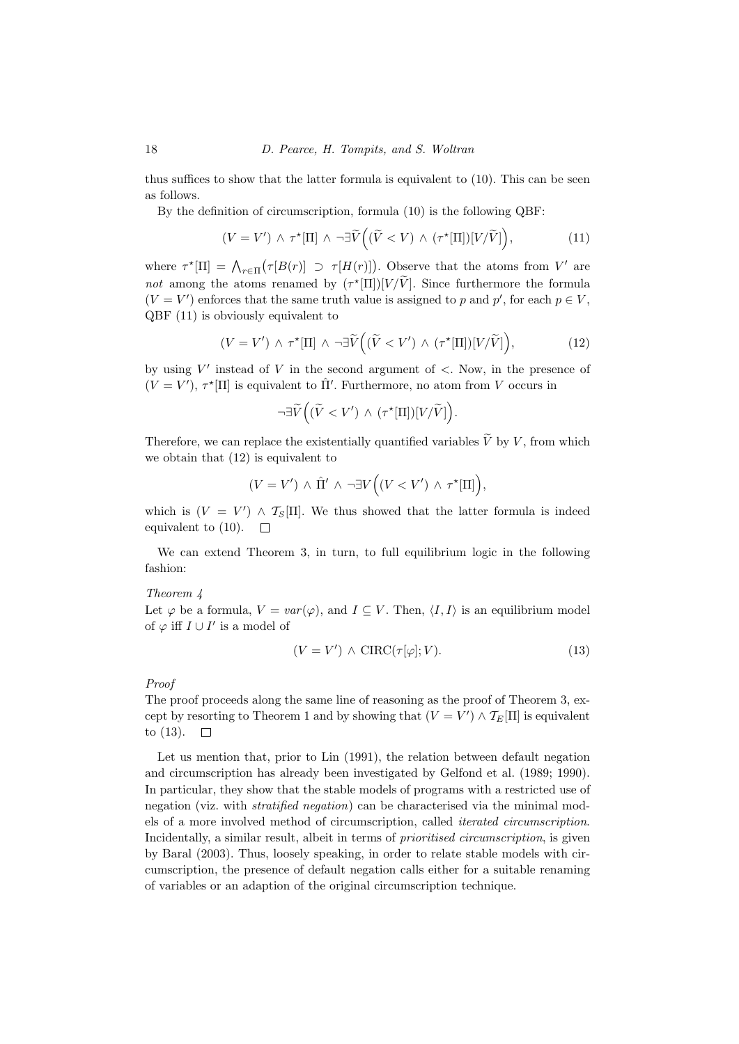thus suffices to show that the latter formula is equivalent to (10). This can be seen as follows.

By the definition of circumscription, formula (10) is the following QBF:

$$(V = V') \wedge \tau^{\star}[\Pi] \wedge \neg\exists\widetilde{V}\Big((\widetilde{V} < V) \wedge (\tau^{\star}[\Pi])[V/\widetilde{V}]\Big), \tag{11}$$

where $\tau^{\star}[\Pi] = \bigwedge_{r\in\Pi}\big(\tau[B(r)] \supset \tau[H(r)]\big)$. Observe that the atoms from $V'$ are *not* among the atoms renamed by $(\tau^{\star}[\Pi])[V/\widetilde{V}]$. Since furthermore the formula $(V = V')$ enforces that the same truth value is assigned to $p$ and $p'$, for each $p \in V$, QBF (11) is obviously equivalent to

$$(V = V') \wedge \tau^{\star}[\Pi] \wedge \neg\exists\widetilde{V}\Big((\widetilde{V} < V') \wedge (\tau^{\star}[\Pi])[V/\widetilde{V}]\Big), \tag{12}$$

by using $V'$ instead of $V$ in the second argument of $<$. Now, in the presence of $(V = V')$, $\tau^{\star}[\Pi]$ is equivalent to $\hat{\Pi}'$. Furthermore, no atom from $V$ occurs in

$$\neg\exists\widetilde{V}\Big((\widetilde{V} < V') \wedge (\tau^{\star}[\Pi])[V/\widetilde{V}]\Big).$$

Therefore, we can replace the existentially quantified variables $\widetilde{V}$ by $V$, from which we obtain that (12) is equivalent to

$$(V = V') \wedge \hat{\Pi}' \wedge \neg\exists V\Big((V < V') \wedge \tau^{\star}[\Pi]\Big),$$

which is $(V = V') \wedge \mathcal{T}_S[\Pi]$. We thus showed that the latter formula is indeed equivalent to (10). □

We can extend Theorem 3, in turn, to full equilibrium logic in the following fashion:

*Theorem 4*

Let $\varphi$ be a formula, $V = var(\varphi)$, and $I \subseteq V$. Then, $\langle I, I\rangle$ is an equilibrium model of $\varphi$ iff $I \cup I'$ is a model of

$$(V = V') \wedge \mathrm{CIRC}(\tau[\varphi]; V). \tag{13}$$

*Proof*

The proof proceeds along the same line of reasoning as the proof of Theorem 3, except by resorting to Theorem 1 and by showing that $(V = V') \wedge \mathcal{T}_E[\Pi]$ is equivalent to (13). □

Let us mention that, prior to Lin (1991), the relation between default negation and circumscription has already been investigated by Gelfond et al. (1989; 1990). In particular, they show that the stable models of programs with a restricted use of negation (viz. with *stratified negation*) can be characterised via the minimal models of a more involved method of circumscription, called *iterated circumscription*. Incidentally, a similar result, albeit in terms of *prioritised circumscription*, is given by Baral (2003). Thus, loosely speaking, in order to relate stable models with circumscription, the presence of default negation calls either for a suitable renaming of variables or an adaption of the original circumscription technique.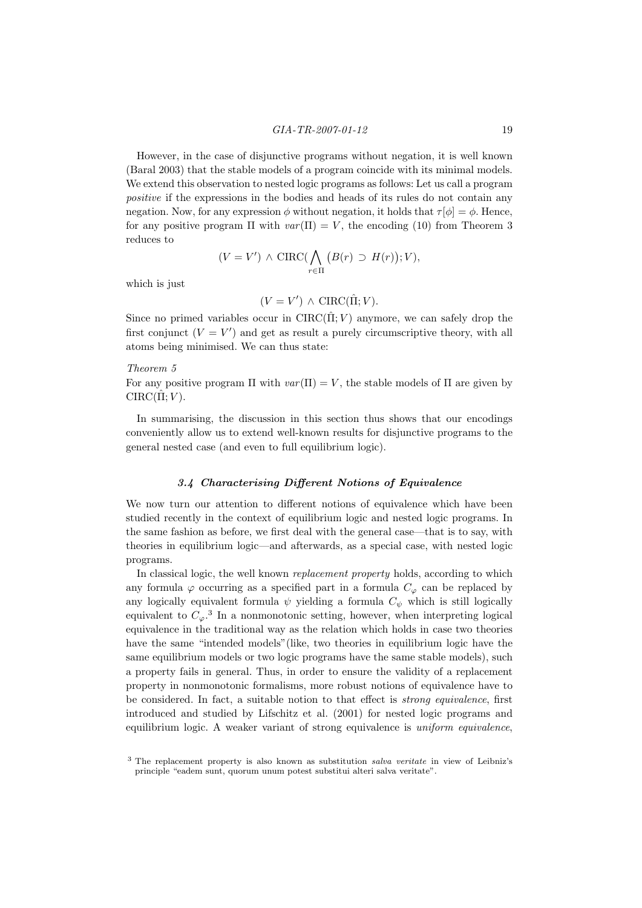However, in the case of disjunctive programs without negation, it is well known (Baral 2003) that the stable models of a program coincide with its minimal models. We extend this observation to nested logic programs as follows: Let us call a program *positive* if the expressions in the bodies and heads of its rules do not contain any negation. Now, for any expression $\phi$ without negation, it holds that $\tau[\phi] = \phi$. Hence, for any positive program $\Pi$ with $var(\Pi) = V$, the encoding (10) from Theorem 3 reduces to

$$(V = V') \wedge \mathrm{CIRC}(\bigwedge_{r \in \Pi} \big(B(r) \supset H(r)\big); V),$$

which is just

$$(V = V') \wedge \mathrm{CIRC}(\hat{\Pi}; V).$$

Since no primed variables occur in $\mathrm{CIRC}(\hat{\Pi}; V)$ anymore, we can safely drop the first conjunct $(V = V')$ and get as result a purely circumscriptive theory, with all atoms being minimised. We can thus state:

*Theorem 5*

For any positive program $\Pi$ with $var(\Pi) = V$, the stable models of $\Pi$ are given by $\mathrm{CIRC}(\hat{\Pi}; V)$.

In summarising, the discussion in this section thus shows that our encodings conveniently allow us to extend well-known results for disjunctive programs to the general nested case (and even to full equilibrium logic).

### *3.4 Characterising Different Notions of Equivalence*

We now turn our attention to different notions of equivalence which have been studied recently in the context of equilibrium logic and nested logic programs. In the same fashion as before, we first deal with the general case—that is to say, with theories in equilibrium logic—and afterwards, as a special case, with nested logic programs.

In classical logic, the well known *replacement property* holds, according to which any formula $\varphi$ occurring as a specified part in a formula $C_\varphi$ can be replaced by any logically equivalent formula $\psi$ yielding a formula $C_\psi$ which is still logically equivalent to $C_\varphi$.[3] In a nonmonotonic setting, however, when interpreting logical equivalence in the traditional way as the relation which holds in case two theories have the same "intended models"(like, two theories in equilibrium logic have the same equilibrium models or two logic programs have the same stable models), such a property fails in general. Thus, in order to ensure the validity of a replacement property in nonmonotonic formalisms, more robust notions of equivalence have to be considered. In fact, a suitable notion to that effect is *strong equivalence*, first introduced and studied by Lifschitz et al. (2001) for nested logic programs and equilibrium logic. A weaker variant of strong equivalence is *uniform equivalence*,

[3] The replacement property is also known as substitution *salva veritate* in view of Leibniz's principle "eadem sunt, quorum unum potest substitui alteri salva veritate".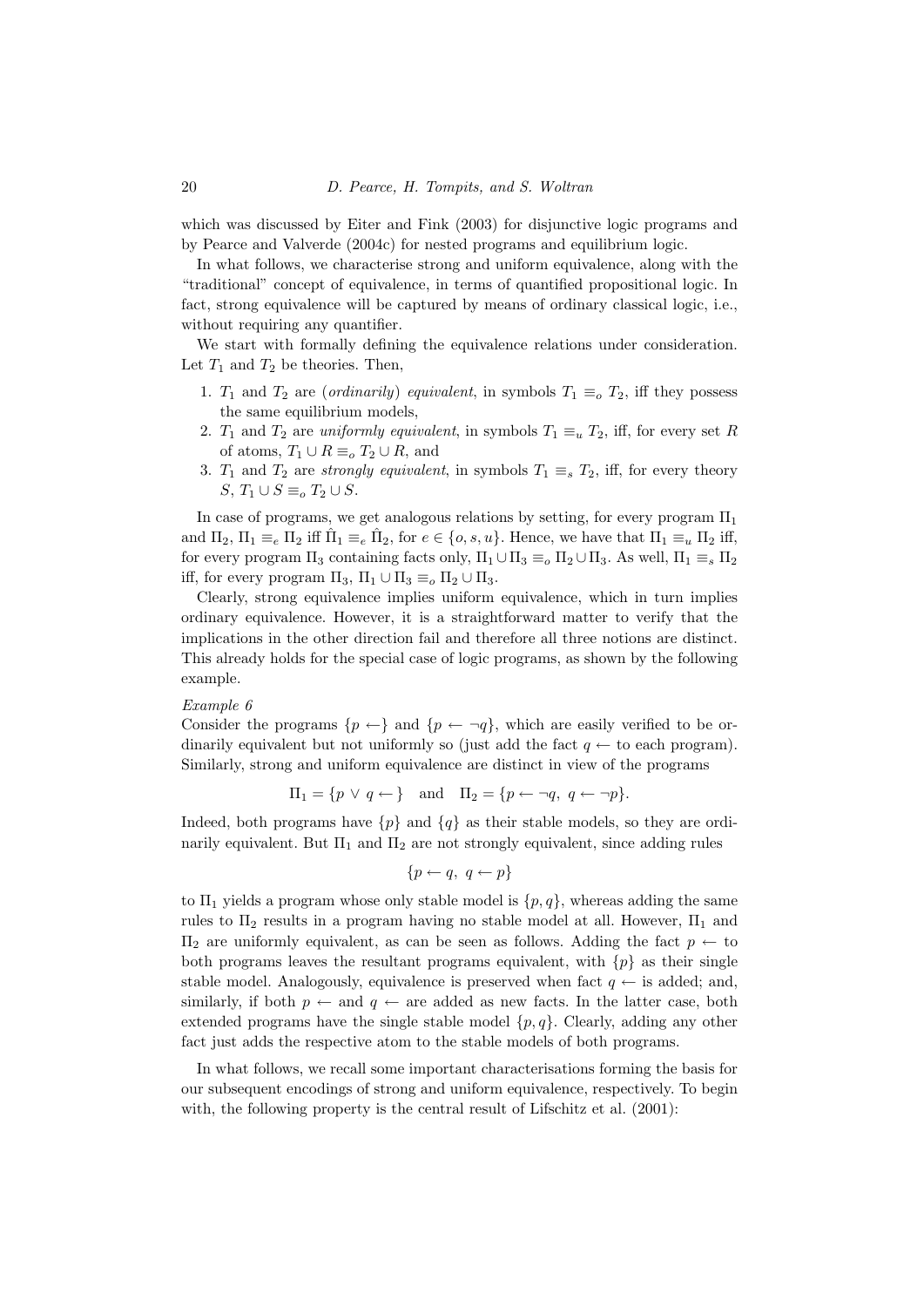which was discussed by Eiter and Fink (2003) for disjunctive logic programs and by Pearce and Valverde (2004c) for nested programs and equilibrium logic.

In what follows, we characterise strong and uniform equivalence, along with the "traditional" concept of equivalence, in terms of quantified propositional logic. In fact, strong equivalence will be captured by means of ordinary classical logic, i.e., without requiring any quantifier.

We start with formally defining the equivalence relations under consideration. Let $T_1$ and $T_2$ be theories. Then,

1. $T_1$ and $T_2$ are (*ordinarily*) *equivalent*, in symbols $T_1 \equiv_o T_2$, iff they possess the same equilibrium models,
2. $T_1$ and $T_2$ are *uniformly equivalent*, in symbols $T_1 \equiv_u T_2$, iff, for every set $R$ of atoms, $T_1 \cup R \equiv_o T_2 \cup R$, and
3. $T_1$ and $T_2$ are *strongly equivalent*, in symbols $T_1 \equiv_s T_2$, iff, for every theory $S$, $T_1 \cup S \equiv_o T_2 \cup S$.

In case of programs, we get analogous relations by setting, for every program $\Pi_1$ and $\Pi_2$, $\Pi_1 \equiv_e \Pi_2$ iff $\hat{\Pi}_1 \equiv_e \hat{\Pi}_2$, for $e \in \{o, s, u\}$. Hence, we have that $\Pi_1 \equiv_u \Pi_2$ iff, for every program $\Pi_3$ containing facts only, $\Pi_1 \cup \Pi_3 \equiv_o \Pi_2 \cup \Pi_3$. As well, $\Pi_1 \equiv_s \Pi_2$ iff, for every program $\Pi_3$, $\Pi_1 \cup \Pi_3 \equiv_o \Pi_2 \cup \Pi_3$.

Clearly, strong equivalence implies uniform equivalence, which in turn implies ordinary equivalence. However, it is a straightforward matter to verify that the implications in the other direction fail and therefore all three notions are distinct. This already holds for the special case of logic programs, as shown by the following example.

*Example 6*

Consider the programs $\{p \leftarrow\}$ and $\{p \leftarrow \neg q\}$, which are easily verified to be ordinarily equivalent but not uniformly so (just add the fact $q \leftarrow$ to each program). Similarly, strong and uniform equivalence are distinct in view of the programs

$$\Pi_1 = \{p \vee q \leftarrow\} \quad \text{and} \quad \Pi_2 = \{p \leftarrow \neg q,\ q \leftarrow \neg p\}.$$

Indeed, both programs have $\{p\}$ and $\{q\}$ as their stable models, so they are ordinarily equivalent. But $\Pi_1$ and $\Pi_2$ are not strongly equivalent, since adding rules

$$\{p \leftarrow q,\ q \leftarrow p\}$$

to $\Pi_1$ yields a program whose only stable model is $\{p, q\}$, whereas adding the same rules to $\Pi_2$ results in a program having no stable model at all. However, $\Pi_1$ and $\Pi_2$ are uniformly equivalent, as can be seen as follows. Adding the fact $p \leftarrow$ to both programs leaves the resultant programs equivalent, with $\{p\}$ as their single stable model. Analogously, equivalence is preserved when fact $q \leftarrow$ is added; and, similarly, if both $p \leftarrow$ and $q \leftarrow$ are added as new facts. In the latter case, both extended programs have the single stable model $\{p, q\}$. Clearly, adding any other fact just adds the respective atom to the stable models of both programs.

In what follows, we recall some important characterisations forming the basis for our subsequent encodings of strong and uniform equivalence, respectively. To begin with, the following property is the central result of Lifschitz et al. (2001):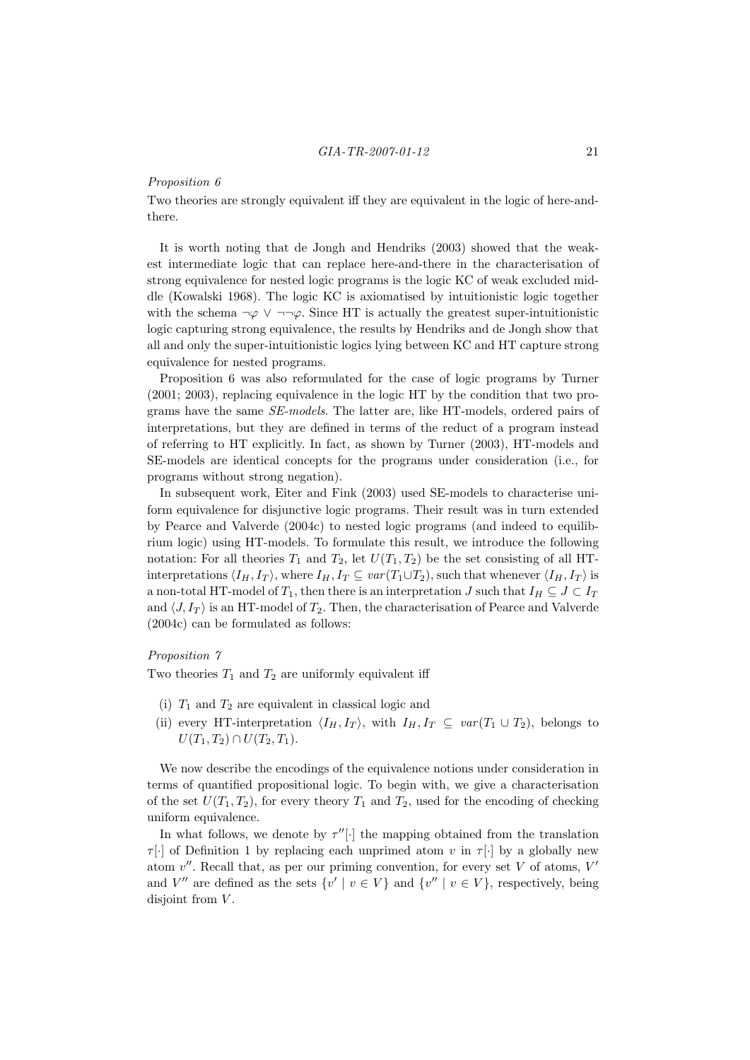*Proposition 6*

Two theories are strongly equivalent iff they are equivalent in the logic of here-and-there.

It is worth noting that de Jongh and Hendriks (2003) showed that the weakest intermediate logic that can replace here-and-there in the characterisation of strong equivalence for nested logic programs is the logic KC of weak excluded middle (Kowalski 1968). The logic KC is axiomatised by intuitionistic logic together with the schema $\neg\varphi \vee \neg\neg\varphi$. Since HT is actually the greatest super-intuitionistic logic capturing strong equivalence, the results by Hendriks and de Jongh show that all and only the super-intuitionistic logics lying between KC and HT capture strong equivalence for nested programs.

Proposition 6 was also reformulated for the case of logic programs by Turner (2001; 2003), replacing equivalence in the logic HT by the condition that two programs have the same *SE-models*. The latter are, like HT-models, ordered pairs of interpretations, but they are defined in terms of the reduct of a program instead of referring to HT explicitly. In fact, as shown by Turner (2003), HT-models and SE-models are identical concepts for the programs under consideration (i.e., for programs without strong negation).

In subsequent work, Eiter and Fink (2003) used SE-models to characterise uniform equivalence for disjunctive logic programs. Their result was in turn extended by Pearce and Valverde (2004c) to nested logic programs (and indeed to equilibrium logic) using HT-models. To formulate this result, we introduce the following notation: For all theories $T_1$ and $T_2$, let $U(T_1, T_2)$ be the set consisting of all HT-interpretations $\langle I_H, I_T \rangle$, where $I_H, I_T \subseteq var(T_1 \cup T_2)$, such that whenever $\langle I_H, I_T \rangle$ is a non-total HT-model of $T_1$, then there is an interpretation $J$ such that $I_H \subseteq J \subset I_T$ and $\langle J, I_T \rangle$ is an HT-model of $T_2$. Then, the characterisation of Pearce and Valverde (2004c) can be formulated as follows:

*Proposition 7*

Two theories $T_1$ and $T_2$ are uniformly equivalent iff

(i) $T_1$ and $T_2$ are equivalent in classical logic and

(ii) every HT-interpretation $\langle I_H, I_T \rangle$, with $I_H, I_T \subseteq var(T_1 \cup T_2)$, belongs to $U(T_1, T_2) \cap U(T_2, T_1)$.

We now describe the encodings of the equivalence notions under consideration in terms of quantified propositional logic. To begin with, we give a characterisation of the set $U(T_1, T_2)$, for every theory $T_1$ and $T_2$, used for the encoding of checking uniform equivalence.

In what follows, we denote by $\tau''[\cdot]$ the mapping obtained from the translation $\tau[\cdot]$ of Definition 1 by replacing each unprimed atom $v$ in $\tau[\cdot]$ by a globally new atom $v''$. Recall that, as per our priming convention, for every set $V$ of atoms, $V'$ and $V''$ are defined as the sets $\{v' \mid v \in V\}$ and $\{v'' \mid v \in V\}$, respectively, being disjoint from $V$.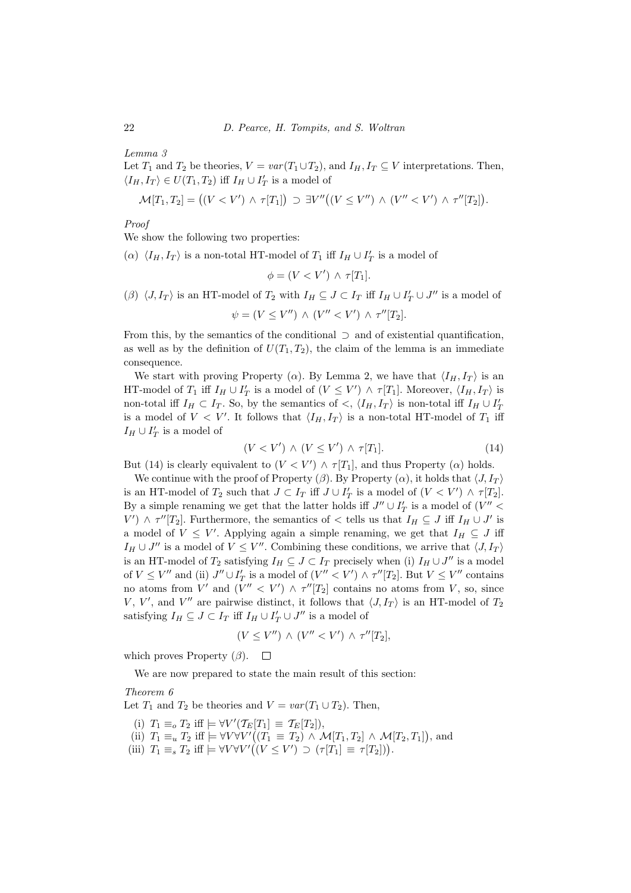*Lemma 3*

Let $T_1$ and $T_2$ be theories, $V = var(T_1 \cup T_2)$, and $I_H, I_T \subseteq V$ interpretations. Then, $\langle I_H, I_T \rangle \in U(T_1, T_2)$ iff $I_H \cup I'_T$ is a model of

$$\mathcal{M}[T_1, T_2] = \big((V < V') \wedge \tau[T_1]\big) \supset \exists V''\big((V \leq V'') \wedge (V'' < V') \wedge \tau''[T_2]\big).$$

*Proof*

We show the following two properties:

($\alpha$) $\langle I_H, I_T \rangle$ is a non-total HT-model of $T_1$ iff $I_H \cup I'_T$ is a model of

$$\phi = (V < V') \wedge \tau[T_1].$$

($\beta$) $\langle J, I_T \rangle$ is an HT-model of $T_2$ with $I_H \subseteq J \subset I_T$ iff $I_H \cup I'_T \cup J''$ is a model of

$$\psi = (V \leq V'') \wedge (V'' < V') \wedge \tau''[T_2].$$

From this, by the semantics of the conditional $\supset$ and of existential quantification, as well as by the definition of $U(T_1, T_2)$, the claim of the lemma is an immediate consequence.

We start with proving Property ($\alpha$). By Lemma 2, we have that $\langle I_H, I_T \rangle$ is an HT-model of $T_1$ iff $I_H \cup I'_T$ is a model of $(V \leq V') \wedge \tau[T_1]$. Moreover, $\langle I_H, I_T \rangle$ is non-total iff $I_H \subset I_T$. So, by the semantics of $<$, $\langle I_H, I_T \rangle$ is non-total iff $I_H \cup I'_T$ is a model of $V < V'$. It follows that $\langle I_H, I_T \rangle$ is a non-total HT-model of $T_1$ iff $I_H \cup I'_T$ is a model of

$$(V < V') \wedge (V \leq V') \wedge \tau[T_1]. \tag{14}$$

But (14) is clearly equivalent to $(V < V') \wedge \tau[T_1]$, and thus Property ($\alpha$) holds.

We continue with the proof of Property ($\beta$). By Property ($\alpha$), it holds that $\langle J, I_T \rangle$ is an HT-model of $T_2$ such that $J \subset I_T$ iff $J \cup I'_T$ is a model of $(V < V') \wedge \tau[T_2]$. By a simple renaming we get that the latter holds iff $J'' \cup I'_T$ is a model of $(V'' < V') \wedge \tau''[T_2]$. Furthermore, the semantics of $<$ tells us that $I_H \subseteq J$ iff $I_H \cup J'$ is a model of $V \leq V'$. Applying again a simple renaming, we get that $I_H \subseteq J$ iff $I_H \cup J''$ is a model of $V \leq V''$. Combining these conditions, we arrive that $\langle J, I_T \rangle$ is an HT-model of $T_2$ satisfying $I_H \subseteq J \subset I_T$ precisely when (i) $I_H \cup J''$ is a model of $V \leq V''$ and (ii) $J'' \cup I'_T$ is a model of $(V'' < V') \wedge \tau''[T_2]$. But $V \leq V''$ contains no atoms from $V'$ and $(V'' < V') \wedge \tau''[T_2]$ contains no atoms from $V$, so, since $V$, $V'$, and $V''$ are pairwise distinct, it follows that $\langle J, I_T \rangle$ is an HT-model of $T_2$ satisfying $I_H \subseteq J \subset I_T$ iff $I_H \cup I'_T \cup J''$ is a model of

$$(V \leq V'') \wedge (V'' < V') \wedge \tau''[T_2],$$

which proves Property ($\beta$). $\square$

We are now prepared to state the main result of this section:

*Theorem 6*

Let $T_1$ and $T_2$ be theories and $V = var(T_1 \cup T_2)$. Then,

(i) $T_1 \equiv_o T_2$ iff $\models \forall V'(\mathcal{T}_E[T_1] \equiv \mathcal{T}_E[T_2])$,

(ii) $T_1 \equiv_u T_2$ iff $\models \forall V \forall V'\big((T_1 \equiv T_2) \wedge \mathcal{M}[T_1, T_2] \wedge \mathcal{M}[T_2, T_1]\big)$, and

(iii) $T_1 \equiv_s T_2$ iff $\models \forall V \forall V'\big((V \leq V') \supset (\tau[T_1] \equiv \tau[T_2])\big)$.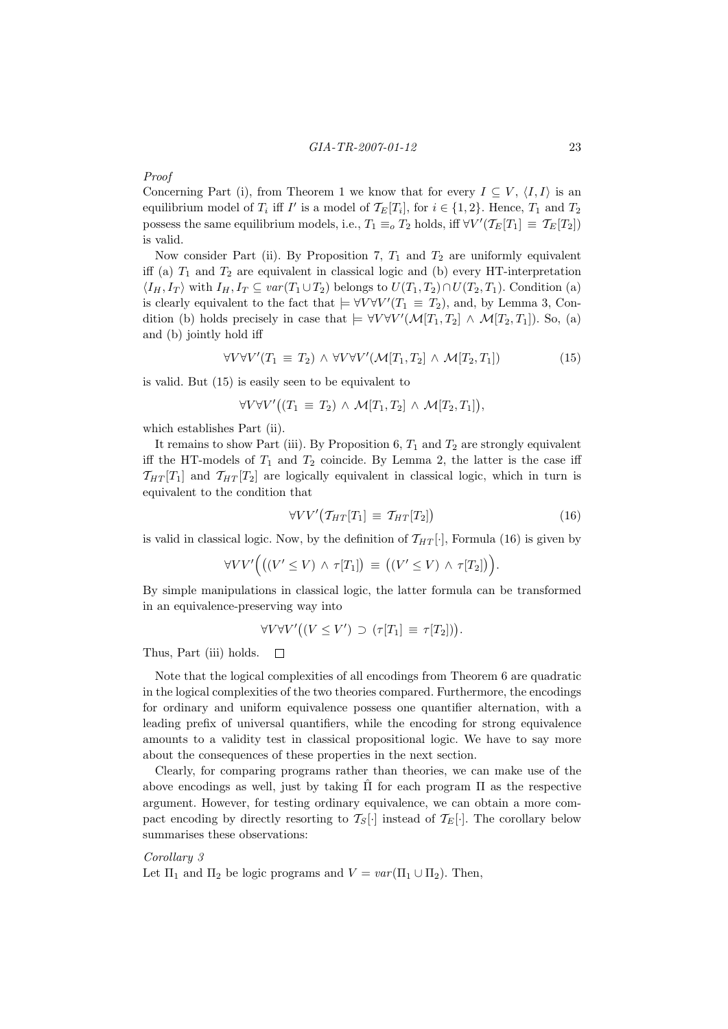*Proof*

Concerning Part (i), from Theorem 1 we know that for every $I \subseteq V$, $\langle I, I \rangle$ is an equilibrium model of $T_i$ iff $I'$ is a model of $\mathcal{T}_E[T_i]$, for $i \in \{1,2\}$. Hence, $T_1$ and $T_2$ possess the same equilibrium models, i.e., $T_1 \equiv_o T_2$ holds, iff $\forall V'(\mathcal{T}_E[T_1] \equiv \mathcal{T}_E[T_2])$ is valid.

Now consider Part (ii). By Proposition 7, $T_1$ and $T_2$ are uniformly equivalent iff (a) $T_1$ and $T_2$ are equivalent in classical logic and (b) every HT-interpretation $\langle I_H, I_T \rangle$ with $I_H, I_T \subseteq var(T_1 \cup T_2)$ belongs to $U(T_1, T_2) \cap U(T_2, T_1)$. Condition (a) is clearly equivalent to the fact that $\models \forall V \forall V'(T_1 \equiv T_2)$, and, by Lemma 3, Condition (b) holds precisely in case that $\models \forall V \forall V'(\mathcal{M}[T_1, T_2] \wedge \mathcal{M}[T_2, T_1])$. So, (a) and (b) jointly hold iff

$$\forall V \forall V'(T_1 \equiv T_2) \wedge \forall V \forall V'(\mathcal{M}[T_1, T_2] \wedge \mathcal{M}[T_2, T_1]) \tag{15}$$

is valid. But (15) is easily seen to be equivalent to

$$\forall V \forall V'\big((T_1 \equiv T_2) \wedge \mathcal{M}[T_1, T_2] \wedge \mathcal{M}[T_2, T_1]\big),$$

which establishes Part (ii).

It remains to show Part (iii). By Proposition 6, $T_1$ and $T_2$ are strongly equivalent iff the HT-models of $T_1$ and $T_2$ coincide. By Lemma 2, the latter is the case iff $\mathcal{T}_{HT}[T_1]$ and $\mathcal{T}_{HT}[T_2]$ are logically equivalent in classical logic, which in turn is equivalent to the condition that

$$\forall V V'\big(\mathcal{T}_{HT}[T_1] \equiv \mathcal{T}_{HT}[T_2]\big) \tag{16}$$

is valid in classical logic. Now, by the definition of $\mathcal{T}_{HT}[\cdot]$, Formula (16) is given by

$$\forall V V'\Big(\big((V' \leq V) \wedge \tau[T_1]\big) \equiv \big((V' \leq V) \wedge \tau[T_2]\big)\Big).$$

By simple manipulations in classical logic, the latter formula can be transformed in an equivalence-preserving way into

$$\forall V \forall V'\big((V \leq V') \supset (\tau[T_1] \equiv \tau[T_2])\big).$$

Thus, Part (iii) holds. $\square$

Note that the logical complexities of all encodings from Theorem 6 are quadratic in the logical complexities of the two theories compared. Furthermore, the encodings for ordinary and uniform equivalence possess one quantifier alternation, with a leading prefix of universal quantifiers, while the encoding for strong equivalence amounts to a validity test in classical propositional logic. We have to say more about the consequences of these properties in the next section.

Clearly, for comparing programs rather than theories, we can make use of the above encodings as well, just by taking $\hat{\Pi}$ for each program $\Pi$ as the respective argument. However, for testing ordinary equivalence, we can obtain a more compact encoding by directly resorting to $\mathcal{T}_S[\cdot]$ instead of $\mathcal{T}_E[\cdot]$. The corollary below summarises these observations:

*Corollary 3*

Let $\Pi_1$ and $\Pi_2$ be logic programs and $V = var(\Pi_1 \cup \Pi_2)$. Then,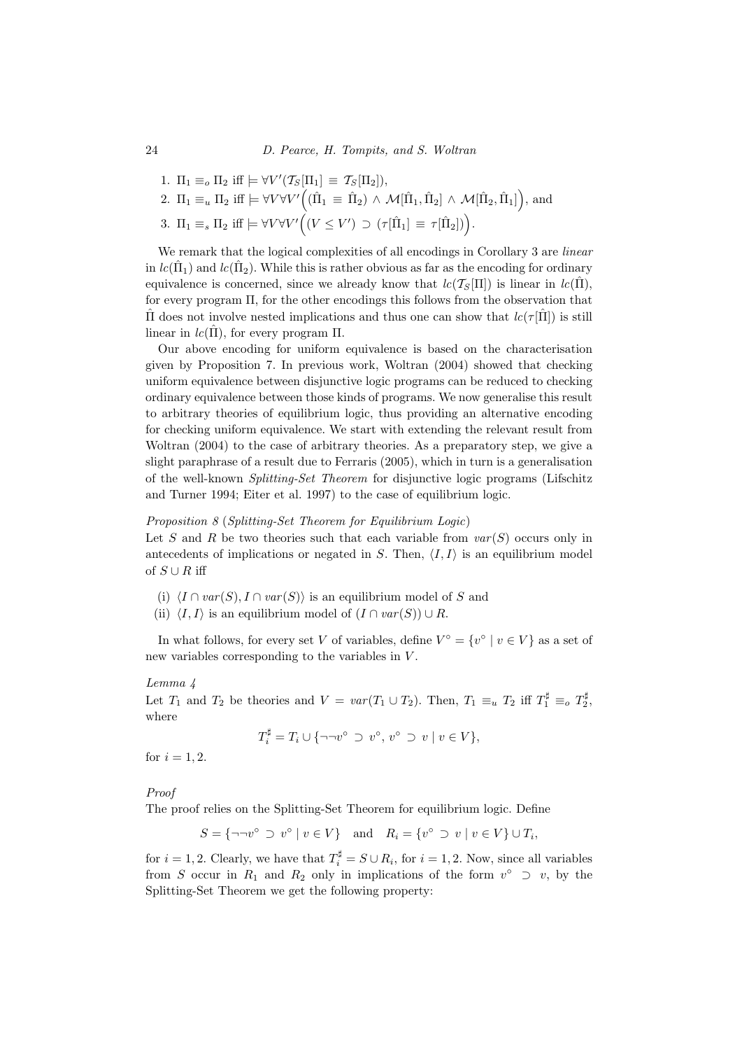1. $\Pi_1 \equiv_o \Pi_2$ iff $\models \forall V'(\mathcal{T}_S[\Pi_1] \equiv \mathcal{T}_S[\Pi_2])$,
2. $\Pi_1 \equiv_u \Pi_2$ iff $\models \forall V \forall V' \Big( (\hat{\Pi}_1 \equiv \hat{\Pi}_2) \wedge \mathcal{M}[\hat{\Pi}_1, \hat{\Pi}_2] \wedge \mathcal{M}[\hat{\Pi}_2, \hat{\Pi}_1] \Big)$, and
3. $\Pi_1 \equiv_s \Pi_2$ iff $\models \forall V \forall V' \Big( (V \leq V') \supset (\tau[\hat{\Pi}_1] \equiv \tau[\hat{\Pi}_2]) \Big)$.

We remark that the logical complexities of all encodings in Corollary 3 are *linear* in $lc(\hat{\Pi}_1)$ and $lc(\hat{\Pi}_2)$. While this is rather obvious as far as the encoding for ordinary equivalence is concerned, since we already know that $lc(\mathcal{T}_S[\Pi])$ is linear in $lc(\hat{\Pi})$, for every program $\Pi$, for the other encodings this follows from the observation that $\hat{\Pi}$ does not involve nested implications and thus one can show that $lc(\tau[\hat{\Pi}])$ is still linear in $lc(\hat{\Pi})$, for every program $\Pi$.

Our above encoding for uniform equivalence is based on the characterisation given by Proposition 7. In previous work, Woltran (2004) showed that checking uniform equivalence between disjunctive logic programs can be reduced to checking ordinary equivalence between those kinds of programs. We now generalise this result to arbitrary theories of equilibrium logic, thus providing an alternative encoding for checking uniform equivalence. We start with extending the relevant result from Woltran (2004) to the case of arbitrary theories. As a preparatory step, we give a slight paraphrase of a result due to Ferraris (2005), which in turn is a generalisation of the well-known *Splitting-Set Theorem* for disjunctive logic programs (Lifschitz and Turner 1994; Eiter et al. 1997) to the case of equilibrium logic.

*Proposition 8* (*Splitting-Set Theorem for Equilibrium Logic*)
Let $S$ and $R$ be two theories such that each variable from $var(S)$ occurs only in antecedents of implications or negated in $S$. Then, $\langle I, I \rangle$ is an equilibrium model of $S \cup R$ iff

(i) $\langle I \cap var(S), I \cap var(S) \rangle$ is an equilibrium model of $S$ and
(ii) $\langle I, I \rangle$ is an equilibrium model of $(I \cap var(S)) \cup R$.

In what follows, for every set $V$ of variables, define $V^\circ = \{v^\circ \mid v \in V\}$ as a set of new variables corresponding to the variables in $V$.

*Lemma 4*
Let $T_1$ and $T_2$ be theories and $V = var(T_1 \cup T_2)$. Then, $T_1 \equiv_u T_2$ iff $T_1^\sharp \equiv_o T_2^\sharp$, where

$$T_i^\sharp = T_i \cup \{\neg\neg v^\circ \supset v^\circ,\ v^\circ \supset v \mid v \in V\},$$

for $i = 1, 2$.

*Proof*
The proof relies on the Splitting-Set Theorem for equilibrium logic. Define

$$S = \{\neg\neg v^\circ \supset v^\circ \mid v \in V\} \quad \text{and} \quad R_i = \{v^\circ \supset v \mid v \in V\} \cup T_i,$$

for $i = 1, 2$. Clearly, we have that $T_i^\sharp = S \cup R_i$, for $i = 1, 2$. Now, since all variables from $S$ occur in $R_1$ and $R_2$ only in implications of the form $v^\circ \supset v$, by the Splitting-Set Theorem we get the following property: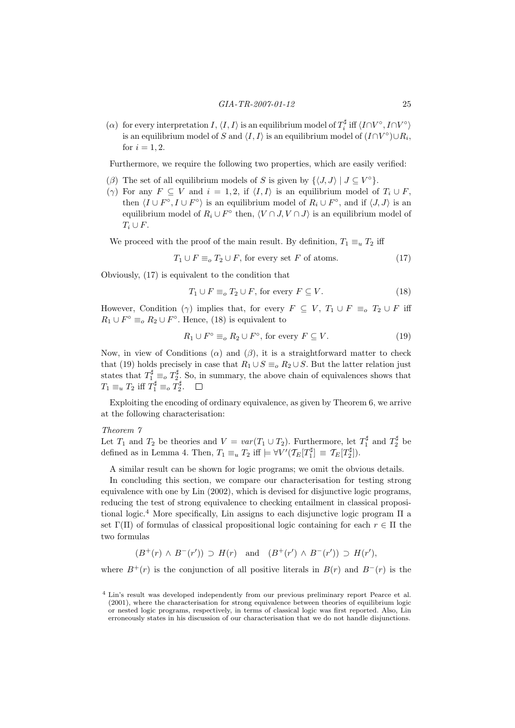($\alpha$) for every interpretation $I$, $\langle I, I\rangle$ is an equilibrium model of $T_i^\sharp$ iff $\langle I \cap V^\circ, I \cap V^\circ\rangle$ is an equilibrium model of $S$ and $\langle I, I\rangle$ is an equilibrium model of $(I \cap V^\circ) \cup R_i$, for $i = 1, 2$.

Furthermore, we require the following two properties, which are easily verified:

($\beta$) The set of all equilibrium models of $S$ is given by $\{\langle J, J\rangle \mid J \subseteq V^\circ\}$.

($\gamma$) For any $F \subseteq V$ and $i = 1, 2$, if $\langle I, I\rangle$ is an equilibrium model of $T_i \cup F$, then $\langle I \cup F^\circ, I \cup F^\circ\rangle$ is an equilibrium model of $R_i \cup F^\circ$, and if $\langle J, J\rangle$ is an equilibrium model of $R_i \cup F^\circ$ then, $\langle V \cap J, V \cap J\rangle$ is an equilibrium model of $T_i \cup F$.

We proceed with the proof of the main result. By definition, $T_1 \equiv_u T_2$ iff

$$T_1 \cup F \equiv_o T_2 \cup F, \text{ for every set } F \text{ of atoms.} \tag{17}$$

Obviously, (17) is equivalent to the condition that

$$T_1 \cup F \equiv_o T_2 \cup F, \text{ for every } F \subseteq V. \tag{18}$$

However, Condition ($\gamma$) implies that, for every $F \subseteq V$, $T_1 \cup F \equiv_o T_2 \cup F$ iff $R_1 \cup F^\circ \equiv_o R_2 \cup F^\circ$. Hence, (18) is equivalent to

$$R_1 \cup F^\circ \equiv_o R_2 \cup F^\circ, \text{ for every } F \subseteq V. \tag{19}$$

Now, in view of Conditions ($\alpha$) and ($\beta$), it is a straightforward matter to check that (19) holds precisely in case that $R_1 \cup S \equiv_o R_2 \cup S$. But the latter relation just states that $T_1^\sharp \equiv_o T_2^\sharp$. So, in summary, the above chain of equivalences shows that $T_1 \equiv_u T_2$ iff $T_1^\sharp \equiv_o T_2^\sharp$. □

Exploiting the encoding of ordinary equivalence, as given by Theorem 6, we arrive at the following characterisation:

*Theorem 7*

Let $T_1$ and $T_2$ be theories and $V = var(T_1 \cup T_2)$. Furthermore, let $T_1^\sharp$ and $T_2^\sharp$ be defined as in Lemma 4. Then, $T_1 \equiv_u T_2$ iff $\models \forall V'(\mathcal{T}_E[T_1^\sharp] \equiv \mathcal{T}_E[T_2^\sharp])$.

A similar result can be shown for logic programs; we omit the obvious details.

In concluding this section, we compare our characterisation for testing strong equivalence with one by Lin (2002), which is devised for disjunctive logic programs, reducing the test of strong equivalence to checking entailment in classical propositional logic.[4] More specifically, Lin assigns to each disjunctive logic program $\Pi$ a set $\Gamma(\Pi)$ of formulas of classical propositional logic containing for each $r \in \Pi$ the two formulas

$$(B^+(r) \wedge B^-(r')) \supset H(r) \quad \text{and} \quad (B^+(r') \wedge B^-(r')) \supset H(r'),$$

where $B^+(r)$ is the conjunction of all positive literals in $B(r)$ and $B^-(r)$ is the

[4] Lin's result was developed independently from our previous preliminary report Pearce et al. (2001), where the characterisation for strong equivalence between theories of equilibrium logic or nested logic programs, respectively, in terms of classical logic was first reported. Also, Lin erroneously states in his discussion of our characterisation that we do not handle disjunctions.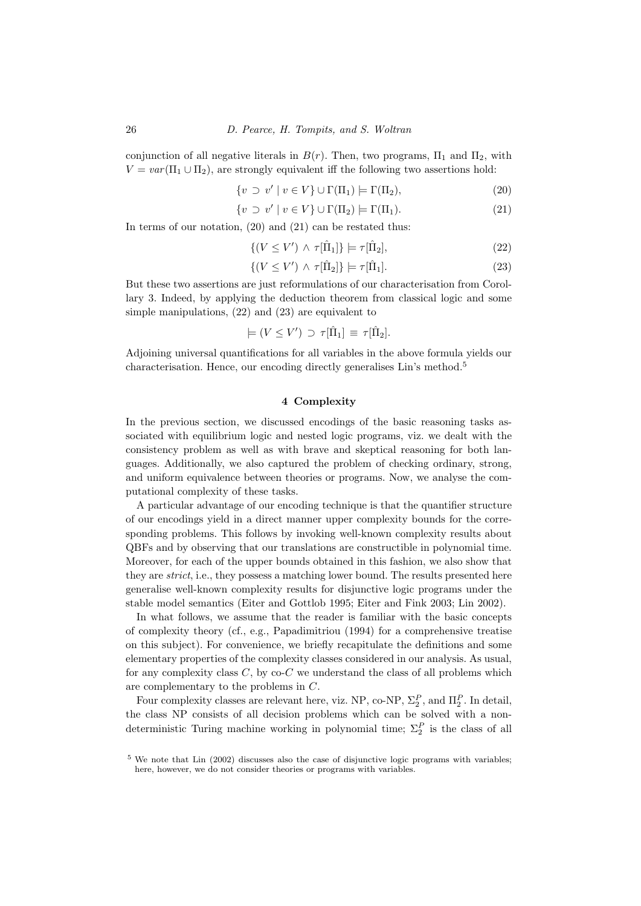conjunction of all negative literals in $B(r)$. Then, two programs, $\Pi_1$ and $\Pi_2$, with $V = var(\Pi_1 \cup \Pi_2)$, are strongly equivalent iff the following two assertions hold:

$$\{v \supset v' \mid v \in V\} \cup \Gamma(\Pi_1) \models \Gamma(\Pi_2), \tag{20}$$

$$\{v \supset v' \mid v \in V\} \cup \Gamma(\Pi_2) \models \Gamma(\Pi_1). \tag{21}$$

In terms of our notation, (20) and (21) can be restated thus:

$$\{(V \leq V') \wedge \tau[\hat{\Pi}_1]\} \models \tau[\hat{\Pi}_2], \tag{22}$$

$$\{(V \leq V') \wedge \tau[\hat{\Pi}_2]\} \models \tau[\hat{\Pi}_1]. \tag{23}$$

But these two assertions are just reformulations of our characterisation from Corollary 3. Indeed, by applying the deduction theorem from classical logic and some simple manipulations, (22) and (23) are equivalent to

$$\models (V \leq V') \supset \tau[\hat{\Pi}_1] \equiv \tau[\hat{\Pi}_2].$$

Adjoining universal quantifications for all variables in the above formula yields our characterisation. Hence, our encoding directly generalises Lin's method.[5]

## 4 Complexity

In the previous section, we discussed encodings of the basic reasoning tasks associated with equilibrium logic and nested logic programs, viz. we dealt with the consistency problem as well as with brave and skeptical reasoning for both languages. Additionally, we also captured the problem of checking ordinary, strong, and uniform equivalence between theories or programs. Now, we analyse the computational complexity of these tasks.

A particular advantage of our encoding technique is that the quantifier structure of our encodings yield in a direct manner upper complexity bounds for the corresponding problems. This follows by invoking well-known complexity results about QBFs and by observing that our translations are constructible in polynomial time. Moreover, for each of the upper bounds obtained in this fashion, we also show that they are *strict*, i.e., they possess a matching lower bound. The results presented here generalise well-known complexity results for disjunctive logic programs under the stable model semantics (Eiter and Gottlob 1995; Eiter and Fink 2003; Lin 2002).

In what follows, we assume that the reader is familiar with the basic concepts of complexity theory (cf., e.g., Papadimitriou (1994) for a comprehensive treatise on this subject). For convenience, we briefly recapitulate the definitions and some elementary properties of the complexity classes considered in our analysis. As usual, for any complexity class $C$, by co-$C$ we understand the class of all problems which are complementary to the problems in $C$.

Four complexity classes are relevant here, viz. NP, co-NP, $\Sigma_2^P$, and $\Pi_2^P$. In detail, the class NP consists of all decision problems which can be solved with a nondeterministic Turing machine working in polynomial time; $\Sigma_2^P$ is the class of all

[5] We note that Lin (2002) discusses also the case of disjunctive logic programs with variables; here, however, we do not consider theories or programs with variables.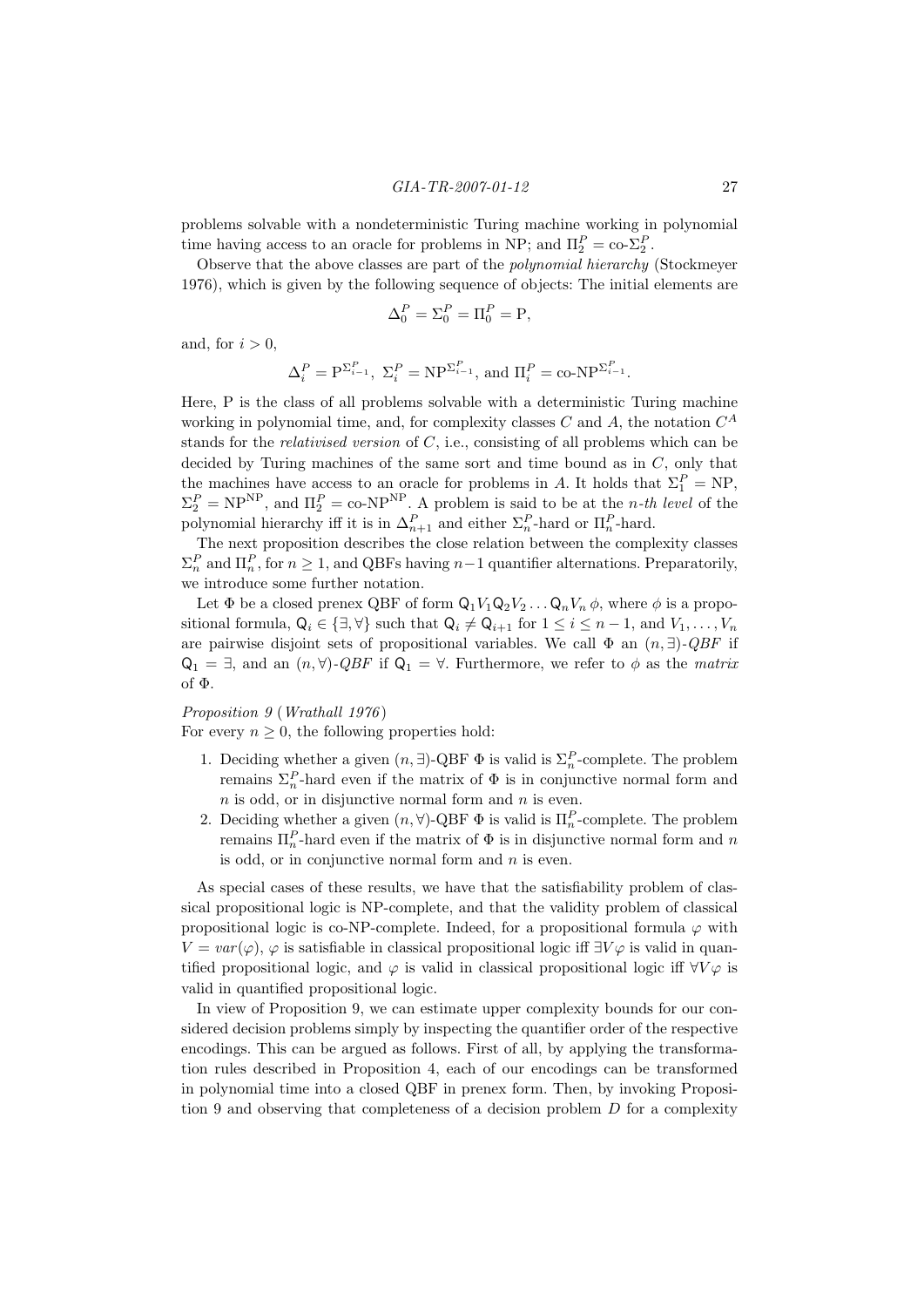problems solvable with a nondeterministic Turing machine working in polynomial time having access to an oracle for problems in NP; and $\Pi_2^P = \text{co-}\Sigma_2^P$.

Observe that the above classes are part of the *polynomial hierarchy* (Stockmeyer 1976), which is given by the following sequence of objects: The initial elements are

$$\Delta_0^P = \Sigma_0^P = \Pi_0^P = \text{P},$$

and, for $i > 0$,

$$\Delta_i^P = \text{P}^{\Sigma_{i-1}^P},\ \Sigma_i^P = \text{NP}^{\Sigma_{i-1}^P}, \text{ and } \Pi_i^P = \text{co-NP}^{\Sigma_{i-1}^P}.$$

Here, P is the class of all problems solvable with a deterministic Turing machine working in polynomial time, and, for complexity classes $C$ and $A$, the notation $C^A$ stands for the *relativised version* of $C$, i.e., consisting of all problems which can be decided by Turing machines of the same sort and time bound as in $C$, only that the machines have access to an oracle for problems in $A$. It holds that $\Sigma_1^P = \text{NP}$, $\Sigma_2^P = \text{NP}^{\text{NP}}$, and $\Pi_2^P = \text{co-NP}^{\text{NP}}$. A problem is said to be at the *n-th level* of the polynomial hierarchy iff it is in $\Delta_{n+1}^P$ and either $\Sigma_n^P$-hard or $\Pi_n^P$-hard.

The next proposition describes the close relation between the complexity classes $\Sigma_n^P$ and $\Pi_n^P$, for $n \geq 1$, and QBFs having $n-1$ quantifier alternations. Preparatorily, we introduce some further notation.

Let $\Phi$ be a closed prenex QBF of form $\mathsf{Q}_1 V_1 \mathsf{Q}_2 V_2 \ldots \mathsf{Q}_n V_n\, \phi$, where $\phi$ is a propositional formula, $\mathsf{Q}_i \in \{\exists, \forall\}$ such that $\mathsf{Q}_i \neq \mathsf{Q}_{i+1}$ for $1 \leq i \leq n-1$, and $V_1, \ldots, V_n$ are pairwise disjoint sets of propositional variables. We call $\Phi$ an $(n, \exists)$-*QBF* if $\mathsf{Q}_1 = \exists$, and an $(n, \forall)$-*QBF* if $\mathsf{Q}_1 = \forall$. Furthermore, we refer to $\phi$ as the *matrix* of $\Phi$.

*Proposition 9* (*Wrathall 1976*)
For every $n \geq 0$, the following properties hold:

1. Deciding whether a given $(n, \exists)$-QBF $\Phi$ is valid is $\Sigma_n^P$-complete. The problem remains $\Sigma_n^P$-hard even if the matrix of $\Phi$ is in conjunctive normal form and $n$ is odd, or in disjunctive normal form and $n$ is even.
2. Deciding whether a given $(n, \forall)$-QBF $\Phi$ is valid is $\Pi_n^P$-complete. The problem remains $\Pi_n^P$-hard even if the matrix of $\Phi$ is in disjunctive normal form and $n$ is odd, or in conjunctive normal form and $n$ is even.

As special cases of these results, we have that the satisfiability problem of classical propositional logic is NP-complete, and that the validity problem of classical propositional logic is co-NP-complete. Indeed, for a propositional formula $\varphi$ with $V = var(\varphi)$, $\varphi$ is satisfiable in classical propositional logic iff $\exists V \varphi$ is valid in quantified propositional logic, and $\varphi$ is valid in classical propositional logic iff $\forall V \varphi$ is valid in quantified propositional logic.

In view of Proposition 9, we can estimate upper complexity bounds for our considered decision problems simply by inspecting the quantifier order of the respective encodings. This can be argued as follows. First of all, by applying the transformation rules described in Proposition 4, each of our encodings can be transformed in polynomial time into a closed QBF in prenex form. Then, by invoking Proposition 9 and observing that completeness of a decision problem $D$ for a complexity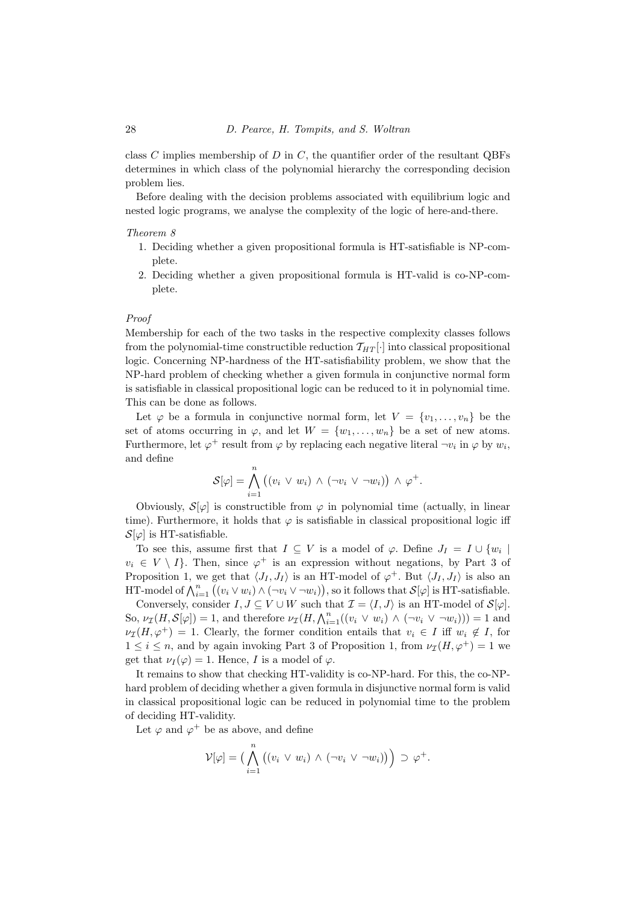class $C$ implies membership of $D$ in $C$, the quantifier order of the resultant QBFs determines in which class of the polynomial hierarchy the corresponding decision problem lies.

Before dealing with the decision problems associated with equilibrium logic and nested logic programs, we analyse the complexity of the logic of here-and-there.

*Theorem 8*

1. Deciding whether a given propositional formula is HT-satisfiable is NP-complete.
2. Deciding whether a given propositional formula is HT-valid is co-NP-complete.

*Proof*

Membership for each of the two tasks in the respective complexity classes follows from the polynomial-time constructible reduction $\mathcal{T}_{HT}[\cdot]$ into classical propositional logic. Concerning NP-hardness of the HT-satisfiability problem, we show that the NP-hard problem of checking whether a given formula in conjunctive normal form is satisfiable in classical propositional logic can be reduced to it in polynomial time. This can be done as follows.

Let $\varphi$ be a formula in conjunctive normal form, let $V = \{v_1, \ldots, v_n\}$ be the set of atoms occurring in $\varphi$, and let $W = \{w_1, \ldots, w_n\}$ be a set of new atoms. Furthermore, let $\varphi^+$ result from $\varphi$ by replacing each negative literal $\neg v_i$ in $\varphi$ by $w_i$, and define

$$\mathcal{S}[\varphi] = \bigwedge_{i=1}^{n} \big( (v_i \vee w_i) \wedge (\neg v_i \vee \neg w_i) \big) \wedge \varphi^+ .$$

Obviously, $\mathcal{S}[\varphi]$ is constructible from $\varphi$ in polynomial time (actually, in linear time). Furthermore, it holds that $\varphi$ is satisfiable in classical propositional logic iff $\mathcal{S}[\varphi]$ is HT-satisfiable.

To see this, assume first that $I \subseteq V$ is a model of $\varphi$. Define $J_I = I \cup \{w_i \mid v_i \in V \setminus I\}$. Then, since $\varphi^+$ is an expression without negations, by Part 3 of Proposition 1, we get that $\langle J_I, J_I \rangle$ is an HT-model of $\varphi^+$. But $\langle J_I, J_I \rangle$ is also an HT-model of $\bigwedge_{i=1}^{n} \big( (v_i \vee w_i) \wedge (\neg v_i \vee \neg w_i) \big)$, so it follows that $\mathcal{S}[\varphi]$ is HT-satisfiable.

Conversely, consider $I, J \subseteq V \cup W$ such that $\mathcal{I} = \langle I, J \rangle$ is an HT-model of $\mathcal{S}[\varphi]$. So, $\nu_{\mathcal{I}}(H, \mathcal{S}[\varphi]) = 1$, and therefore $\nu_{\mathcal{I}}(H, \bigwedge_{i=1}^{n} ((v_i \vee w_i) \wedge (\neg v_i \vee \neg w_i))) = 1$ and $\nu_{\mathcal{I}}(H, \varphi^+) = 1$. Clearly, the former condition entails that $v_i \in I$ iff $w_i \notin I$, for $1 \leq i \leq n$, and by again invoking Part 3 of Proposition 1, from $\nu_{\mathcal{I}}(H, \varphi^+) = 1$ we get that $\nu_I(\varphi) = 1$. Hence, $I$ is a model of $\varphi$.

It remains to show that checking HT-validity is co-NP-hard. For this, the co-NP-hard problem of deciding whether a given formula in disjunctive normal form is valid in classical propositional logic can be reduced in polynomial time to the problem of deciding HT-validity.

Let $\varphi$ and $\varphi^+$ be as above, and define

$$\mathcal{V}[\varphi] = \Big( \bigwedge_{i=1}^{n} \big( (v_i \vee w_i) \wedge (\neg v_i \vee \neg w_i) \big) \Big) \supset \varphi^+ .$$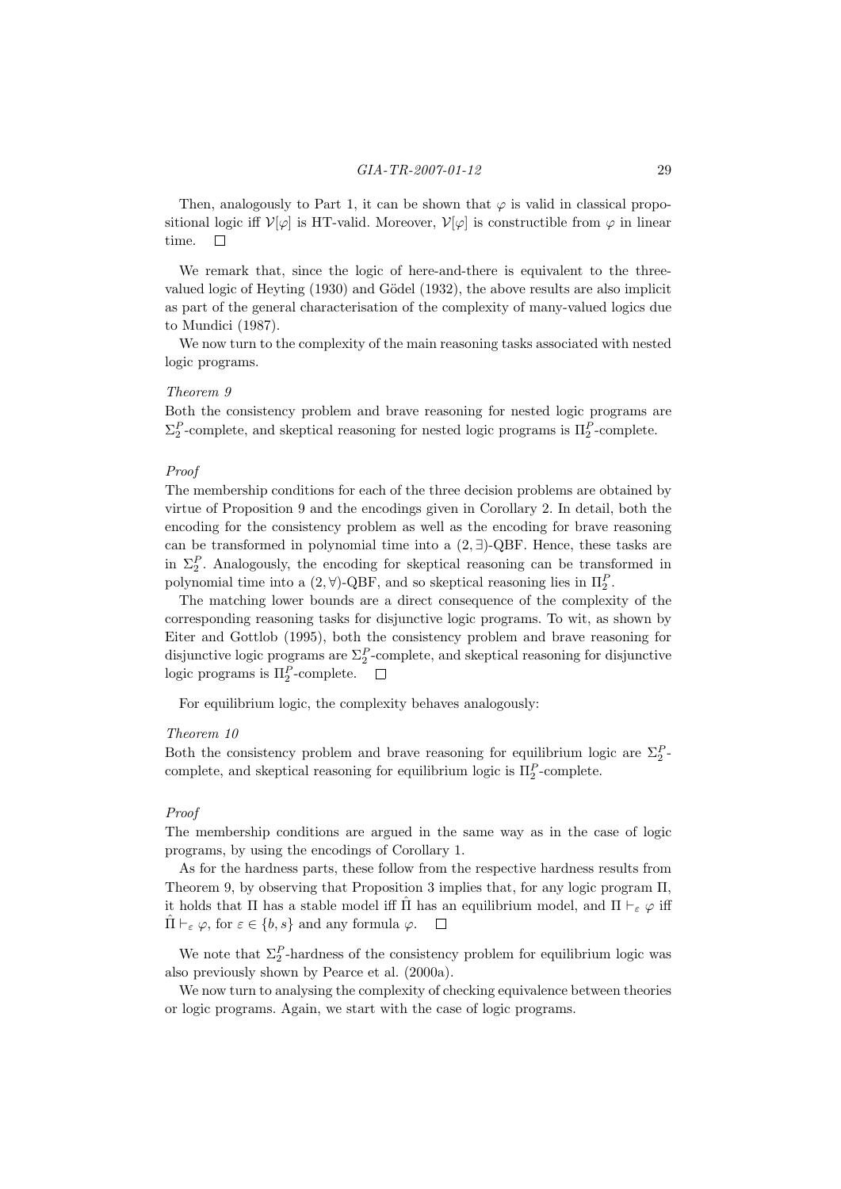Then, analogously to Part 1, it can be shown that $\varphi$ is valid in classical propositional logic iff $\mathcal{V}[\varphi]$ is HT-valid. Moreover, $\mathcal{V}[\varphi]$ is constructible from $\varphi$ in linear time. $\square$

We remark that, since the logic of here-and-there is equivalent to the three-valued logic of Heyting (1930) and Gödel (1932), the above results are also implicit as part of the general characterisation of the complexity of many-valued logics due to Mundici (1987).

We now turn to the complexity of the main reasoning tasks associated with nested logic programs.

*Theorem 9*

Both the consistency problem and brave reasoning for nested logic programs are $\Sigma_2^P$-complete, and skeptical reasoning for nested logic programs is $\Pi_2^P$-complete.

*Proof*

The membership conditions for each of the three decision problems are obtained by virtue of Proposition 9 and the encodings given in Corollary 2. In detail, both the encoding for the consistency problem as well as the encoding for brave reasoning can be transformed in polynomial time into a $(2, \exists)$-QBF. Hence, these tasks are in $\Sigma_2^P$. Analogously, the encoding for skeptical reasoning can be transformed in polynomial time into a $(2, \forall)$-QBF, and so skeptical reasoning lies in $\Pi_2^P$.

The matching lower bounds are a direct consequence of the complexity of the corresponding reasoning tasks for disjunctive logic programs. To wit, as shown by Eiter and Gottlob (1995), both the consistency problem and brave reasoning for disjunctive logic programs are $\Sigma_2^P$-complete, and skeptical reasoning for disjunctive logic programs is $\Pi_2^P$-complete. $\square$

For equilibrium logic, the complexity behaves analogously:

*Theorem 10*

Both the consistency problem and brave reasoning for equilibrium logic are $\Sigma_2^P$-complete, and skeptical reasoning for equilibrium logic is $\Pi_2^P$-complete.

*Proof*

The membership conditions are argued in the same way as in the case of logic programs, by using the encodings of Corollary 1.

As for the hardness parts, these follow from the respective hardness results from Theorem 9, by observing that Proposition 3 implies that, for any logic program $\Pi$, it holds that $\Pi$ has a stable model iff $\hat{\Pi}$ has an equilibrium model, and $\Pi \vdash_\varepsilon \varphi$ iff $\hat{\Pi} \vdash_\varepsilon \varphi$, for $\varepsilon \in \{b, s\}$ and any formula $\varphi$. $\square$

We note that $\Sigma_2^P$-hardness of the consistency problem for equilibrium logic was also previously shown by Pearce et al. (2000a).

We now turn to analysing the complexity of checking equivalence between theories or logic programs. Again, we start with the case of logic programs.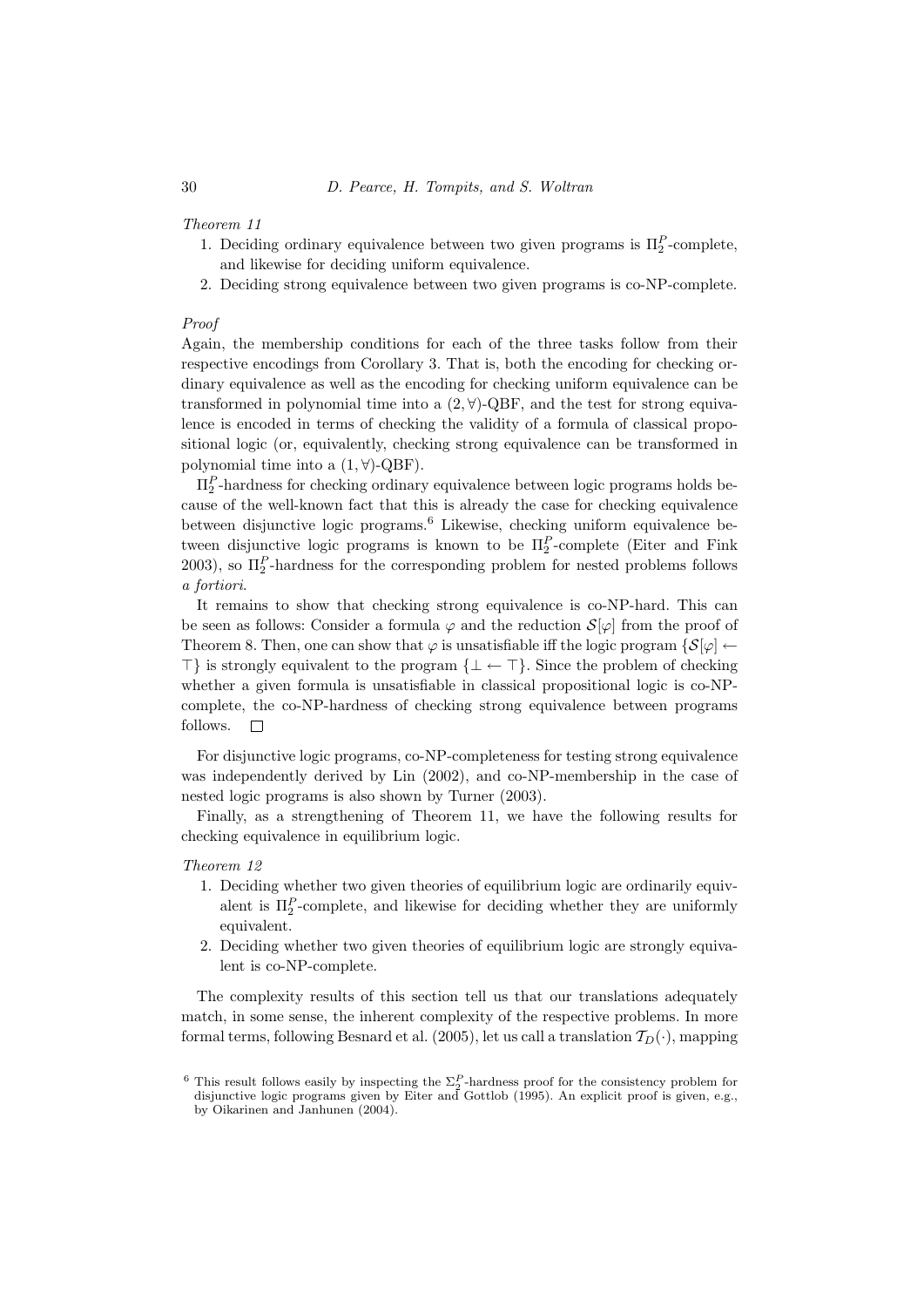*Theorem 11*

1. Deciding ordinary equivalence between two given programs is $\Pi_2^P$-complete, and likewise for deciding uniform equivalence.
2. Deciding strong equivalence between two given programs is co-NP-complete.

*Proof*

Again, the membership conditions for each of the three tasks follow from their respective encodings from Corollary 3. That is, both the encoding for checking ordinary equivalence as well as the encoding for checking uniform equivalence can be transformed in polynomial time into a $(2, \forall)$-QBF, and the test for strong equivalence is encoded in terms of checking the validity of a formula of classical propositional logic (or, equivalently, checking strong equivalence can be transformed in polynomial time into a $(1, \forall)$-QBF).

$\Pi_2^P$-hardness for checking ordinary equivalence between logic programs holds because of the well-known fact that this is already the case for checking equivalence between disjunctive logic programs.[6] Likewise, checking uniform equivalence between disjunctive logic programs is known to be $\Pi_2^P$-complete (Eiter and Fink 2003), so $\Pi_2^P$-hardness for the corresponding problem for nested problems follows *a fortiori*.

It remains to show that checking strong equivalence is co-NP-hard. This can be seen as follows: Consider a formula $\varphi$ and the reduction $\mathcal{S}[\varphi]$ from the proof of Theorem 8. Then, one can show that $\varphi$ is unsatisfiable iff the logic program $\{\mathcal{S}[\varphi] \leftarrow \top\}$ is strongly equivalent to the program $\{\bot \leftarrow \top\}$. Since the problem of checking whether a given formula is unsatisfiable in classical propositional logic is co-NP-complete, the co-NP-hardness of checking strong equivalence between programs follows. $\square$

For disjunctive logic programs, co-NP-completeness for testing strong equivalence was independently derived by Lin (2002), and co-NP-membership in the case of nested logic programs is also shown by Turner (2003).

Finally, as a strengthening of Theorem 11, we have the following results for checking equivalence in equilibrium logic.

*Theorem 12*

1. Deciding whether two given theories of equilibrium logic are ordinarily equivalent is $\Pi_2^P$-complete, and likewise for deciding whether they are uniformly equivalent.
2. Deciding whether two given theories of equilibrium logic are strongly equivalent is co-NP-complete.

The complexity results of this section tell us that our translations adequately match, in some sense, the inherent complexity of the respective problems. In more formal terms, following Besnard et al. (2005), let us call a translation $\mathcal{T}_D(\cdot)$, mapping

[6] This result follows easily by inspecting the $\Sigma_2^P$-hardness proof for the consistency problem for disjunctive logic programs given by Eiter and Gottlob (1995). An explicit proof is given, e.g., by Oikarinen and Janhunen (2004).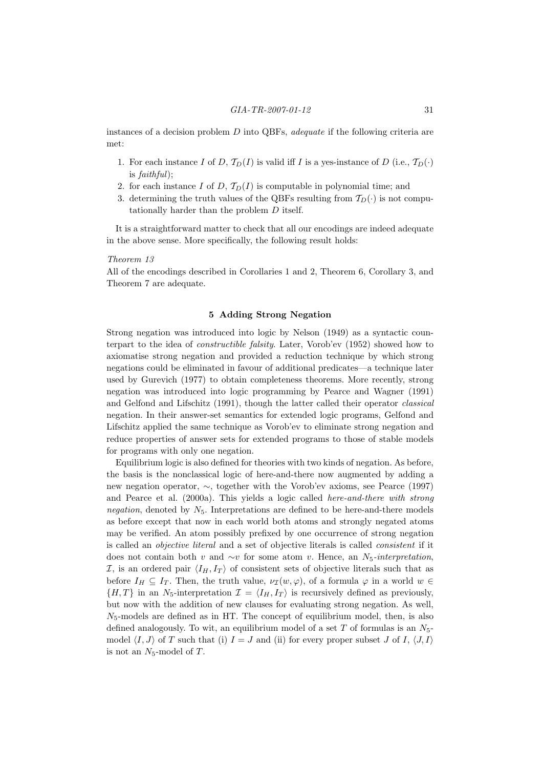instances of a decision problem $D$ into QBFs, *adequate* if the following criteria are met:

1. For each instance $I$ of $D$, $\mathcal{T}_D(I)$ is valid iff $I$ is a yes-instance of $D$ (i.e., $\mathcal{T}_D(\cdot)$ is *faithful*);
2. for each instance $I$ of $D$, $\mathcal{T}_D(I)$ is computable in polynomial time; and
3. determining the truth values of the QBFs resulting from $\mathcal{T}_D(\cdot)$ is not computationally harder than the problem $D$ itself.

It is a straightforward matter to check that all our encodings are indeed adequate in the above sense. More specifically, the following result holds:

*Theorem 13*
All of the encodings described in Corollaries 1 and 2, Theorem 6, Corollary 3, and Theorem 7 are adequate.

## 5 Adding Strong Negation

Strong negation was introduced into logic by Nelson (1949) as a syntactic counterpart to the idea of *constructible falsity*. Later, Vorob'ev (1952) showed how to axiomatise strong negation and provided a reduction technique by which strong negations could be eliminated in favour of additional predicates—a technique later used by Gurevich (1977) to obtain completeness theorems. More recently, strong negation was introduced into logic programming by Pearce and Wagner (1991) and Gelfond and Lifschitz (1991), though the latter called their operator *classical* negation. In their answer-set semantics for extended logic programs, Gelfond and Lifschitz applied the same technique as Vorob'ev to eliminate strong negation and reduce properties of answer sets for extended programs to those of stable models for programs with only one negation.

Equilibrium logic is also defined for theories with two kinds of negation. As before, the basis is the nonclassical logic of here-and-there now augmented by adding a new negation operator, $\sim$, together with the Vorob'ev axioms, see Pearce (1997) and Pearce et al. (2000a). This yields a logic called *here-and-there with strong negation*, denoted by $N_5$. Interpretations are defined to be here-and-there models as before except that now in each world both atoms and strongly negated atoms may be verified. An atom possibly prefixed by one occurrence of strong negation is called an *objective literal* and a set of objective literals is called *consistent* if it does not contain both $v$ and $\sim v$ for some atom $v$. Hence, an $N_5$-*interpretation*, $\mathcal{I}$, is an ordered pair $\langle I_H, I_T \rangle$ of consistent sets of objective literals such that as before $I_H \subseteq I_T$. Then, the truth value, $\nu_{\mathcal{I}}(w, \varphi)$, of a formula $\varphi$ in a world $w \in \{H, T\}$ in an $N_5$-interpretation $\mathcal{I} = \langle I_H, I_T \rangle$ is recursively defined as previously, but now with the addition of new clauses for evaluating strong negation. As well, $N_5$-models are defined as in HT. The concept of equilibrium model, then, is also defined analogously. To wit, an equilibrium model of a set $T$ of formulas is an $N_5$-model $\langle I, J \rangle$ of $T$ such that (i) $I = J$ and (ii) for every proper subset $J$ of $I$, $\langle J, I \rangle$ is not an $N_5$-model of $T$.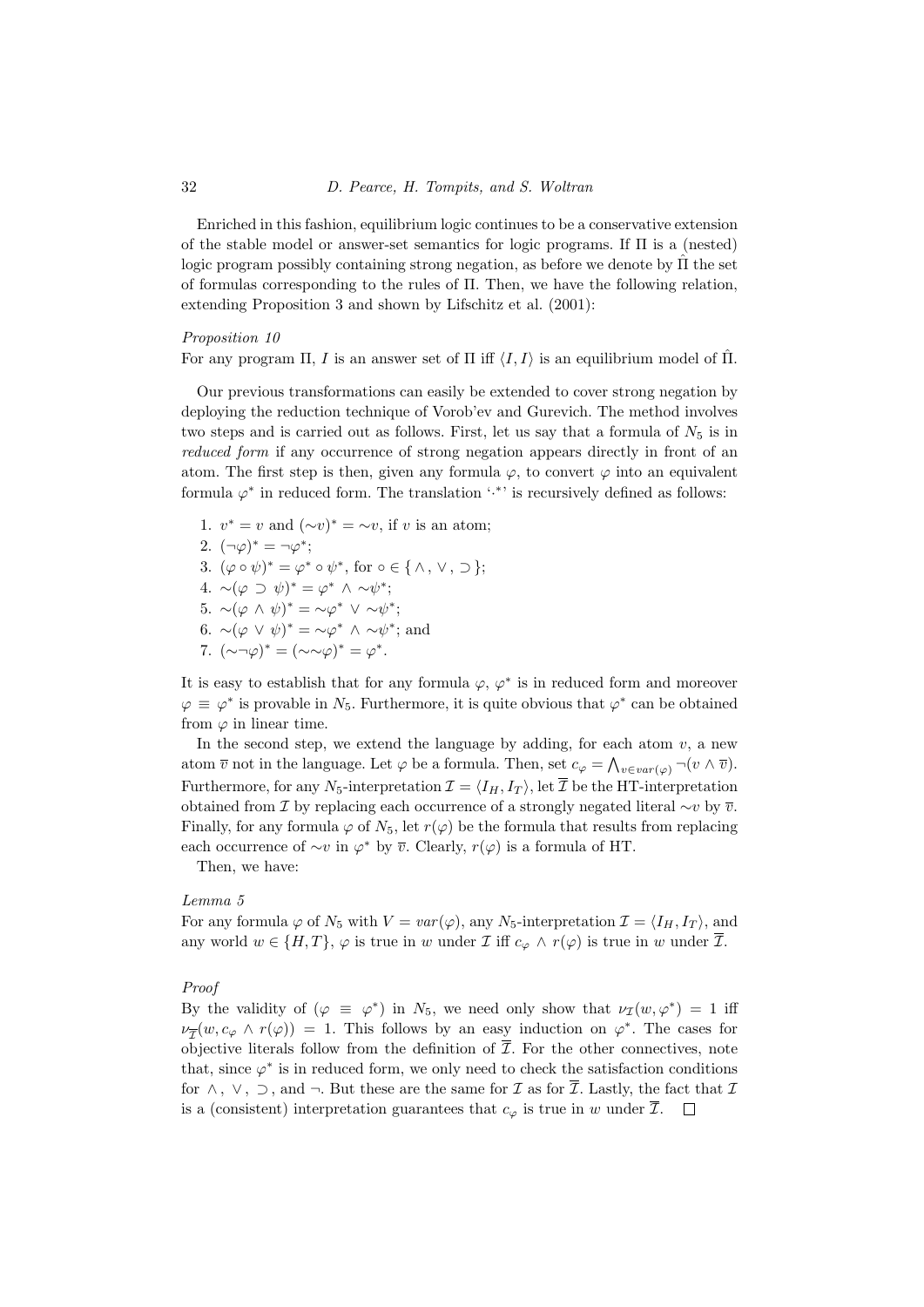Enriched in this fashion, equilibrium logic continues to be a conservative extension of the stable model or answer-set semantics for logic programs. If $\Pi$ is a (nested) logic program possibly containing strong negation, as before we denote by $\hat{\Pi}$ the set of formulas corresponding to the rules of $\Pi$. Then, we have the following relation, extending Proposition 3 and shown by Lifschitz et al. (2001):

*Proposition 10*

For any program $\Pi$, $I$ is an answer set of $\Pi$ iff $\langle I, I \rangle$ is an equilibrium model of $\hat{\Pi}$.

Our previous transformations can easily be extended to cover strong negation by deploying the reduction technique of Vorob'ev and Gurevich. The method involves two steps and is carried out as follows. First, let us say that a formula of $N_5$ is in *reduced form* if any occurrence of strong negation appears directly in front of an atom. The first step is then, given any formula $\varphi$, to convert $\varphi$ into an equivalent formula $\varphi^*$ in reduced form. The translation '$\cdot^*$' is recursively defined as follows:

1. $v^* = v$ and $(\sim v)^* = \sim v$, if $v$ is an atom;
2. $(\neg \varphi)^* = \neg \varphi^*$;
3. $(\varphi \circ \psi)^* = \varphi^* \circ \psi^*$, for $\circ \in \{\wedge, \vee, \supset\}$;
4. $\sim(\varphi \supset \psi)^* = \varphi^* \wedge \sim\psi^*$;
5. $\sim(\varphi \wedge \psi)^* = \sim\varphi^* \vee \sim\psi^*$;
6. $\sim(\varphi \vee \psi)^* = \sim\varphi^* \wedge \sim\psi^*$; and
7. $(\sim\neg\varphi)^* = (\sim\sim\varphi)^* = \varphi^*$.

It is easy to establish that for any formula $\varphi$, $\varphi^*$ is in reduced form and moreover $\varphi \equiv \varphi^*$ is provable in $N_5$. Furthermore, it is quite obvious that $\varphi^*$ can be obtained from $\varphi$ in linear time.

In the second step, we extend the language by adding, for each atom $v$, a new atom $\overline{v}$ not in the language. Let $\varphi$ be a formula. Then, set $c_\varphi = \bigwedge_{v \in var(\varphi)} \neg(v \wedge \overline{v})$. Furthermore, for any $N_5$-interpretation $\mathcal{I} = \langle I_H, I_T \rangle$, let $\overline{\mathcal{I}}$ be the HT-interpretation obtained from $\mathcal{I}$ by replacing each occurrence of a strongly negated literal $\sim v$ by $\overline{v}$. Finally, for any formula $\varphi$ of $N_5$, let $r(\varphi)$ be the formula that results from replacing each occurrence of $\sim v$ in $\varphi^*$ by $\overline{v}$. Clearly, $r(\varphi)$ is a formula of HT.

Then, we have:

*Lemma 5*

For any formula $\varphi$ of $N_5$ with $V = var(\varphi)$, any $N_5$-interpretation $\mathcal{I} = \langle I_H, I_T \rangle$, and any world $w \in \{H, T\}$, $\varphi$ is true in $w$ under $\mathcal{I}$ iff $c_\varphi \wedge r(\varphi)$ is true in $w$ under $\overline{\mathcal{I}}$.

*Proof*

By the validity of $(\varphi \equiv \varphi^*)$ in $N_5$, we need only show that $\nu_{\mathcal{I}}(w, \varphi^*) = 1$ iff $\nu_{\overline{\mathcal{I}}}(w, c_\varphi \wedge r(\varphi)) = 1$. This follows by an easy induction on $\varphi^*$. The cases for objective literals follow from the definition of $\overline{\mathcal{I}}$. For the other connectives, note that, since $\varphi^*$ is in reduced form, we only need to check the satisfaction conditions for $\wedge$, $\vee$, $\supset$, and $\neg$. But these are the same for $\mathcal{I}$ as for $\overline{\mathcal{I}}$. Lastly, the fact that $\mathcal{I}$ is a (consistent) interpretation guarantees that $c_\varphi$ is true in $w$ under $\overline{\mathcal{I}}$. $\square$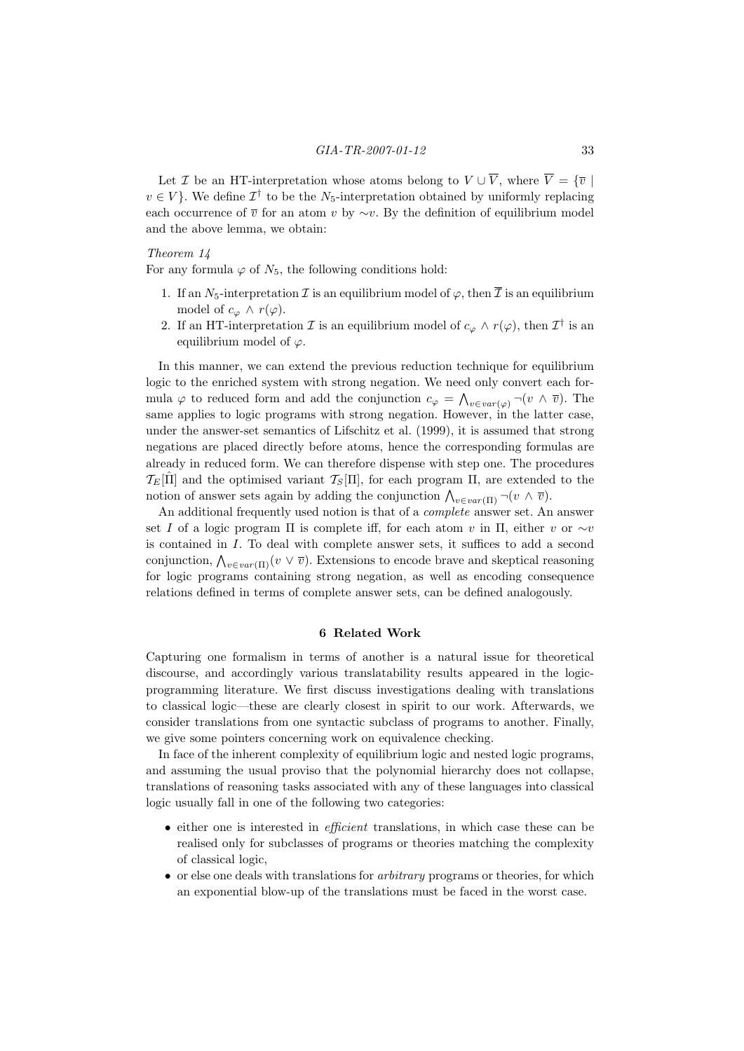Let $\mathcal{I}$ be an HT-interpretation whose atoms belong to $V \cup \overline{V}$, where $\overline{V} = \{\overline{v} \mid v \in V\}$. We define $\mathcal{I}^\dagger$ to be the $N_5$-interpretation obtained by uniformly replacing each occurrence of $\overline{v}$ for an atom $v$ by $\sim v$. By the definition of equilibrium model and the above lemma, we obtain:

*Theorem 14*
For any formula $\varphi$ of $N_5$, the following conditions hold:

1. If an $N_5$-interpretation $\mathcal{I}$ is an equilibrium model of $\varphi$, then $\overline{\mathcal{I}}$ is an equilibrium model of $c_\varphi \wedge r(\varphi)$.
2. If an HT-interpretation $\mathcal{I}$ is an equilibrium model of $c_\varphi \wedge r(\varphi)$, then $\mathcal{I}^\dagger$ is an equilibrium model of $\varphi$.

In this manner, we can extend the previous reduction technique for equilibrium logic to the enriched system with strong negation. We need only convert each formula $\varphi$ to reduced form and add the conjunction $c_\varphi = \bigwedge_{v \in var(\varphi)} \neg(v \wedge \overline{v})$. The same applies to logic programs with strong negation. However, in the latter case, under the answer-set semantics of Lifschitz et al. (1999), it is assumed that strong negations are placed directly before atoms, hence the corresponding formulas are already in reduced form. We can therefore dispense with step one. The procedures $\mathcal{T}_E[\hat{\Pi}]$ and the optimised variant $\mathcal{T}_S[\Pi]$, for each program $\Pi$, are extended to the notion of answer sets again by adding the conjunction $\bigwedge_{v \in var(\Pi)} \neg(v \wedge \overline{v})$.

An additional frequently used notion is that of a *complete* answer set. An answer set $I$ of a logic program $\Pi$ is complete iff, for each atom $v$ in $\Pi$, either $v$ or $\sim v$ is contained in $I$. To deal with complete answer sets, it suffices to add a second conjunction, $\bigwedge_{v \in var(\Pi)}(v \vee \overline{v})$. Extensions to encode brave and skeptical reasoning for logic programs containing strong negation, as well as encoding consequence relations defined in terms of complete answer sets, can be defined analogously.

## 6 Related Work

Capturing one formalism in terms of another is a natural issue for theoretical discourse, and accordingly various translatability results appeared in the logic-programming literature. We first discuss investigations dealing with translations to classical logic—these are clearly closest in spirit to our work. Afterwards, we consider translations from one syntactic subclass of programs to another. Finally, we give some pointers concerning work on equivalence checking.

In face of the inherent complexity of equilibrium logic and nested logic programs, and assuming the usual proviso that the polynomial hierarchy does not collapse, translations of reasoning tasks associated with any of these languages into classical logic usually fall in one of the following two categories:

- either one is interested in *efficient* translations, in which case these can be realised only for subclasses of programs or theories matching the complexity of classical logic,
- or else one deals with translations for *arbitrary* programs or theories, for which an exponential blow-up of the translations must be faced in the worst case.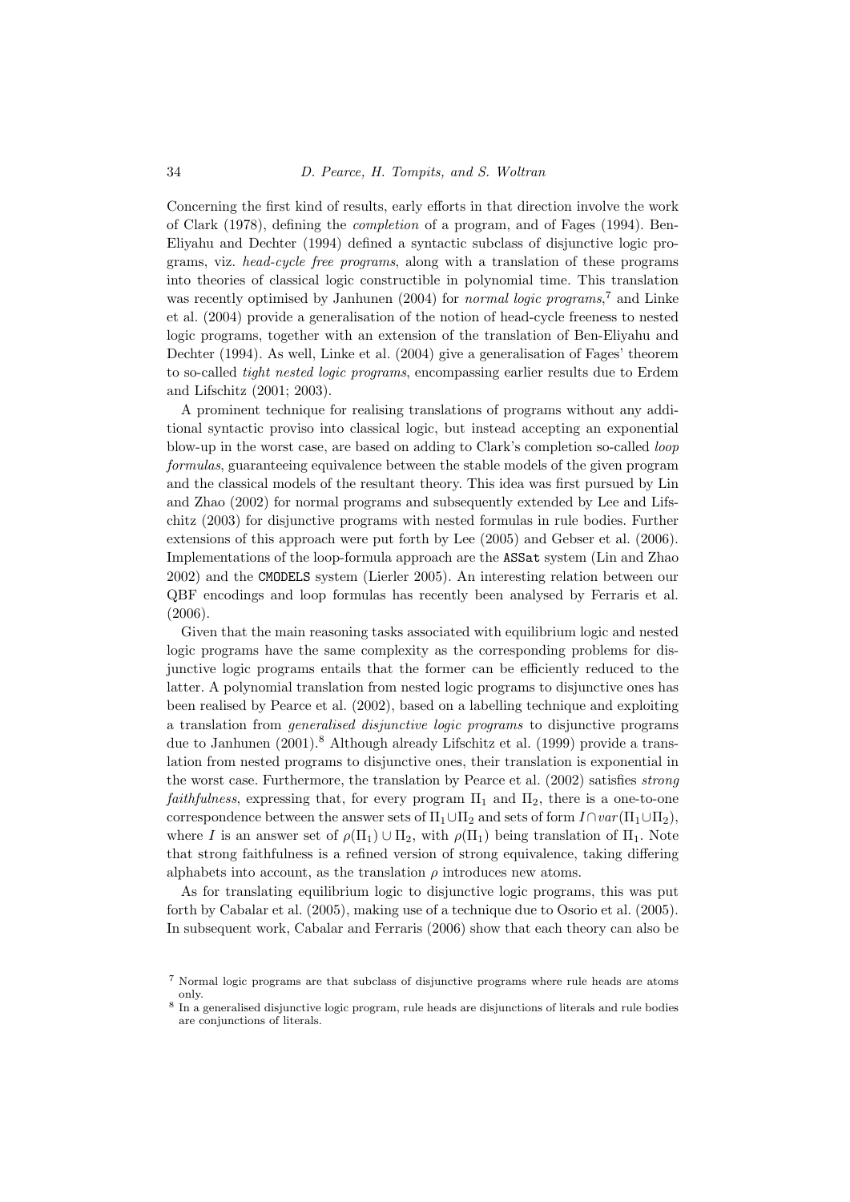Concerning the first kind of results, early efforts in that direction involve the work of Clark (1978), defining the *completion* of a program, and of Fages (1994). Ben-Eliyahu and Dechter (1994) defined a syntactic subclass of disjunctive logic programs, viz. *head-cycle free programs*, along with a translation of these programs into theories of classical logic constructible in polynomial time. This translation was recently optimised by Janhunen (2004) for *normal logic programs*,[7] and Linke et al. (2004) provide a generalisation of the notion of head-cycle freeness to nested logic programs, together with an extension of the translation of Ben-Eliyahu and Dechter (1994). As well, Linke et al. (2004) give a generalisation of Fages' theorem to so-called *tight nested logic programs*, encompassing earlier results due to Erdem and Lifschitz (2001; 2003).

A prominent technique for realising translations of programs without any additional syntactic proviso into classical logic, but instead accepting an exponential blow-up in the worst case, are based on adding to Clark's completion so-called *loop formulas*, guaranteeing equivalence between the stable models of the given program and the classical models of the resultant theory. This idea was first pursued by Lin and Zhao (2002) for normal programs and subsequently extended by Lee and Lifschitz (2003) for disjunctive programs with nested formulas in rule bodies. Further extensions of this approach were put forth by Lee (2005) and Gebser et al. (2006). Implementations of the loop-formula approach are the `ASSat` system (Lin and Zhao 2002) and the `CMODELS` system (Lierler 2005). An interesting relation between our QBF encodings and loop formulas has recently been analysed by Ferraris et al. (2006).

Given that the main reasoning tasks associated with equilibrium logic and nested logic programs have the same complexity as the corresponding problems for disjunctive logic programs entails that the former can be efficiently reduced to the latter. A polynomial translation from nested logic programs to disjunctive ones has been realised by Pearce et al. (2002), based on a labelling technique and exploiting a translation from *generalised disjunctive logic programs* to disjunctive programs due to Janhunen (2001).[8] Although already Lifschitz et al. (1999) provide a translation from nested programs to disjunctive ones, their translation is exponential in the worst case. Furthermore, the translation by Pearce et al. (2002) satisfies *strong faithfulness*, expressing that, for every program $\Pi_1$ and $\Pi_2$, there is a one-to-one correspondence between the answer sets of $\Pi_1 \cup \Pi_2$ and sets of form $I \cap var(\Pi_1 \cup \Pi_2)$, where $I$ is an answer set of $\rho(\Pi_1) \cup \Pi_2$, with $\rho(\Pi_1)$ being translation of $\Pi_1$. Note that strong faithfulness is a refined version of strong equivalence, taking differing alphabets into account, as the translation $\rho$ introduces new atoms.

As for translating equilibrium logic to disjunctive logic programs, this was put forth by Cabalar et al. (2005), making use of a technique due to Osorio et al. (2005). In subsequent work, Cabalar and Ferraris (2006) show that each theory can also be

[7] Normal logic programs are that subclass of disjunctive programs where rule heads are atoms only.

[8] In a generalised disjunctive logic program, rule heads are disjunctions of literals and rule bodies are conjunctions of literals.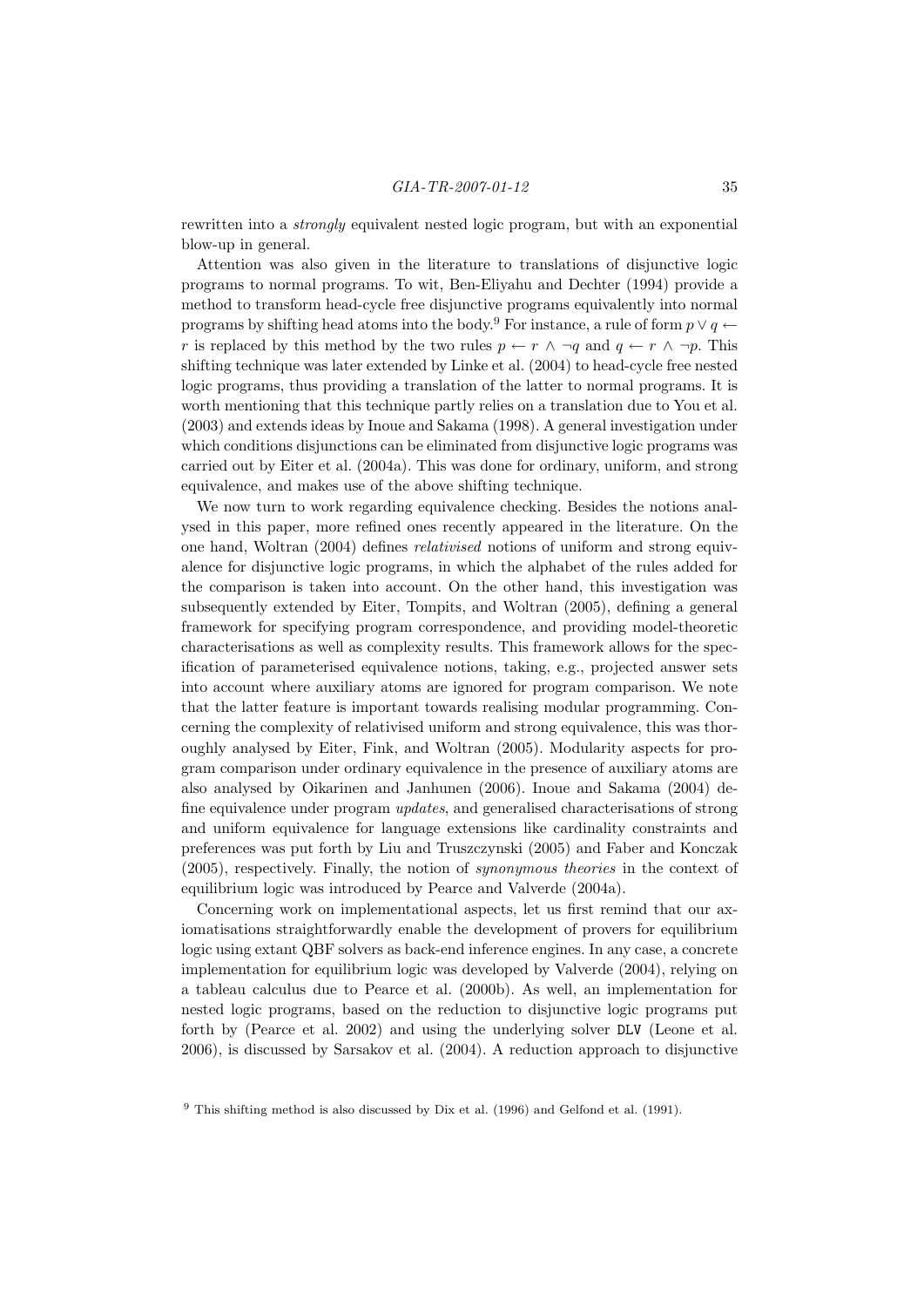rewritten into a *strongly* equivalent nested logic program, but with an exponential blow-up in general.

Attention was also given in the literature to translations of disjunctive logic programs to normal programs. To wit, Ben-Eliyahu and Dechter (1994) provide a method to transform head-cycle free disjunctive programs equivalently into normal programs by shifting head atoms into the body.[9] For instance, a rule of form $p \vee q \leftarrow r$ is replaced by this method by the two rules $p \leftarrow r \wedge \neg q$ and $q \leftarrow r \wedge \neg p$. This shifting technique was later extended by Linke et al. (2004) to head-cycle free nested logic programs, thus providing a translation of the latter to normal programs. It is worth mentioning that this technique partly relies on a translation due to You et al. (2003) and extends ideas by Inoue and Sakama (1998). A general investigation under which conditions disjunctions can be eliminated from disjunctive logic programs was carried out by Eiter et al. (2004a). This was done for ordinary, uniform, and strong equivalence, and makes use of the above shifting technique.

We now turn to work regarding equivalence checking. Besides the notions analysed in this paper, more refined ones recently appeared in the literature. On the one hand, Woltran (2004) defines *relativised* notions of uniform and strong equivalence for disjunctive logic programs, in which the alphabet of the rules added for the comparison is taken into account. On the other hand, this investigation was subsequently extended by Eiter, Tompits, and Woltran (2005), defining a general framework for specifying program correspondence, and providing model-theoretic characterisations as well as complexity results. This framework allows for the specification of parameterised equivalence notions, taking, e.g., projected answer sets into account where auxiliary atoms are ignored for program comparison. We note that the latter feature is important towards realising modular programming. Concerning the complexity of relativised uniform and strong equivalence, this was thoroughly analysed by Eiter, Fink, and Woltran (2005). Modularity aspects for program comparison under ordinary equivalence in the presence of auxiliary atoms are also analysed by Oikarinen and Janhunen (2006). Inoue and Sakama (2004) define equivalence under program *updates*, and generalised characterisations of strong and uniform equivalence for language extensions like cardinality constraints and preferences was put forth by Liu and Truszczynski (2005) and Faber and Konczak (2005), respectively. Finally, the notion of *synonymous theories* in the context of equilibrium logic was introduced by Pearce and Valverde (2004a).

Concerning work on implementational aspects, let us first remind that our axiomatisations straightforwardly enable the development of provers for equilibrium logic using extant QBF solvers as back-end inference engines. In any case, a concrete implementation for equilibrium logic was developed by Valverde (2004), relying on a tableau calculus due to Pearce et al. (2000b). As well, an implementation for nested logic programs, based on the reduction to disjunctive logic programs put forth by (Pearce et al. 2002) and using the underlying solver `DLV` (Leone et al. 2006), is discussed by Sarsakov et al. (2004). A reduction approach to disjunctive

[9] This shifting method is also discussed by Dix et al. (1996) and Gelfond et al. (1991).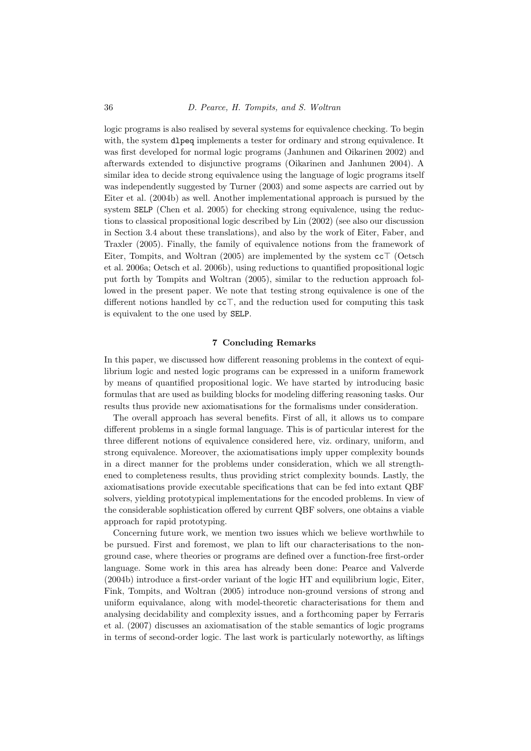logic programs is also realised by several systems for equivalence checking. To begin with, the system `dlpeq` implements a tester for ordinary and strong equivalence. It was first developed for normal logic programs (Janhunen and Oikarinen 2002) and afterwards extended to disjunctive programs (Oikarinen and Janhunen 2004). A similar idea to decide strong equivalence using the language of logic programs itself was independently suggested by Turner (2003) and some aspects are carried out by Eiter et al. (2004b) as well. Another implementational approach is pursued by the system `SELP` (Chen et al. 2005) for checking strong equivalence, using the reductions to classical propositional logic described by Lin (2002) (see also our discussion in Section 3.4 about these translations), and also by the work of Eiter, Faber, and Traxler (2005). Finally, the family of equivalence notions from the framework of Eiter, Tompits, and Woltran (2005) are implemented by the system `cc`$\top$ (Oetsch et al. 2006a; Oetsch et al. 2006b), using reductions to quantified propositional logic put forth by Tompits and Woltran (2005), similar to the reduction approach followed in the present paper. We note that testing strong equivalence is one of the different notions handled by `cc`$\top$, and the reduction used for computing this task is equivalent to the one used by `SELP`.

## 7 Concluding Remarks

In this paper, we discussed how different reasoning problems in the context of equilibrium logic and nested logic programs can be expressed in a uniform framework by means of quantified propositional logic. We have started by introducing basic formulas that are used as building blocks for modeling differing reasoning tasks. Our results thus provide new axiomatisations for the formalisms under consideration.

The overall approach has several benefits. First of all, it allows us to compare different problems in a single formal language. This is of particular interest for the three different notions of equivalence considered here, viz. ordinary, uniform, and strong equivalence. Moreover, the axiomatisations imply upper complexity bounds in a direct manner for the problems under consideration, which we all strengthened to completeness results, thus providing strict complexity bounds. Lastly, the axiomatisations provide executable specifications that can be fed into extant QBF solvers, yielding prototypical implementations for the encoded problems. In view of the considerable sophistication offered by current QBF solvers, one obtains a viable approach for rapid prototyping.

Concerning future work, we mention two issues which we believe worthwhile to be pursued. First and foremost, we plan to lift our characterisations to the non-ground case, where theories or programs are defined over a function-free first-order language. Some work in this area has already been done: Pearce and Valverde (2004b) introduce a first-order variant of the logic HT and equilibrium logic, Eiter, Fink, Tompits, and Woltran (2005) introduce non-ground versions of strong and uniform equivalance, along with model-theoretic characterisations for them and analysing decidability and complexity issues, and a forthcoming paper by Ferraris et al. (2007) discusses an axiomatisation of the stable semantics of logic programs in terms of second-order logic. The last work is particularly noteworthy, as liftings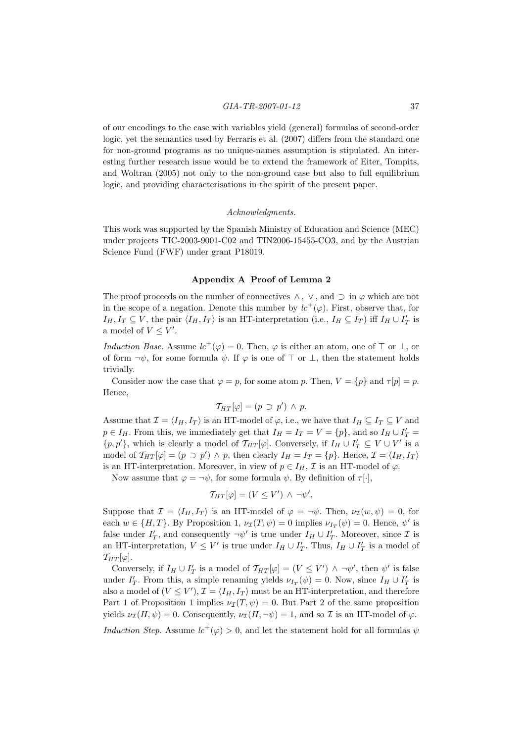of our encodings to the case with variables yield (general) formulas of second-order logic, yet the semantics used by Ferraris et al. (2007) differs from the standard one for non-ground programs as no unique-names assumption is stipulated. An interesting further research issue would be to extend the framework of Eiter, Tompits, and Woltran (2005) not only to the non-ground case but also to full equilibrium logic, and providing characterisations in the spirit of the present paper.

*Acknowledgments.*

This work was supported by the Spanish Ministry of Education and Science (MEC) under projects TIC-2003-9001-C02 and TIN2006-15455-CO3, and by the Austrian Science Fund (FWF) under grant P18019.

## Appendix A Proof of Lemma 2

The proof proceeds on the number of connectives $\wedge$, $\vee$, and $\supset$ in $\varphi$ which are not in the scope of a negation. Denote this number by $lc^+(\varphi)$. First, observe that, for $I_H, I_T \subseteq V$, the pair $\langle I_H, I_T\rangle$ is an HT-interpretation (i.e., $I_H \subseteq I_T$) iff $I_H \cup I'_T$ is a model of $V \leq V'$.

*Induction Base.* Assume $lc^+(\varphi) = 0$. Then, $\varphi$ is either an atom, one of $\top$ or $\bot$, or of form $\neg\psi$, for some formula $\psi$. If $\varphi$ is one of $\top$ or $\bot$, then the statement holds trivially.

Consider now the case that $\varphi = p$, for some atom $p$. Then, $V = \{p\}$ and $\tau[p] = p$. Hence,

$$\mathcal{T}_{HT}[\varphi] = (p \supset p') \wedge p.$$

Assume that $\mathcal{I} = \langle I_H, I_T\rangle$ is an HT-model of $\varphi$, i.e., we have that $I_H \subseteq I_T \subseteq V$ and $p \in I_H$. From this, we immediately get that $I_H = I_T = V = \{p\}$, and so $I_H \cup I'_T = \{p, p'\}$, which is clearly a model of $\mathcal{T}_{HT}[\varphi]$. Conversely, if $I_H \cup I'_T \subseteq V \cup V'$ is a model of $\mathcal{T}_{HT}[\varphi] = (p \supset p') \wedge p$, then clearly $I_H = I_T = \{p\}$. Hence, $\mathcal{I} = \langle I_H, I_T\rangle$ is an HT-interpretation. Moreover, in view of $p \in I_H$, $\mathcal{I}$ is an HT-model of $\varphi$.

Now assume that $\varphi = \neg\psi$, for some formula $\psi$. By definition of $\tau[\cdot]$,

$$\mathcal{T}_{HT}[\varphi] = (V \leq V') \wedge \neg\psi'.$$

Suppose that $\mathcal{I} = \langle I_H, I_T\rangle$ is an HT-model of $\varphi = \neg\psi$. Then, $\nu_{\mathcal{I}}(w, \psi) = 0$, for each $w \in \{H, T\}$. By Proposition 1, $\nu_{\mathcal{I}}(T, \psi) = 0$ implies $\nu_{I_T}(\psi) = 0$. Hence, $\psi'$ is false under $I'_T$, and consequently $\neg\psi'$ is true under $I_H \cup I'_T$. Moreover, since $\mathcal{I}$ is an HT-interpretation, $V \leq V'$ is true under $I_H \cup I'_T$. Thus, $I_H \cup I'_T$ is a model of $\mathcal{T}_{HT}[\varphi]$.

Conversely, if $I_H \cup I'_T$ is a model of $\mathcal{T}_{HT}[\varphi] = (V \leq V') \wedge \neg\psi'$, then $\psi'$ is false under $I'_T$. From this, a simple renaming yields $\nu_{I_T}(\psi) = 0$. Now, since $I_H \cup I'_T$ is also a model of $(V \leq V')$, $\mathcal{I} = \langle I_H, I_T\rangle$ must be an HT-interpretation, and therefore Part 1 of Proposition 1 implies $\nu_{\mathcal{I}}(T, \psi) = 0$. But Part 2 of the same proposition yields $\nu_{\mathcal{I}}(H, \psi) = 0$. Consequently, $\nu_{\mathcal{I}}(H, \neg\psi) = 1$, and so $\mathcal{I}$ is an HT-model of $\varphi$.

*Induction Step.* Assume $lc^+(\varphi) > 0$, and let the statement hold for all formulas $\psi$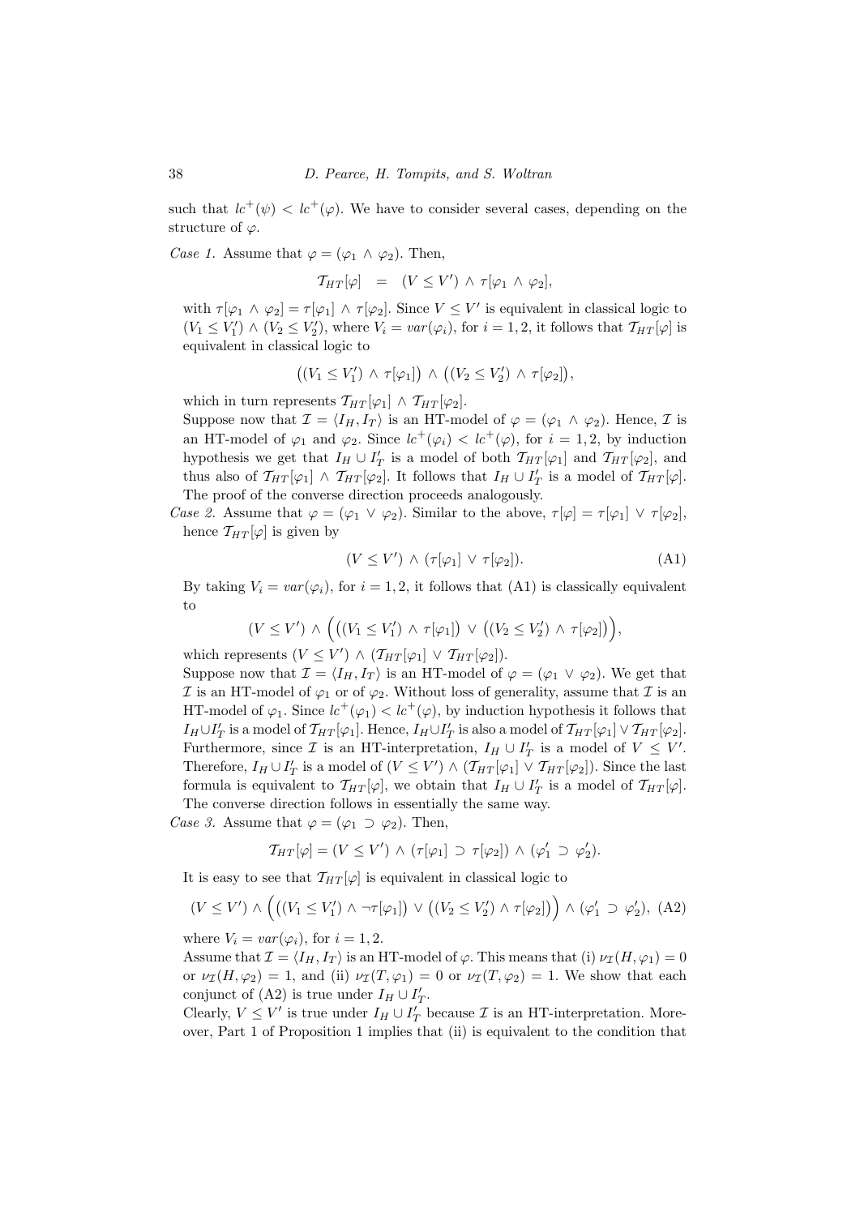such that $lc^+(\psi) < lc^+(\varphi)$. We have to consider several cases, depending on the structure of $\varphi$.

*Case 1.* Assume that $\varphi = (\varphi_1 \wedge \varphi_2)$. Then,

$$\mathcal{T}_{HT}[\varphi] \quad = \quad (V \leq V') \wedge \tau[\varphi_1 \wedge \varphi_2],$$

with $\tau[\varphi_1 \wedge \varphi_2] = \tau[\varphi_1] \wedge \tau[\varphi_2]$. Since $V \leq V'$ is equivalent in classical logic to $(V_1 \leq V_1') \wedge (V_2 \leq V_2')$, where $V_i = var(\varphi_i)$, for $i = 1, 2$, it follows that $\mathcal{T}_{HT}[\varphi]$ is equivalent in classical logic to

$$\big((V_1 \leq V_1') \wedge \tau[\varphi_1]\big) \wedge \big((V_2 \leq V_2') \wedge \tau[\varphi_2]\big),$$

which in turn represents $\mathcal{T}_{HT}[\varphi_1] \wedge \mathcal{T}_{HT}[\varphi_2]$.

Suppose now that $\mathcal{I} = \langle I_H, I_T \rangle$ is an HT-model of $\varphi = (\varphi_1 \wedge \varphi_2)$. Hence, $\mathcal{I}$ is an HT-model of $\varphi_1$ and $\varphi_2$. Since $lc^+(\varphi_i) < lc^+(\varphi)$, for $i = 1, 2$, by induction hypothesis we get that $I_H \cup I_T'$ is a model of both $\mathcal{T}_{HT}[\varphi_1]$ and $\mathcal{T}_{HT}[\varphi_2]$, and thus also of $\mathcal{T}_{HT}[\varphi_1] \wedge \mathcal{T}_{HT}[\varphi_2]$. It follows that $I_H \cup I_T'$ is a model of $\mathcal{T}_{HT}[\varphi]$. The proof of the converse direction proceeds analogously.

*Case 2.* Assume that $\varphi = (\varphi_1 \vee \varphi_2)$. Similar to the above, $\tau[\varphi] = \tau[\varphi_1] \vee \tau[\varphi_2]$, hence $\mathcal{T}_{HT}[\varphi]$ is given by

$$(V \leq V') \wedge (\tau[\varphi_1] \vee \tau[\varphi_2]). \tag{A1}$$

By taking $V_i = var(\varphi_i)$, for $i = 1, 2$, it follows that (A1) is classically equivalent to

$$(V \leq V') \wedge \Big(\big((V_1 \leq V_1') \wedge \tau[\varphi_1]\big) \vee \big((V_2 \leq V_2') \wedge \tau[\varphi_2]\big)\Big),$$

which represents $(V \leq V') \wedge (\mathcal{T}_{HT}[\varphi_1] \vee \mathcal{T}_{HT}[\varphi_2])$.

Suppose now that $\mathcal{I} = \langle I_H, I_T \rangle$ is an HT-model of $\varphi = (\varphi_1 \vee \varphi_2)$. We get that $\mathcal{I}$ is an HT-model of $\varphi_1$ or of $\varphi_2$. Without loss of generality, assume that $\mathcal{I}$ is an HT-model of $\varphi_1$. Since $lc^+(\varphi_1) < lc^+(\varphi)$, by induction hypothesis it follows that $I_H \cup I_T'$ is a model of $\mathcal{T}_{HT}[\varphi_1]$. Hence, $I_H \cup I_T'$ is also a model of $\mathcal{T}_{HT}[\varphi_1] \vee \mathcal{T}_{HT}[\varphi_2]$. Furthermore, since $\mathcal{I}$ is an HT-interpretation, $I_H \cup I_T'$ is a model of $V \leq V'$. Therefore, $I_H \cup I_T'$ is a model of $(V \leq V') \wedge (\mathcal{T}_{HT}[\varphi_1] \vee \mathcal{T}_{HT}[\varphi_2])$. Since the last formula is equivalent to $\mathcal{T}_{HT}[\varphi]$, we obtain that $I_H \cup I_T'$ is a model of $\mathcal{T}_{HT}[\varphi]$. The converse direction follows in essentially the same way.

*Case 3.* Assume that $\varphi = (\varphi_1 \supset \varphi_2)$. Then,

$$\mathcal{T}_{HT}[\varphi] = (V \leq V') \wedge (\tau[\varphi_1] \supset \tau[\varphi_2]) \wedge (\varphi_1' \supset \varphi_2').$$

It is easy to see that $\mathcal{T}_{HT}[\varphi]$ is equivalent in classical logic to

$$(V \leq V') \wedge \Big(\big((V_1 \leq V_1') \wedge \neg\tau[\varphi_1]\big) \vee \big((V_2 \leq V_2') \wedge \tau[\varphi_2]\big)\Big) \wedge (\varphi_1' \supset \varphi_2'), \tag{A2}$$

where $V_i = var(\varphi_i)$, for $i = 1, 2$.

Assume that $\mathcal{I} = \langle I_H, I_T \rangle$ is an HT-model of $\varphi$. This means that (i) $\nu_{\mathcal{I}}(H, \varphi_1) = 0$ or $\nu_{\mathcal{I}}(H, \varphi_2) = 1$, and (ii) $\nu_{\mathcal{I}}(T, \varphi_1) = 0$ or $\nu_{\mathcal{I}}(T, \varphi_2) = 1$. We show that each conjunct of (A2) is true under $I_H \cup I_T'$.

Clearly, $V \leq V'$ is true under $I_H \cup I_T'$ because $\mathcal{I}$ is an HT-interpretation. Moreover, Part 1 of Proposition 1 implies that (ii) is equivalent to the condition that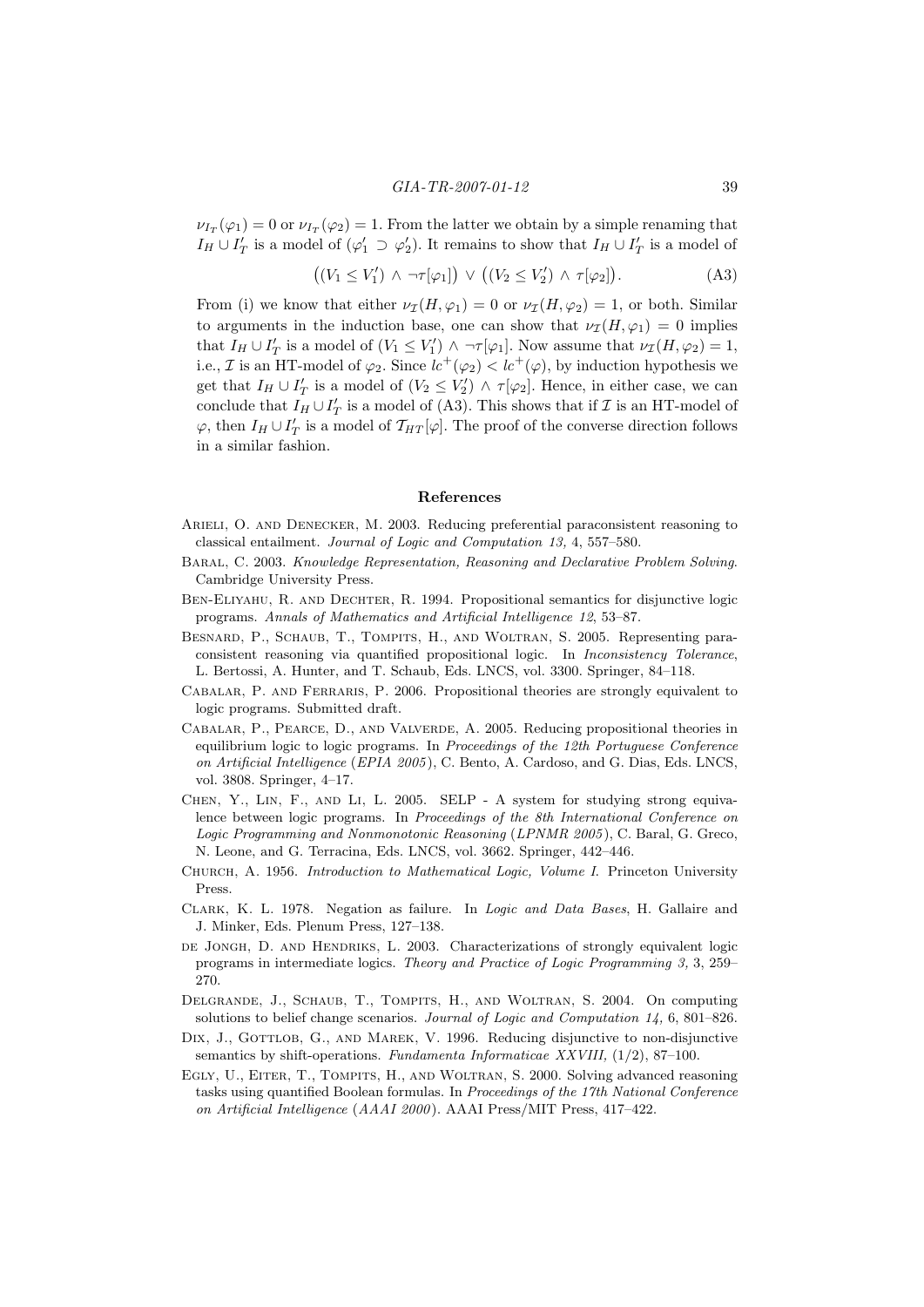$\nu_{I_T}(\varphi_1) = 0$ or $\nu_{I_T}(\varphi_2) = 1$. From the latter we obtain by a simple renaming that $I_H \cup I'_T$ is a model of $(\varphi'_1 \supset \varphi'_2)$. It remains to show that $I_H \cup I'_T$ is a model of

$$\big((V_1 \leq V'_1) \wedge \neg\tau[\varphi_1]\big) \vee \big((V_2 \leq V'_2) \wedge \tau[\varphi_2]\big). \tag{A3}$$

From (i) we know that either $\nu_{\mathcal{I}}(H, \varphi_1) = 0$ or $\nu_{\mathcal{I}}(H, \varphi_2) = 1$, or both. Similar to arguments in the induction base, one can show that $\nu_{\mathcal{I}}(H, \varphi_1) = 0$ implies that $I_H \cup I'_T$ is a model of $(V_1 \leq V'_1) \wedge \neg\tau[\varphi_1]$. Now assume that $\nu_{\mathcal{I}}(H, \varphi_2) = 1$, i.e., $\mathcal{I}$ is an HT-model of $\varphi_2$. Since $lc^+(\varphi_2) < lc^+(\varphi)$, by induction hypothesis we get that $I_H \cup I'_T$ is a model of $(V_2 \leq V'_2) \wedge \tau[\varphi_2]$. Hence, in either case, we can conclude that $I_H \cup I'_T$ is a model of (A3). This shows that if $\mathcal{I}$ is an HT-model of $\varphi$, then $I_H \cup I'_T$ is a model of $\mathcal{T}_{HT}[\varphi]$. The proof of the converse direction follows in a similar fashion.

## References

Arieli, O. and Denecker, M. 2003. Reducing preferential paraconsistent reasoning to classical entailment. *Journal of Logic and Computation 13,* 4, 557–580.

Baral, C. 2003. *Knowledge Representation, Reasoning and Declarative Problem Solving*. Cambridge University Press.

Ben-Eliyahu, R. and Dechter, R. 1994. Propositional semantics for disjunctive logic programs. *Annals of Mathematics and Artificial Intelligence 12*, 53–87.

Besnard, P., Schaub, T., Tompits, H., and Woltran, S. 2005. Representing paraconsistent reasoning via quantified propositional logic. In *Inconsistency Tolerance*, L. Bertossi, A. Hunter, and T. Schaub, Eds. LNCS, vol. 3300. Springer, 84–118.

Cabalar, P. and Ferraris, P. 2006. Propositional theories are strongly equivalent to logic programs. Submitted draft.

Cabalar, P., Pearce, D., and Valverde, A. 2005. Reducing propositional theories in equilibrium logic to logic programs. In *Proceedings of the 12th Portuguese Conference on Artificial Intelligence* (*EPIA 2005*), C. Bento, A. Cardoso, and G. Dias, Eds. LNCS, vol. 3808. Springer, 4–17.

Chen, Y., Lin, F., and Li, L. 2005. SELP - A system for studying strong equivalence between logic programs. In *Proceedings of the 8th International Conference on Logic Programming and Nonmonotonic Reasoning* (*LPNMR 2005*), C. Baral, G. Greco, N. Leone, and G. Terracina, Eds. LNCS, vol. 3662. Springer, 442–446.

Church, A. 1956. *Introduction to Mathematical Logic, Volume I*. Princeton University Press.

Clark, K. L. 1978. Negation as failure. In *Logic and Data Bases*, H. Gallaire and J. Minker, Eds. Plenum Press, 127–138.

de Jongh, D. and Hendriks, L. 2003. Characterizations of strongly equivalent logic programs in intermediate logics. *Theory and Practice of Logic Programming 3,* 3, 259–270.

Delgrande, J., Schaub, T., Tompits, H., and Woltran, S. 2004. On computing solutions to belief change scenarios. *Journal of Logic and Computation 14,* 6, 801–826.

Dix, J., Gottlob, G., and Marek, V. 1996. Reducing disjunctive to non-disjunctive semantics by shift-operations. *Fundamenta Informaticae XXVIII,* (1/2), 87–100.

Egly, U., Eiter, T., Tompits, H., and Woltran, S. 2000. Solving advanced reasoning tasks using quantified Boolean formulas. In *Proceedings of the 17th National Conference on Artificial Intelligence* (*AAAI 2000*). AAAI Press/MIT Press, 417–422.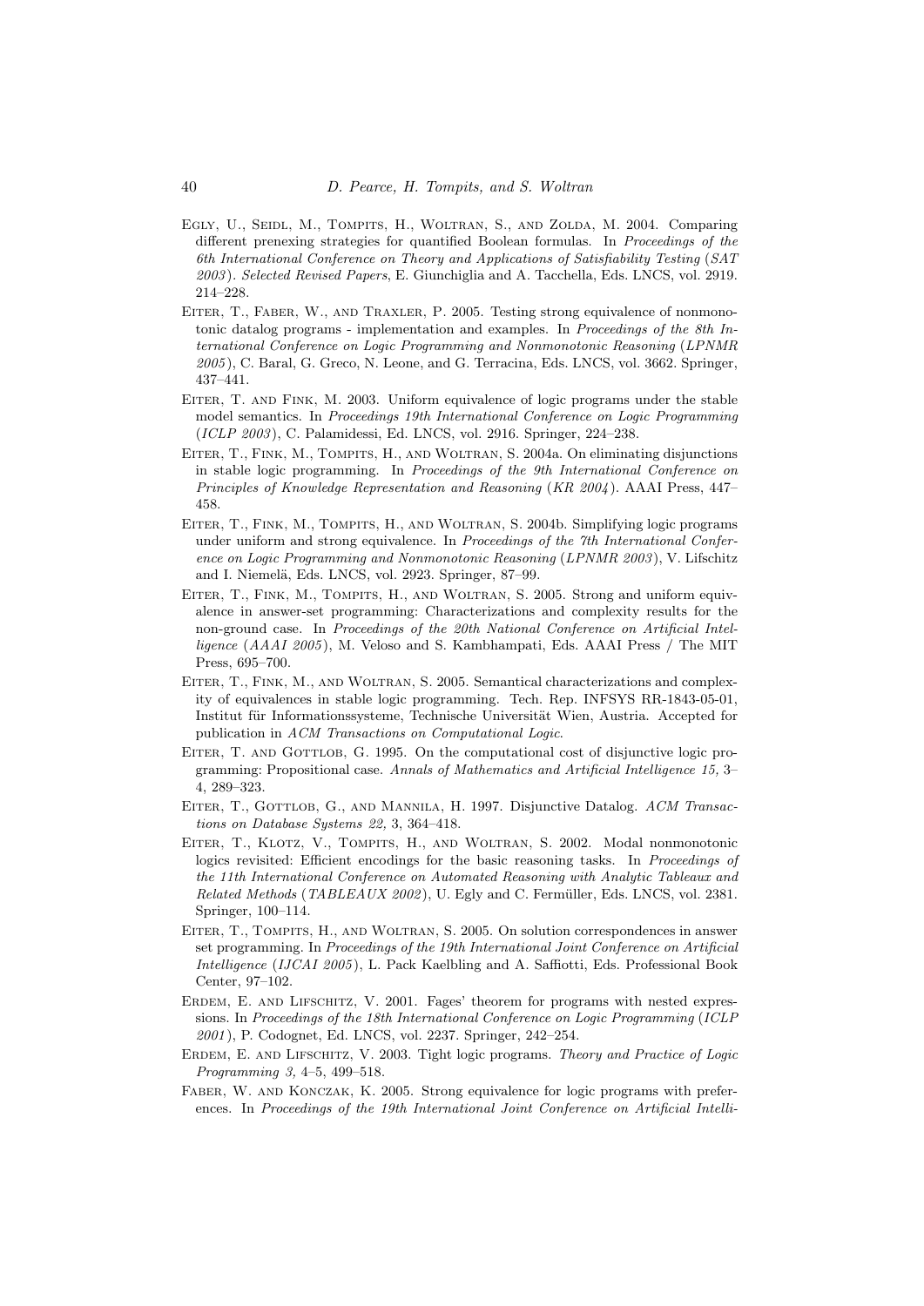Egly, U., Seidl, M., Tompits, H., Woltran, S., and Zolda, M. 2004. Comparing different prenexing strategies for quantified Boolean formulas. In *Proceedings of the 6th International Conference on Theory and Applications of Satisfiability Testing* (*SAT 2003*)*. Selected Revised Papers*, E. Giunchiglia and A. Tacchella, Eds. LNCS, vol. 2919. 214–228.

Eiter, T., Faber, W., and Traxler, P. 2005. Testing strong equivalence of nonmonotonic datalog programs - implementation and examples. In *Proceedings of the 8th International Conference on Logic Programming and Nonmonotonic Reasoning* (*LPNMR 2005*), C. Baral, G. Greco, N. Leone, and G. Terracina, Eds. LNCS, vol. 3662. Springer, 437–441.

Eiter, T. and Fink, M. 2003. Uniform equivalence of logic programs under the stable model semantics. In *Proceedings 19th International Conference on Logic Programming* (*ICLP 2003*), C. Palamidessi, Ed. LNCS, vol. 2916. Springer, 224–238.

Eiter, T., Fink, M., Tompits, H., and Woltran, S. 2004a. On eliminating disjunctions in stable logic programming. In *Proceedings of the 9th International Conference on Principles of Knowledge Representation and Reasoning* (*KR 2004*). AAAI Press, 447–458.

Eiter, T., Fink, M., Tompits, H., and Woltran, S. 2004b. Simplifying logic programs under uniform and strong equivalence. In *Proceedings of the 7th International Conference on Logic Programming and Nonmonotonic Reasoning* (*LPNMR 2003*), V. Lifschitz and I. Niemelä, Eds. LNCS, vol. 2923. Springer, 87–99.

Eiter, T., Fink, M., Tompits, H., and Woltran, S. 2005. Strong and uniform equivalence in answer-set programming: Characterizations and complexity results for the non-ground case. In *Proceedings of the 20th National Conference on Artificial Intelligence* (*AAAI 2005*), M. Veloso and S. Kambhampati, Eds. AAAI Press / The MIT Press, 695–700.

Eiter, T., Fink, M., and Woltran, S. 2005. Semantical characterizations and complexity of equivalences in stable logic programming. Tech. Rep. INFSYS RR-1843-05-01, Institut für Informationssysteme, Technische Universität Wien, Austria. Accepted for publication in *ACM Transactions on Computational Logic*.

Eiter, T. and Gottlob, G. 1995. On the computational cost of disjunctive logic programming: Propositional case. *Annals of Mathematics and Artificial Intelligence 15,* 3–4, 289–323.

Eiter, T., Gottlob, G., and Mannila, H. 1997. Disjunctive Datalog. *ACM Transactions on Database Systems 22,* 3, 364–418.

Eiter, T., Klotz, V., Tompits, H., and Woltran, S. 2002. Modal nonmonotonic logics revisited: Efficient encodings for the basic reasoning tasks. In *Proceedings of the 11th International Conference on Automated Reasoning with Analytic Tableaux and Related Methods* (*TABLEAUX 2002*), U. Egly and C. Fermüller, Eds. LNCS, vol. 2381. Springer, 100–114.

Eiter, T., Tompits, H., and Woltran, S. 2005. On solution correspondences in answer set programming. In *Proceedings of the 19th International Joint Conference on Artificial Intelligence* (*IJCAI 2005*), L. Pack Kaelbling and A. Saffiotti, Eds. Professional Book Center, 97–102.

Erdem, E. and Lifschitz, V. 2001. Fages' theorem for programs with nested expressions. In *Proceedings of the 18th International Conference on Logic Programming* (*ICLP 2001*), P. Codognet, Ed. LNCS, vol. 2237. Springer, 242–254.

Erdem, E. and Lifschitz, V. 2003. Tight logic programs. *Theory and Practice of Logic Programming 3,* 4–5, 499–518.

Faber, W. and Konczak, K. 2005. Strong equivalence for logic programs with preferences. In *Proceedings of the 19th International Joint Conference on Artificial Intelli-*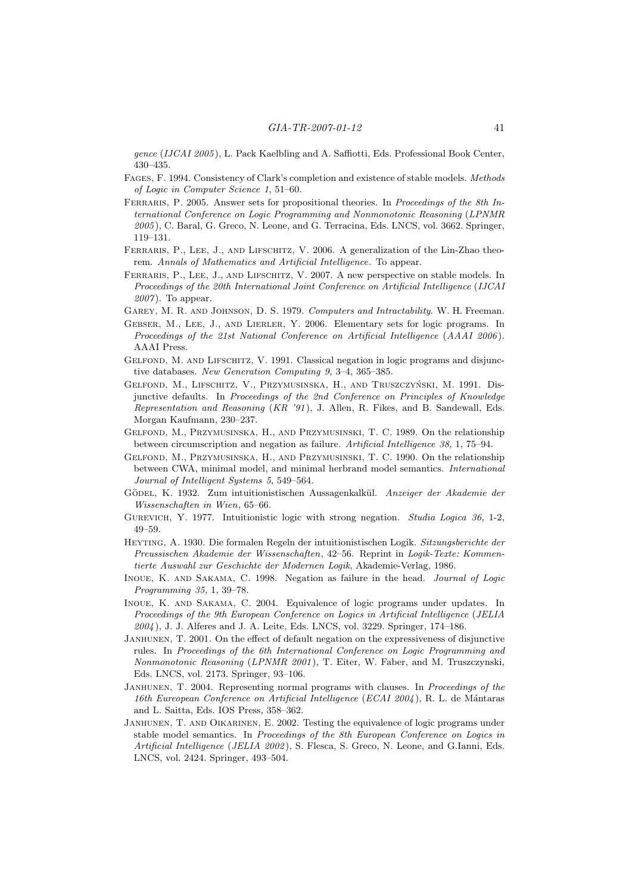*gence* (*IJCAI 2005*), L. Pack Kaelbling and A. Saffiotti, Eds. Professional Book Center, 430–435.

Fages, F. 1994. Consistency of Clark's completion and existence of stable models. *Methods of Logic in Computer Science 1*, 51–60.

Ferraris, P. 2005. Answer sets for propositional theories. In *Proceedings of the 8th International Conference on Logic Programming and Nonmonotonic Reasoning* (*LPNMR 2005*), C. Baral, G. Greco, N. Leone, and G. Terracina, Eds. LNCS, vol. 3662. Springer, 119–131.

Ferraris, P., Lee, J., and Lifschitz, V. 2006. A generalization of the Lin-Zhao theorem. *Annals of Mathematics and Artificial Intelligence*. To appear.

Ferraris, P., Lee, J., and Lifschitz, V. 2007. A new perspective on stable models. In *Proceedings of the 20th International Joint Conference on Artificial Intelligence* (*IJCAI 2007*). To appear.

Garey, M. R. and Johnson, D. S. 1979. *Computers and Intractability*. W. H. Freeman.

Gebser, M., Lee, J., and Lierler, Y. 2006. Elementary sets for logic programs. In *Proceedings of the 21st National Conference on Artificial Intelligence* (*AAAI 2006*). AAAI Press.

Gelfond, M. and Lifschitz, V. 1991. Classical negation in logic programs and disjunctive databases. *New Generation Computing 9,* 3–4, 365–385.

Gelfond, M., Lifschitz, V., Przymusinska, H., and Truszczyński, M. 1991. Disjunctive defaults. In *Proceedings of the 2nd Conference on Principles of Knowledge Representation and Reasoning* (*KR '91*), J. Allen, R. Fikes, and B. Sandewall, Eds. Morgan Kaufmann, 230–237.

Gelfond, M., Przymusinska, H., and Przymusinski, T. C. 1989. On the relationship between circumscription and negation as failure. *Artificial Intelligence 38,* 1, 75–94.

Gelfond, M., Przymusinska, H., and Przymusinski, T. C. 1990. On the relationship between CWA, minimal model, and minimal herbrand model semantics. *International Journal of Intelligent Systems 5*, 549–564.

Gödel, K. 1932. Zum intuitionistischen Aussagenkalkül. *Anzeiger der Akademie der Wissenschaften in Wien*, 65–66.

Gurevich, Y. 1977. Intuitionistic logic with strong negation. *Studia Logica 36,* 1-2, 49–59.

Heyting, A. 1930. Die formalen Regeln der intuitionistischen Logik. *Sitzungsberichte der Preussischen Akademie der Wissenschaften*, 42–56. Reprint in *Logik-Texte: Kommentierte Auswahl zur Geschichte der Modernen Logik*, Akademie-Verlag, 1986.

Inoue, K. and Sakama, C. 1998. Negation as failure in the head. *Journal of Logic Programming 35,* 1, 39–78.

Inoue, K. and Sakama, C. 2004. Equivalence of logic programs under updates. In *Proceedings of the 9th European Conference on Logics in Artificial Intelligence* (*JELIA 2004*), J. J. Alferes and J. A. Leite, Eds. LNCS, vol. 3229. Springer, 174–186.

Janhunen, T. 2001. On the effect of default negation on the expressiveness of disjunctive rules. In *Proceedings of the 6th International Conference on Logic Programming and Nonmonotonic Reasoning* (*LPNMR 2001*), T. Eiter, W. Faber, and M. Truszczynski, Eds. LNCS, vol. 2173. Springer, 93–106.

Janhunen, T. 2004. Representing normal programs with clauses. In *Proceedings of the 16th Eureopean Conference on Artificial Intelligence* (*ECAI 2004*), R. L. de Mántaras and L. Saitta, Eds. IOS Press, 358–362.

Janhunen, T. and Oikarinen, E. 2002. Testing the equivalence of logic programs under stable model semantics. In *Proceedings of the 8th European Conference on Logics in Artificial Intelligence* (*JELIA 2002*), S. Flesca, S. Greco, N. Leone, and G.Ianni, Eds. LNCS, vol. 2424. Springer, 493–504.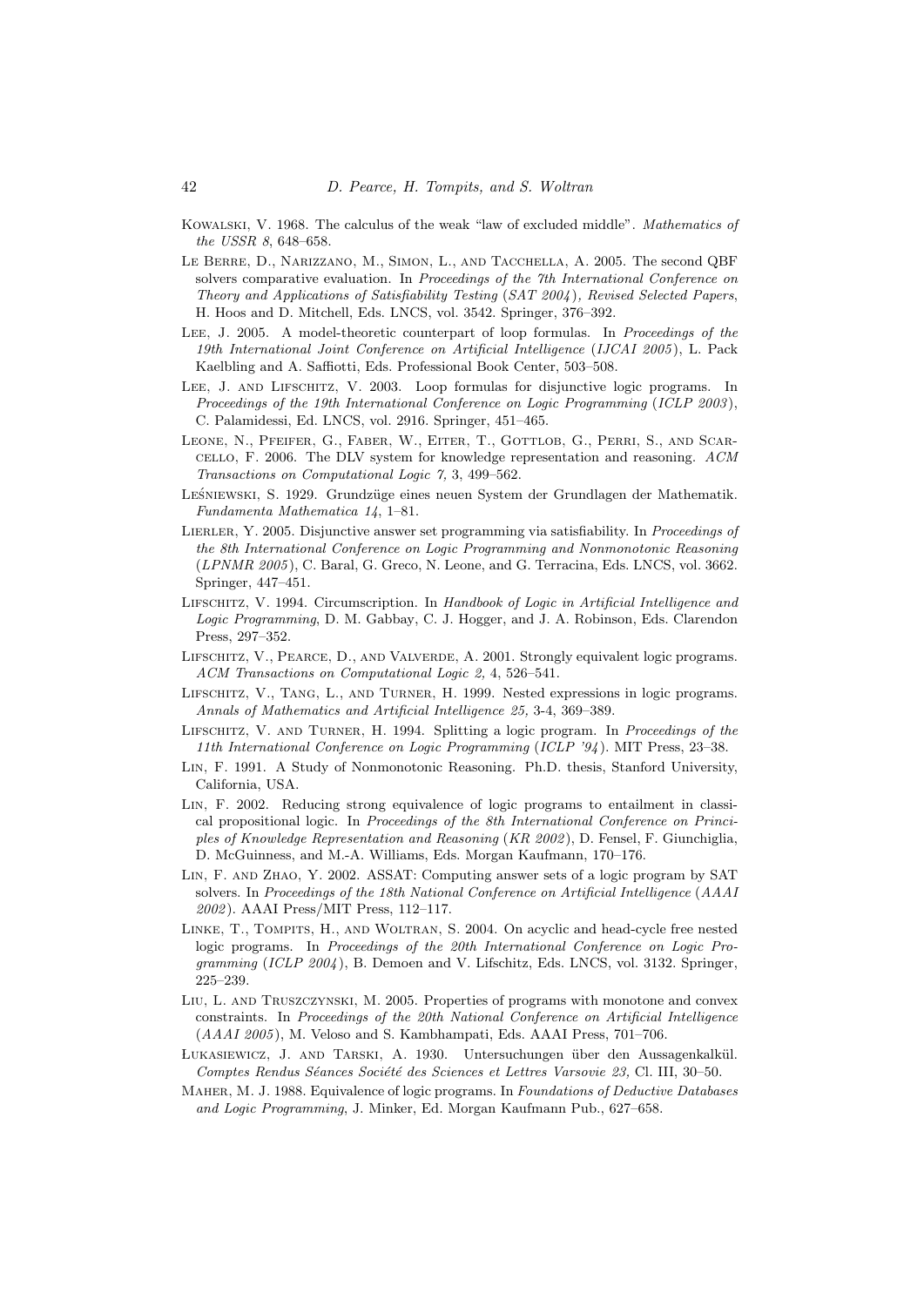Kowalski, V. 1968. The calculus of the weak "law of excluded middle". *Mathematics of the USSR 8*, 648–658.

Le Berre, D., Narizzano, M., Simon, L., and Tacchella, A. 2005. The second QBF solvers comparative evaluation. In *Proceedings of the 7th International Conference on Theory and Applications of Satisfiability Testing (SAT 2004), Revised Selected Papers*, H. Hoos and D. Mitchell, Eds. LNCS, vol. 3542. Springer, 376–392.

Lee, J. 2005. A model-theoretic counterpart of loop formulas. In *Proceedings of the 19th International Joint Conference on Artificial Intelligence (IJCAI 2005)*, L. Pack Kaelbling and A. Saffiotti, Eds. Professional Book Center, 503–508.

Lee, J. and Lifschitz, V. 2003. Loop formulas for disjunctive logic programs. In *Proceedings of the 19th International Conference on Logic Programming (ICLP 2003)*, C. Palamidessi, Ed. LNCS, vol. 2916. Springer, 451–465.

Leone, N., Pfeifer, G., Faber, W., Eiter, T., Gottlob, G., Perri, S., and Scarcello, F. 2006. The DLV system for knowledge representation and reasoning. *ACM Transactions on Computational Logic 7,* 3, 499–562.

Leśniewski, S. 1929. Grundzüge eines neuen System der Grundlagen der Mathematik. *Fundamenta Mathematica 14*, 1–81.

Lierler, Y. 2005. Disjunctive answer set programming via satisfiability. In *Proceedings of the 8th International Conference on Logic Programming and Nonmonotonic Reasoning (LPNMR 2005)*, C. Baral, G. Greco, N. Leone, and G. Terracina, Eds. LNCS, vol. 3662. Springer, 447–451.

Lifschitz, V. 1994. Circumscription. In *Handbook of Logic in Artificial Intelligence and Logic Programming*, D. M. Gabbay, C. J. Hogger, and J. A. Robinson, Eds. Clarendon Press, 297–352.

Lifschitz, V., Pearce, D., and Valverde, A. 2001. Strongly equivalent logic programs. *ACM Transactions on Computational Logic 2,* 4, 526–541.

Lifschitz, V., Tang, L., and Turner, H. 1999. Nested expressions in logic programs. *Annals of Mathematics and Artificial Intelligence 25,* 3-4, 369–389.

Lifschitz, V. and Turner, H. 1994. Splitting a logic program. In *Proceedings of the 11th International Conference on Logic Programming (ICLP '94)*. MIT Press, 23–38.

Lin, F. 1991. A Study of Nonmonotonic Reasoning. Ph.D. thesis, Stanford University, California, USA.

Lin, F. 2002. Reducing strong equivalence of logic programs to entailment in classical propositional logic. In *Proceedings of the 8th International Conference on Principles of Knowledge Representation and Reasoning (KR 2002)*, D. Fensel, F. Giunchiglia, D. McGuinness, and M.-A. Williams, Eds. Morgan Kaufmann, 170–176.

Lin, F. and Zhao, Y. 2002. ASSAT: Computing answer sets of a logic program by SAT solvers. In *Proceedings of the 18th National Conference on Artificial Intelligence (AAAI 2002)*. AAAI Press/MIT Press, 112–117.

Linke, T., Tompits, H., and Woltran, S. 2004. On acyclic and head-cycle free nested logic programs. In *Proceedings of the 20th International Conference on Logic Programming (ICLP 2004)*, B. Demoen and V. Lifschitz, Eds. LNCS, vol. 3132. Springer, 225–239.

Liu, L. and Truszczynski, M. 2005. Properties of programs with monotone and convex constraints. In *Proceedings of the 20th National Conference on Artificial Intelligence (AAAI 2005)*, M. Veloso and S. Kambhampati, Eds. AAAI Press, 701–706.

Lukasiewicz, J. and Tarski, A. 1930. Untersuchungen über den Aussagenkalkül. *Comptes Rendus Séances Société des Sciences et Lettres Varsovie 23,* Cl. III, 30–50.

Maher, M. J. 1988. Equivalence of logic programs. In *Foundations of Deductive Databases and Logic Programming*, J. Minker, Ed. Morgan Kaufmann Pub., 627–658.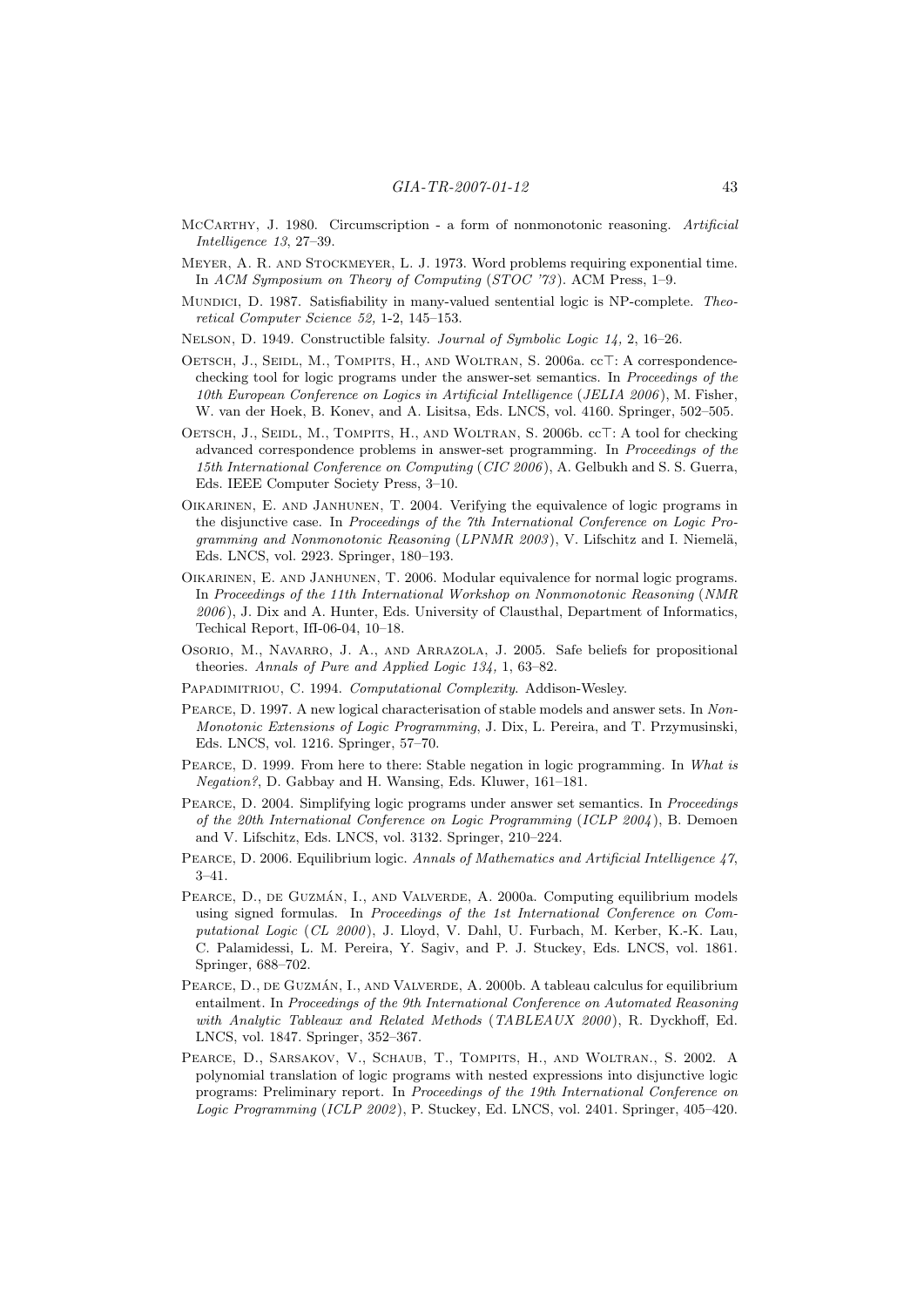McCarthy, J. 1980. Circumscription - a form of nonmonotonic reasoning. *Artificial Intelligence 13*, 27–39.

Meyer, A. R. and Stockmeyer, L. J. 1973. Word problems requiring exponential time. In *ACM Symposium on Theory of Computing* (*STOC '73*). ACM Press, 1–9.

Mundici, D. 1987. Satisfiability in many-valued sentential logic is NP-complete. *Theoretical Computer Science 52,* 1-2, 145–153.

Nelson, D. 1949. Constructible falsity. *Journal of Symbolic Logic 14,* 2, 16–26.

Oetsch, J., Seidl, M., Tompits, H., and Woltran, S. 2006a. cc⊤: A correspondence-checking tool for logic programs under the answer-set semantics. In *Proceedings of the 10th European Conference on Logics in Artificial Intelligence* (*JELIA 2006*), M. Fisher, W. van der Hoek, B. Konev, and A. Lisitsa, Eds. LNCS, vol. 4160. Springer, 502–505.

Oetsch, J., Seidl, M., Tompits, H., and Woltran, S. 2006b. cc⊤: A tool for checking advanced correspondence problems in answer-set programming. In *Proceedings of the 15th International Conference on Computing* (*CIC 2006*), A. Gelbukh and S. S. Guerra, Eds. IEEE Computer Society Press, 3–10.

Oikarinen, E. and Janhunen, T. 2004. Verifying the equivalence of logic programs in the disjunctive case. In *Proceedings of the 7th International Conference on Logic Programming and Nonmonotonic Reasoning* (*LPNMR 2003*), V. Lifschitz and I. Niemelä, Eds. LNCS, vol. 2923. Springer, 180–193.

Oikarinen, E. and Janhunen, T. 2006. Modular equivalence for normal logic programs. In *Proceedings of the 11th International Workshop on Nonmonotonic Reasoning* (*NMR 2006*), J. Dix and A. Hunter, Eds. University of Clausthal, Department of Informatics, Techical Report, IfI-06-04, 10–18.

Osorio, M., Navarro, J. A., and Arrazola, J. 2005. Safe beliefs for propositional theories. *Annals of Pure and Applied Logic 134,* 1, 63–82.

Papadimitriou, C. 1994. *Computational Complexity*. Addison-Wesley.

Pearce, D. 1997. A new logical characterisation of stable models and answer sets. In *Non-Monotonic Extensions of Logic Programming*, J. Dix, L. Pereira, and T. Przymusinski, Eds. LNCS, vol. 1216. Springer, 57–70.

Pearce, D. 1999. From here to there: Stable negation in logic programming. In *What is Negation?*, D. Gabbay and H. Wansing, Eds. Kluwer, 161–181.

Pearce, D. 2004. Simplifying logic programs under answer set semantics. In *Proceedings of the 20th International Conference on Logic Programming* (*ICLP 2004*), B. Demoen and V. Lifschitz, Eds. LNCS, vol. 3132. Springer, 210–224.

Pearce, D. 2006. Equilibrium logic. *Annals of Mathematics and Artificial Intelligence 47*, 3–41.

Pearce, D., de Guzmán, I., and Valverde, A. 2000a. Computing equilibrium models using signed formulas. In *Proceedings of the 1st International Conference on Computational Logic* (*CL 2000*), J. Lloyd, V. Dahl, U. Furbach, M. Kerber, K.-K. Lau, C. Palamidessi, L. M. Pereira, Y. Sagiv, and P. J. Stuckey, Eds. LNCS, vol. 1861. Springer, 688–702.

Pearce, D., de Guzmán, I., and Valverde, A. 2000b. A tableau calculus for equilibrium entailment. In *Proceedings of the 9th International Conference on Automated Reasoning with Analytic Tableaux and Related Methods* (*TABLEAUX 2000*), R. Dyckhoff, Ed. LNCS, vol. 1847. Springer, 352–367.

Pearce, D., Sarsakov, V., Schaub, T., Tompits, H., and Woltran., S. 2002. A polynomial translation of logic programs with nested expressions into disjunctive logic programs: Preliminary report. In *Proceedings of the 19th International Conference on Logic Programming* (*ICLP 2002*), P. Stuckey, Ed. LNCS, vol. 2401. Springer, 405–420.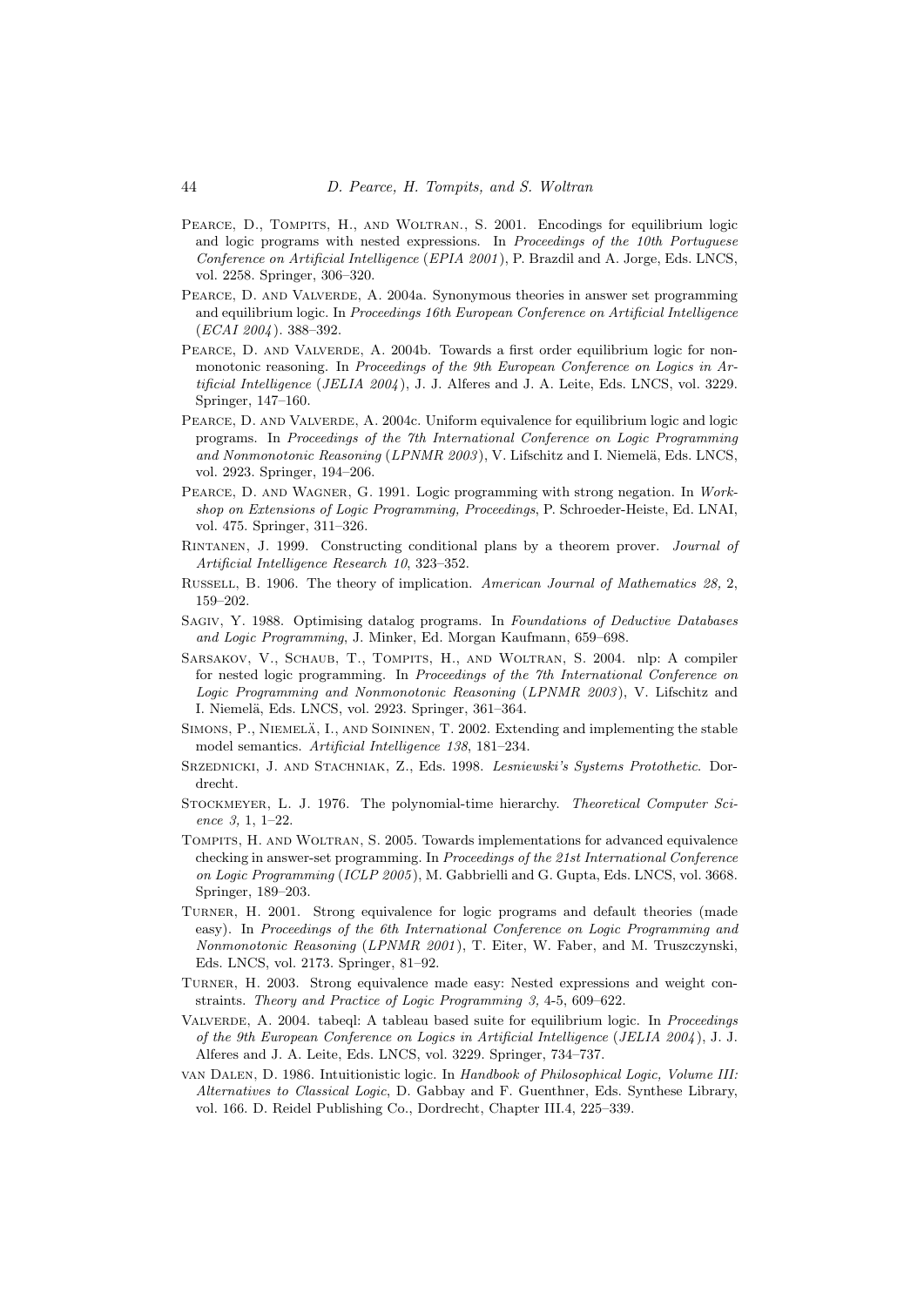Pearce, D., Tompits, H., and Woltran., S. 2001. Encodings for equilibrium logic and logic programs with nested expressions. In *Proceedings of the 10th Portuguese Conference on Artificial Intelligence* (*EPIA 2001*), P. Brazdil and A. Jorge, Eds. LNCS, vol. 2258. Springer, 306–320.

Pearce, D. and Valverde, A. 2004a. Synonymous theories in answer set programming and equilibrium logic. In *Proceedings 16th European Conference on Artificial Intelligence* (*ECAI 2004*). 388–392.

Pearce, D. and Valverde, A. 2004b. Towards a first order equilibrium logic for nonmonotonic reasoning. In *Proceedings of the 9th European Conference on Logics in Artificial Intelligence* (*JELIA 2004*), J. J. Alferes and J. A. Leite, Eds. LNCS, vol. 3229. Springer, 147–160.

Pearce, D. and Valverde, A. 2004c. Uniform equivalence for equilibrium logic and logic programs. In *Proceedings of the 7th International Conference on Logic Programming and Nonmonotonic Reasoning* (*LPNMR 2003*), V. Lifschitz and I. Niemelä, Eds. LNCS, vol. 2923. Springer, 194–206.

Pearce, D. and Wagner, G. 1991. Logic programming with strong negation. In *Workshop on Extensions of Logic Programming, Proceedings*, P. Schroeder-Heiste, Ed. LNAI, vol. 475. Springer, 311–326.

Rintanen, J. 1999. Constructing conditional plans by a theorem prover. *Journal of Artificial Intelligence Research 10*, 323–352.

Russell, B. 1906. The theory of implication. *American Journal of Mathematics 28,* 2, 159–202.

Sagiv, Y. 1988. Optimising datalog programs. In *Foundations of Deductive Databases and Logic Programming*, J. Minker, Ed. Morgan Kaufmann, 659–698.

Sarsakov, V., Schaub, T., Tompits, H., and Woltran, S. 2004. nlp: A compiler for nested logic programming. In *Proceedings of the 7th International Conference on Logic Programming and Nonmonotonic Reasoning* (*LPNMR 2003*), V. Lifschitz and I. Niemelä, Eds. LNCS, vol. 2923. Springer, 361–364.

Simons, P., Niemelä, I., and Soininen, T. 2002. Extending and implementing the stable model semantics. *Artificial Intelligence 138*, 181–234.

Srzednicki, J. and Stachniak, Z., Eds. 1998. *Lesniewski's Systems Protothetic*. Dordrecht.

Stockmeyer, L. J. 1976. The polynomial-time hierarchy. *Theoretical Computer Science 3,* 1, 1–22.

Tompits, H. and Woltran, S. 2005. Towards implementations for advanced equivalence checking in answer-set programming. In *Proceedings of the 21st International Conference on Logic Programming* (*ICLP 2005*), M. Gabbrielli and G. Gupta, Eds. LNCS, vol. 3668. Springer, 189–203.

Turner, H. 2001. Strong equivalence for logic programs and default theories (made easy). In *Proceedings of the 6th International Conference on Logic Programming and Nonmonotonic Reasoning* (*LPNMR 2001*), T. Eiter, W. Faber, and M. Truszczynski, Eds. LNCS, vol. 2173. Springer, 81–92.

Turner, H. 2003. Strong equivalence made easy: Nested expressions and weight constraints. *Theory and Practice of Logic Programming 3,* 4-5, 609–622.

Valverde, A. 2004. tabeql: A tableau based suite for equilibrium logic. In *Proceedings of the 9th European Conference on Logics in Artificial Intelligence* (*JELIA 2004*), J. J. Alferes and J. A. Leite, Eds. LNCS, vol. 3229. Springer, 734–737.

van Dalen, D. 1986. Intuitionistic logic. In *Handbook of Philosophical Logic, Volume III: Alternatives to Classical Logic*, D. Gabbay and F. Guenthner, Eds. Synthese Library, vol. 166. D. Reidel Publishing Co., Dordrecht, Chapter III.4, 225–339.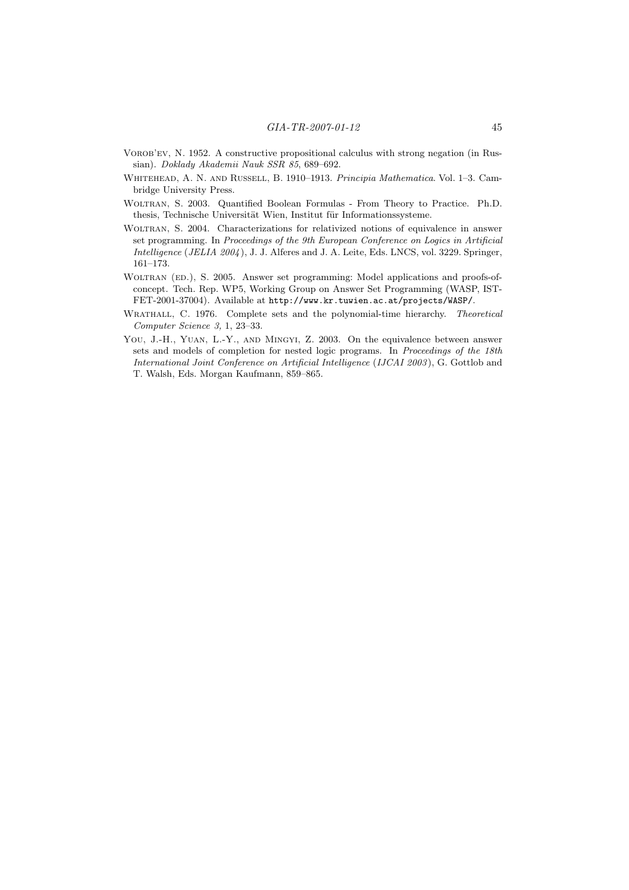Vorob'ev, N. 1952. A constructive propositional calculus with strong negation (in Russian). *Doklady Akademii Nauk SSR 85*, 689–692.

Whitehead, A. N. and Russell, B. 1910–1913. *Principia Mathematica*. Vol. 1–3. Cambridge University Press.

Woltran, S. 2003. Quantified Boolean Formulas - From Theory to Practice. Ph.D. thesis, Technische Universität Wien, Institut für Informationssysteme.

Woltran, S. 2004. Characterizations for relativized notions of equivalence in answer set programming. In *Proceedings of the 9th European Conference on Logics in Artificial Intelligence* (*JELIA 2004*), J. J. Alferes and J. A. Leite, Eds. LNCS, vol. 3229. Springer, 161–173.

Woltran (ed.), S. 2005. Answer set programming: Model applications and proofs-of-concept. Tech. Rep. WP5, Working Group on Answer Set Programming (WASP, IST-FET-2001-37004). Available at `http://www.kr.tuwien.ac.at/projects/WASP/`.

Wrathall, C. 1976. Complete sets and the polynomial-time hierarchy. *Theoretical Computer Science 3,* 1, 23–33.

You, J.-H., Yuan, L.-Y., and Mingyi, Z. 2003. On the equivalence between answer sets and models of completion for nested logic programs. In *Proceedings of the 18th International Joint Conference on Artificial Intelligence* (*IJCAI 2003*), G. Gottlob and T. Walsh, Eds. Morgan Kaufmann, 859–865.